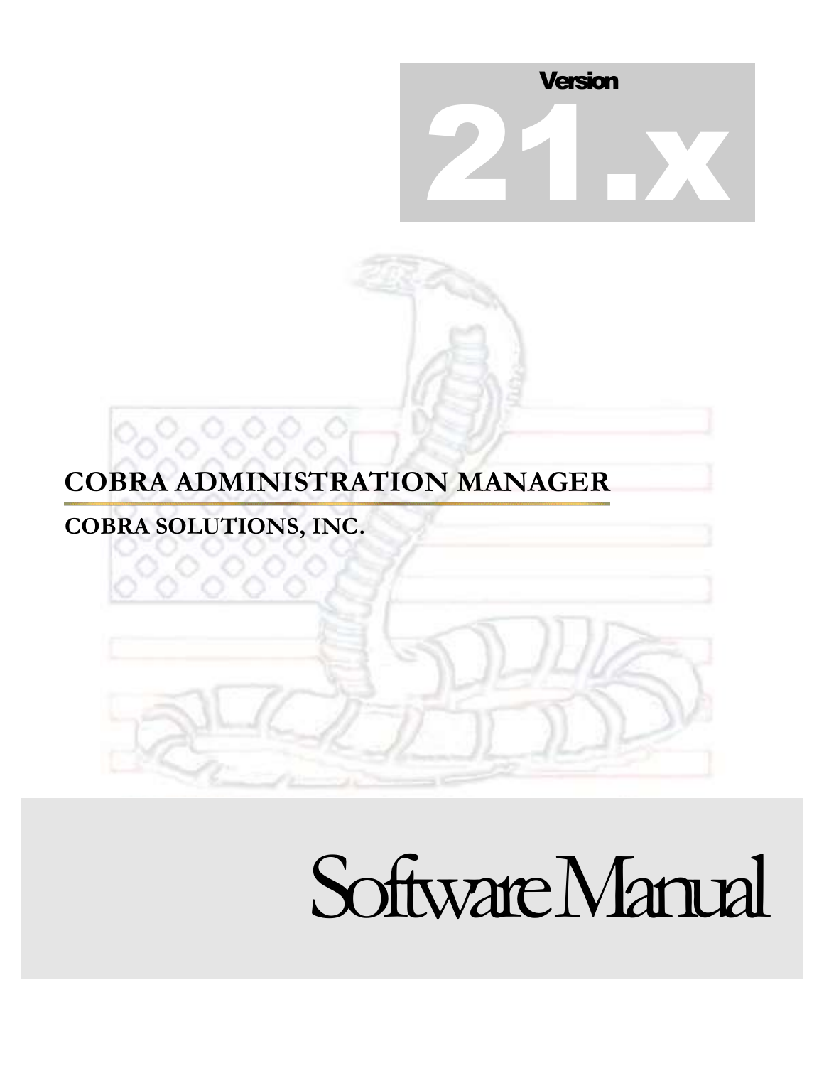Version

# 21.x

## COBRA ADMINISTRATION MANAGER

### COBRA SOLUTIONS, INC.

# Software Manual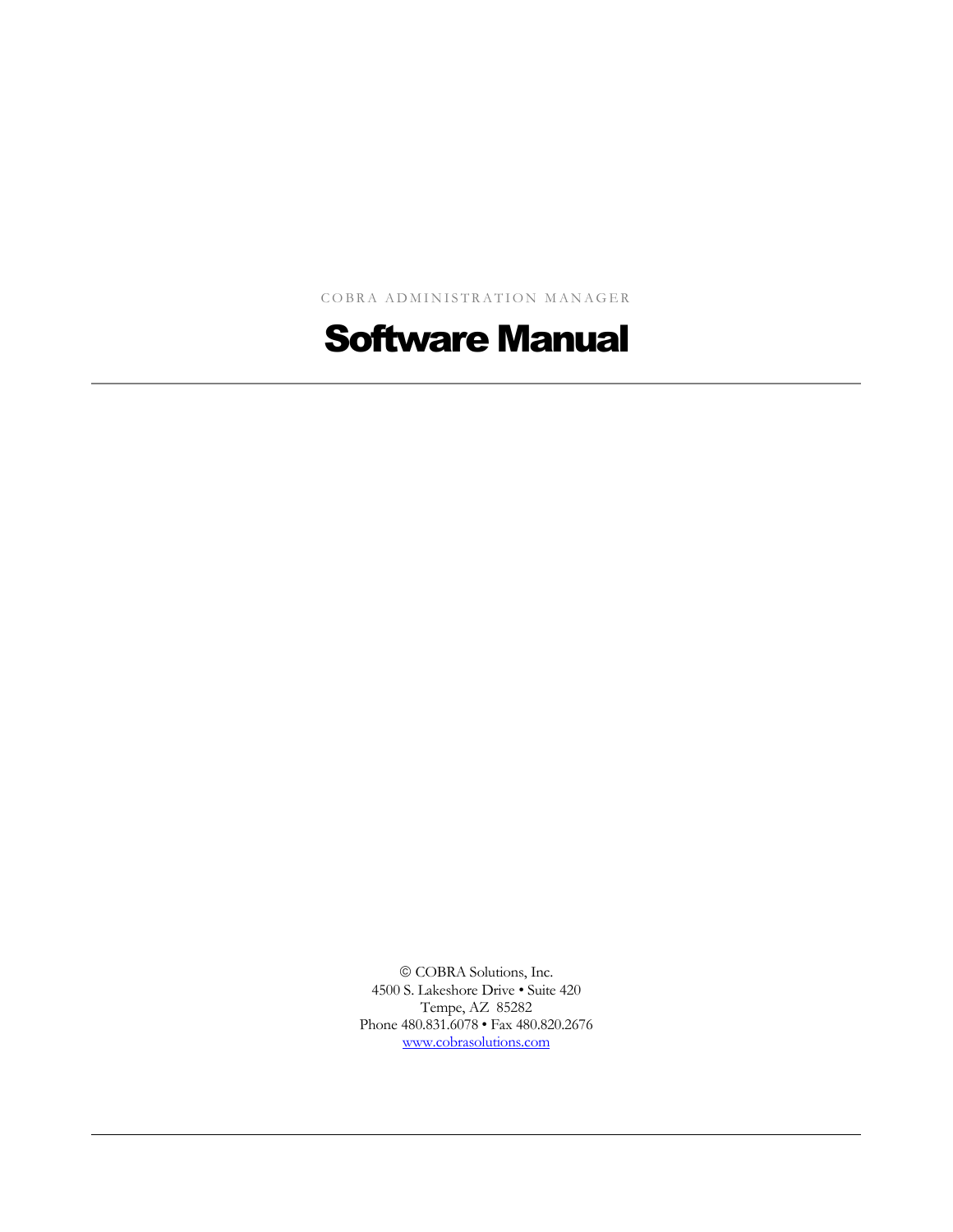COBRA ADMINISTRATION MANAGER

# Software Manual

---

© COBRA Solutions, Inc.
4500 S. Lakeshore Drive • Suite 420
Tempe, AZ 85282
Phone 480.831.6078 • Fax 480.820.2676
www.cobrasolutions.com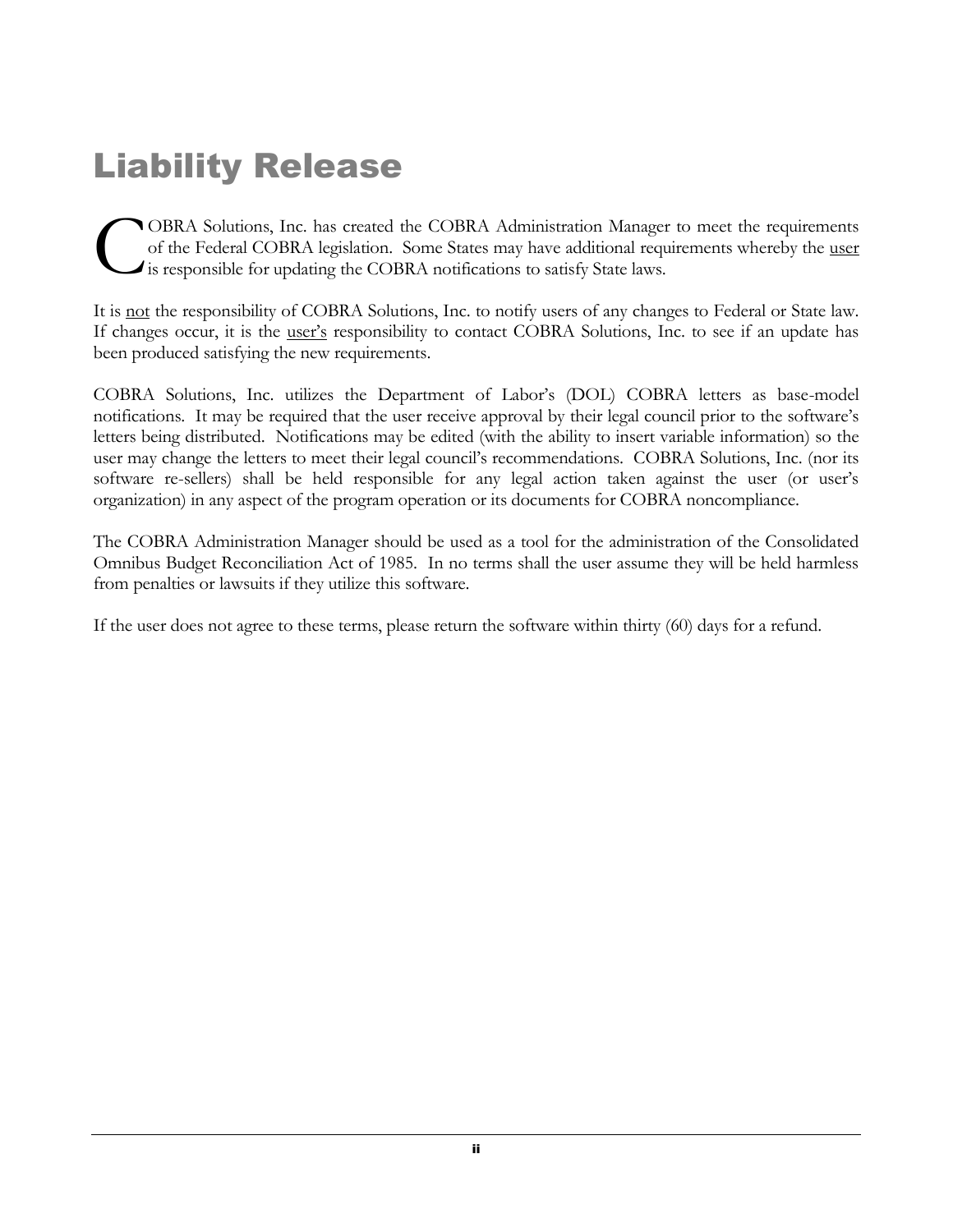# Liability Release

COBRA Solutions, Inc. has created the COBRA Administration Manager to meet the requirements of the Federal COBRA legislation. Some States may have additional requirements whereby the user is responsible for updating the COBRA notifications to satisfy State laws.

It is not the responsibility of COBRA Solutions, Inc. to notify users of any changes to Federal or State law. If changes occur, it is the user's responsibility to contact COBRA Solutions, Inc. to see if an update has been produced satisfying the new requirements.

COBRA Solutions, Inc. utilizes the Department of Labor's (DOL) COBRA letters as base-model notifications. It may be required that the user receive approval by their legal council prior to the software's letters being distributed. Notifications may be edited (with the ability to insert variable information) so the user may change the letters to meet their legal council's recommendations. COBRA Solutions, Inc. (nor its software re-sellers) shall be held responsible for any legal action taken against the user (or user's organization) in any aspect of the program operation or its documents for COBRA noncompliance.

The COBRA Administration Manager should be used as a tool for the administration of the Consolidated Omnibus Budget Reconciliation Act of 1985. In no terms shall the user assume they will be held harmless from penalties or lawsuits if they utilize this software.

If the user does not agree to these terms, please return the software within thirty (60) days for a refund.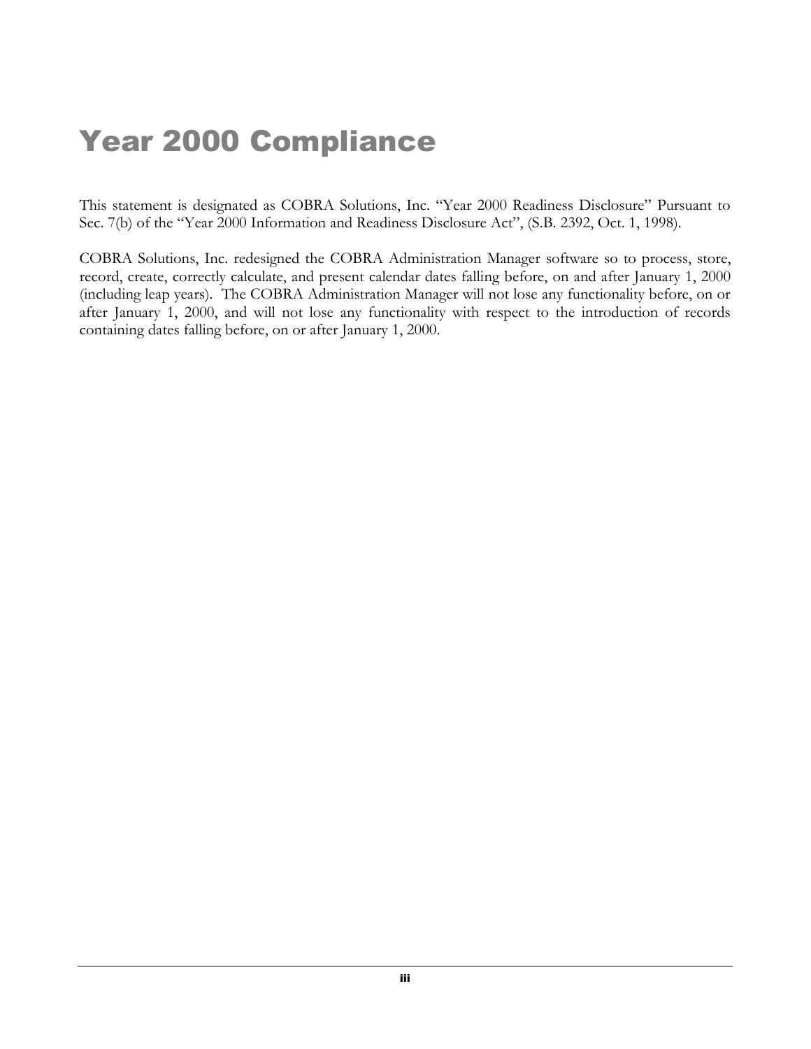# Year 2000 Compliance

This statement is designated as COBRA Solutions, Inc. "Year 2000 Readiness Disclosure" Pursuant to Sec. 7(b) of the "Year 2000 Information and Readiness Disclosure Act", (S.B. 2392, Oct. 1, 1998).

COBRA Solutions, Inc. redesigned the COBRA Administration Manager software so to process, store, record, create, correctly calculate, and present calendar dates falling before, on and after January 1, 2000 (including leap years). The COBRA Administration Manager will not lose any functionality before, on or after January 1, 2000, and will not lose any functionality with respect to the introduction of records containing dates falling before, on or after January 1, 2000.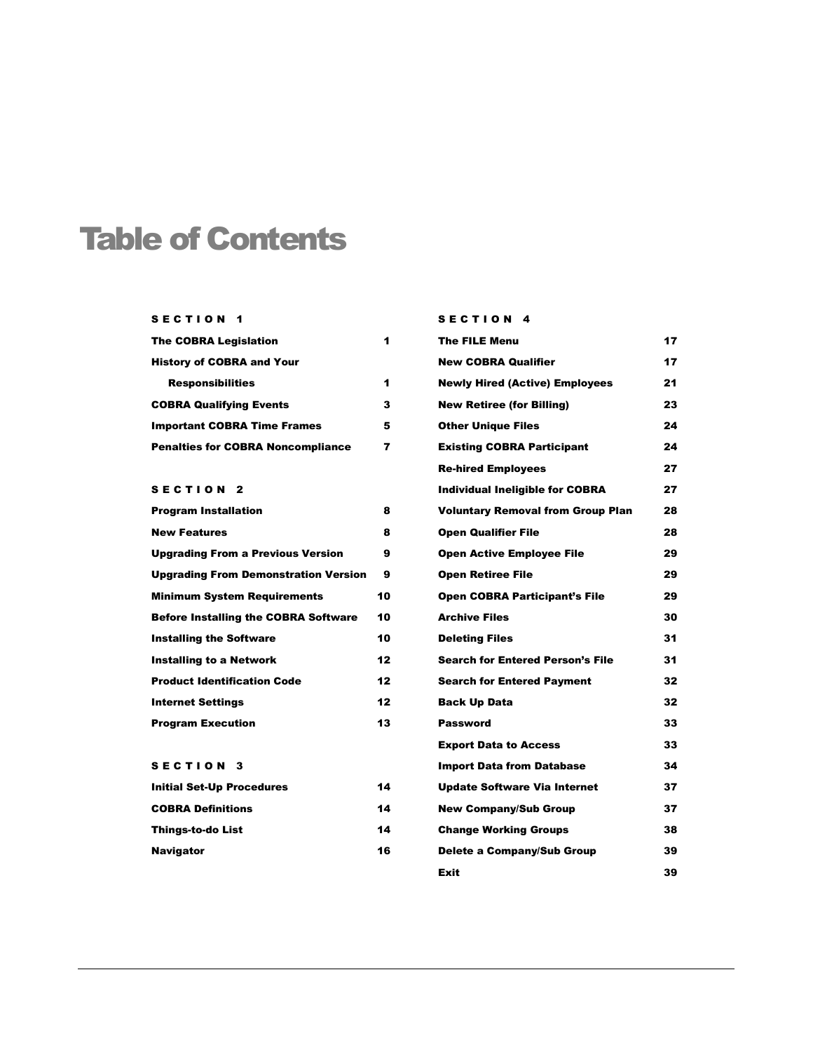# Table of Contents

**SECTION 1**

| | |
|---|---|
| **The COBRA Legislation** | **1** |
| **History of COBRA and Your Responsibilities** | **1** |
| **COBRA Qualifying Events** | **3** |
| **Important COBRA Time Frames** | **5** |
| **Penalties for COBRA Noncompliance** | **7** |

**SECTION 2**

| | |
|---|---|
| **Program Installation** | **8** |
| **New Features** | **8** |
| **Upgrading From a Previous Version** | **9** |
| **Upgrading From Demonstration Version** | **9** |
| **Minimum System Requirements** | **10** |
| **Before Installing the COBRA Software** | **10** |
| **Installing the Software** | **10** |
| **Installing to a Network** | **12** |
| **Product Identification Code** | **12** |
| **Internet Settings** | **12** |
| **Program Execution** | **13** |

**SECTION 3**

| | |
|---|---|
| **Initial Set-Up Procedures** | **14** |
| **COBRA Definitions** | **14** |
| **Things-to-do List** | **14** |
| **Navigator** | **16** |

**SECTION 4**

| | |
|---|---|
| **The FILE Menu** | **17** |
| **New COBRA Qualifier** | **17** |
| **Newly Hired (Active) Employees** | **21** |
| **New Retiree (for Billing)** | **23** |
| **Other Unique Files** | **24** |
| **Existing COBRA Participant** | **24** |
| **Re-hired Employees** | **27** |
| **Individual Ineligible for COBRA** | **27** |
| **Voluntary Removal from Group Plan** | **28** |
| **Open Qualifier File** | **28** |
| **Open Active Employee File** | **29** |
| **Open Retiree File** | **29** |
| **Open COBRA Participant's File** | **29** |
| **Archive Files** | **30** |
| **Deleting Files** | **31** |
| **Search for Entered Person's File** | **31** |
| **Search for Entered Payment** | **32** |
| **Back Up Data** | **32** |
| **Password** | **33** |
| **Export Data to Access** | **33** |
| **Import Data from Database** | **34** |
| **Update Software Via Internet** | **37** |
| **New Company/Sub Group** | **37** |
| **Change Working Groups** | **38** |
| **Delete a Company/Sub Group** | **39** |
| **Exit** | **39** |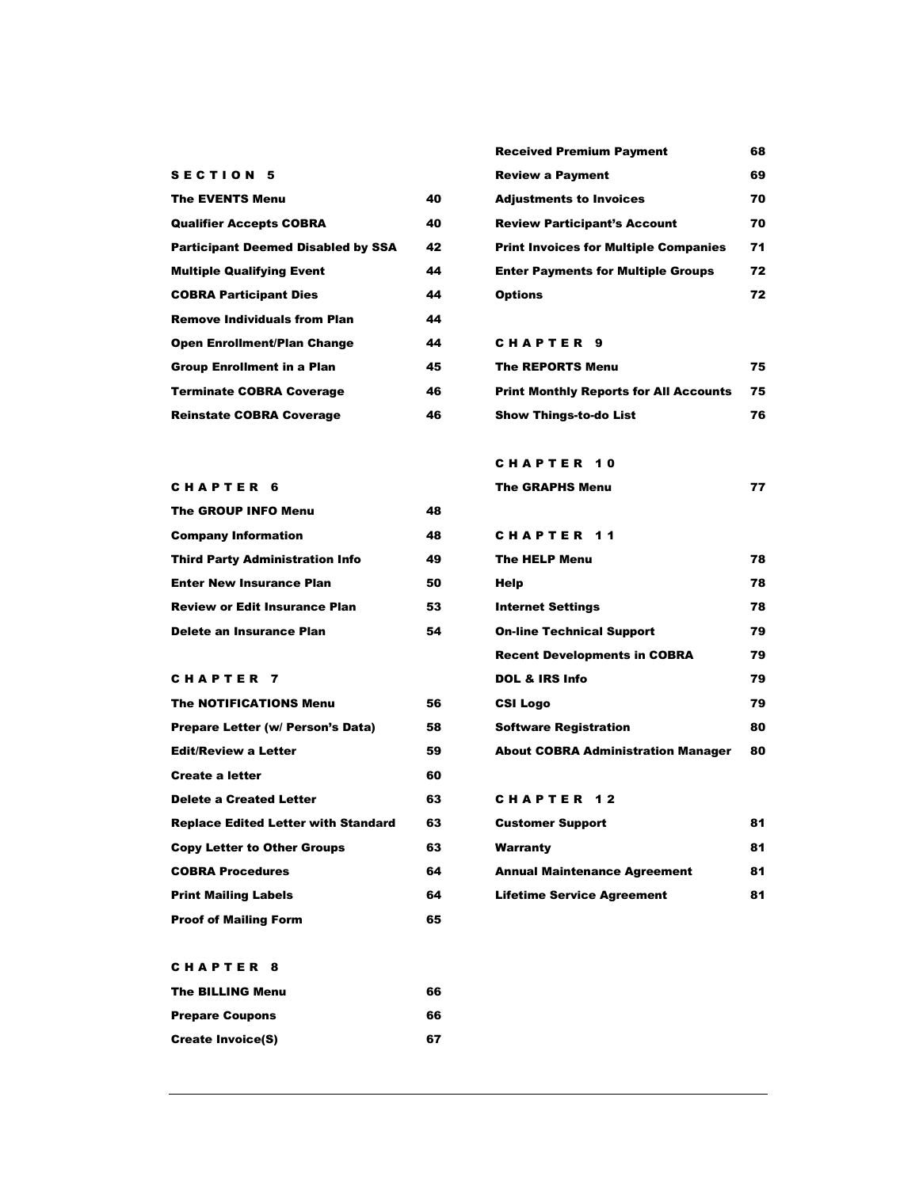## SECTION 5

| | |
|---|---|
| **The EVENTS Menu** | 40 |
| **Qualifier Accepts COBRA** | 40 |
| **Participant Deemed Disabled by SSA** | 42 |
| **Multiple Qualifying Event** | 44 |
| **COBRA Participant Dies** | 44 |
| **Remove Individuals from Plan** | 44 |
| **Open Enrollment/Plan Change** | 44 |
| **Group Enrollment in a Plan** | 45 |
| **Terminate COBRA Coverage** | 46 |
| **Reinstate COBRA Coverage** | 46 |

## CHAPTER 6

| | |
|---|---|
| **The GROUP INFO Menu** | 48 |
| **Company Information** | 48 |
| **Third Party Administration Info** | 49 |
| **Enter New Insurance Plan** | 50 |
| **Review or Edit Insurance Plan** | 53 |
| **Delete an Insurance Plan** | 54 |

## CHAPTER 7

| | |
|---|---|
| **The NOTIFICATIONS Menu** | 56 |
| **Prepare Letter (w/ Person's Data)** | 58 |
| **Edit/Review a Letter** | 59 |
| **Create a letter** | 60 |
| **Delete a Created Letter** | 63 |
| **Replace Edited Letter with Standard** | 63 |
| **Copy Letter to Other Groups** | 63 |
| **COBRA Procedures** | 64 |
| **Print Mailing Labels** | 64 |
| **Proof of Mailing Form** | 65 |

## CHAPTER 8

| | |
|---|---|
| **The BILLING Menu** | 66 |
| **Prepare Coupons** | 66 |
| **Create Invoice(S)** | 67 |
| **Received Premium Payment** | 68 |
| **Review a Payment** | 69 |
| **Adjustments to Invoices** | 70 |
| **Review Participant's Account** | 70 |
| **Print Invoices for Multiple Companies** | 71 |
| **Enter Payments for Multiple Groups** | 72 |
| **Options** | 72 |

## CHAPTER 9

| | |
|---|---|
| **The REPORTS Menu** | 75 |
| **Print Monthly Reports for All Accounts** | 75 |
| **Show Things-to-do List** | 76 |

## CHAPTER 10

| | |
|---|---|
| **The GRAPHS Menu** | 77 |

## CHAPTER 11

| | |
|---|---|
| **The HELP Menu** | 78 |
| **Help** | 78 |
| **Internet Settings** | 78 |
| **On-line Technical Support** | 79 |
| **Recent Developments in COBRA** | 79 |
| **DOL & IRS Info** | 79 |
| **CSI Logo** | 79 |
| **Software Registration** | 80 |
| **About COBRA Administration Manager** | 80 |

## CHAPTER 12

| | |
|---|---|
| **Customer Support** | 81 |
| **Warranty** | 81 |
| **Annual Maintenance Agreement** | 81 |
| **Lifetime Service Agreement** | 81 |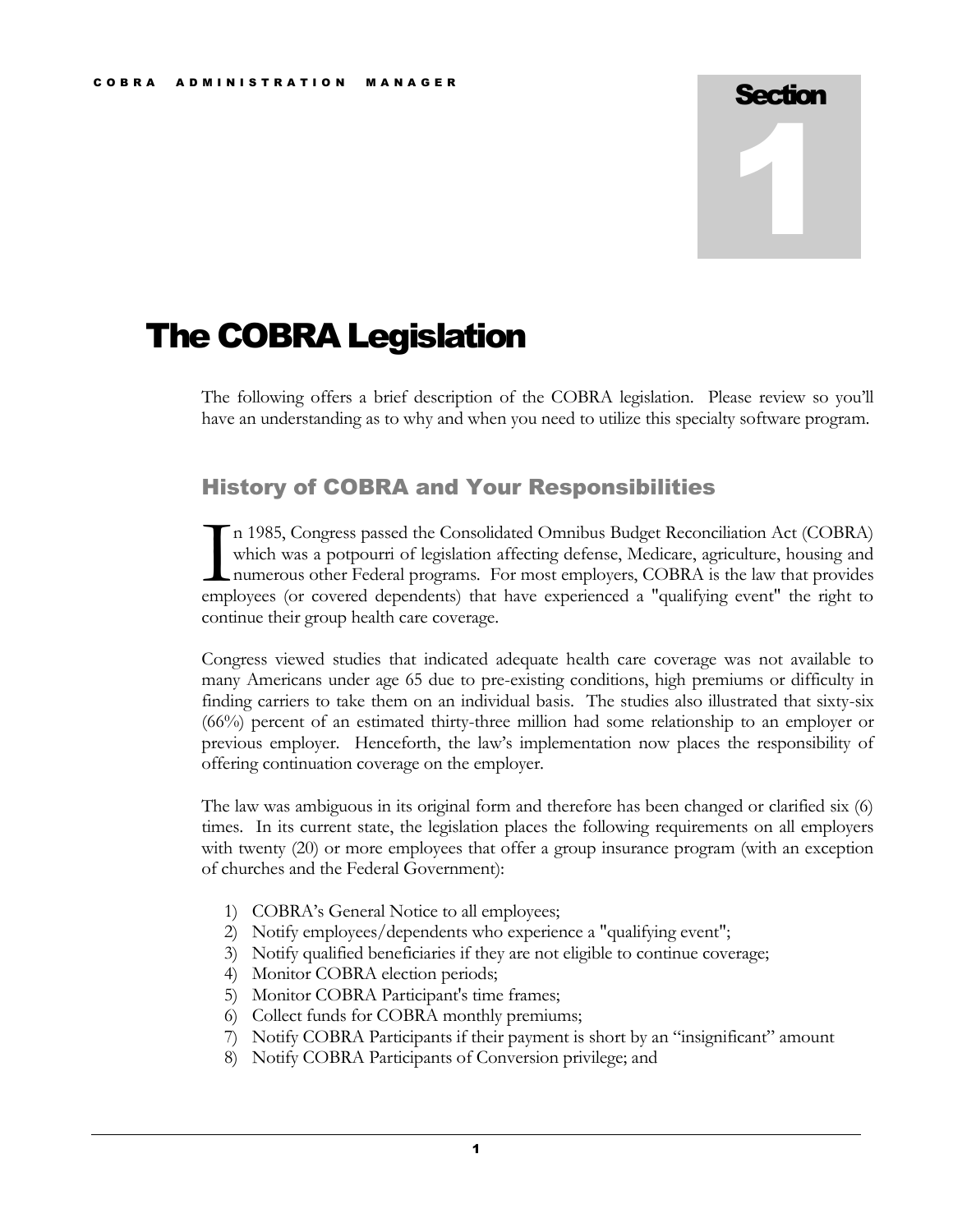Section 1

# The COBRA Legislation

The following offers a brief description of the COBRA legislation. Please review so you'll have an understanding as to why and when you need to utilize this specialty software program.

## History of COBRA and Your Responsibilities

In 1985, Congress passed the Consolidated Omnibus Budget Reconciliation Act (COBRA) which was a potpourri of legislation affecting defense, Medicare, agriculture, housing and numerous other Federal programs. For most employers, COBRA is the law that provides employees (or covered dependents) that have experienced a "qualifying event" the right to continue their group health care coverage.

Congress viewed studies that indicated adequate health care coverage was not available to many Americans under age 65 due to pre-existing conditions, high premiums or difficulty in finding carriers to take them on an individual basis. The studies also illustrated that sixty-six (66%) percent of an estimated thirty-three million had some relationship to an employer or previous employer. Henceforth, the law's implementation now places the responsibility of offering continuation coverage on the employer.

The law was ambiguous in its original form and therefore has been changed or clarified six (6) times. In its current state, the legislation places the following requirements on all employers with twenty (20) or more employees that offer a group insurance program (with an exception of churches and the Federal Government):

1) COBRA's General Notice to all employees;
2) Notify employees/dependents who experience a "qualifying event";
3) Notify qualified beneficiaries if they are not eligible to continue coverage;
4) Monitor COBRA election periods;
5) Monitor COBRA Participant's time frames;
6) Collect funds for COBRA monthly premiums;
7) Notify COBRA Participants if their payment is short by an "insignificant" amount
8) Notify COBRA Participants of Conversion privilege; and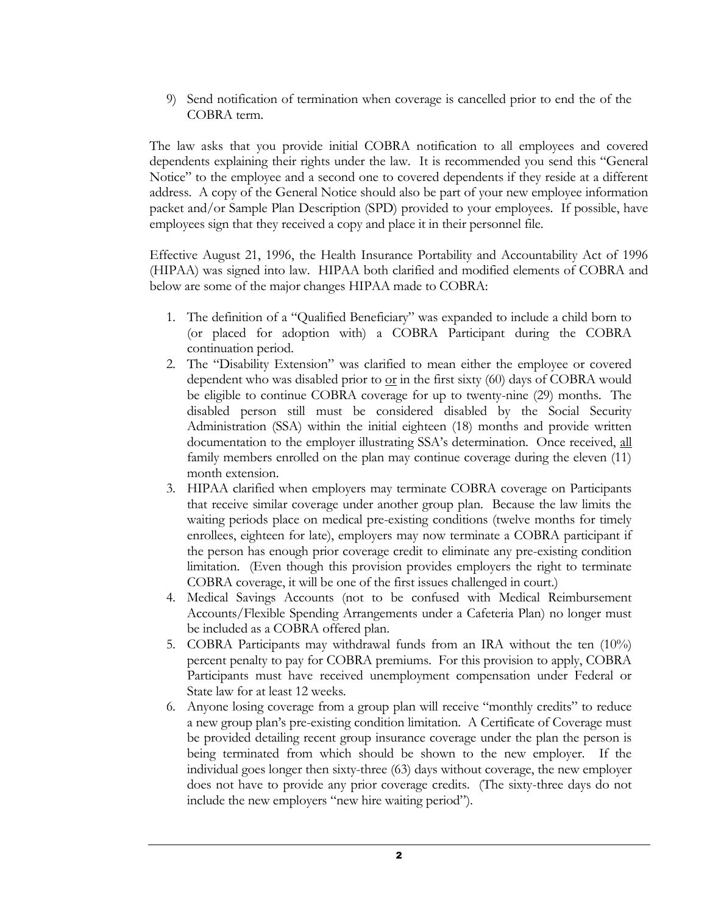9) Send notification of termination when coverage is cancelled prior to end the of the COBRA term.

The law asks that you provide initial COBRA notification to all employees and covered dependents explaining their rights under the law. It is recommended you send this "General Notice" to the employee and a second one to covered dependents if they reside at a different address. A copy of the General Notice should also be part of your new employee information packet and/or Sample Plan Description (SPD) provided to your employees. If possible, have employees sign that they received a copy and place it in their personnel file.

Effective August 21, 1996, the Health Insurance Portability and Accountability Act of 1996 (HIPAA) was signed into law. HIPAA both clarified and modified elements of COBRA and below are some of the major changes HIPAA made to COBRA:

1. The definition of a "Qualified Beneficiary" was expanded to include a child born to (or placed for adoption with) a COBRA Participant during the COBRA continuation period.
2. The "Disability Extension" was clarified to mean either the employee or covered dependent who was disabled prior to <u>or</u> in the first sixty (60) days of COBRA would be eligible to continue COBRA coverage for up to twenty-nine (29) months. The disabled person still must be considered disabled by the Social Security Administration (SSA) within the initial eighteen (18) months and provide written documentation to the employer illustrating SSA's determination. Once received, <u>all</u> family members enrolled on the plan may continue coverage during the eleven (11) month extension.
3. HIPAA clarified when employers may terminate COBRA coverage on Participants that receive similar coverage under another group plan. Because the law limits the waiting periods place on medical pre-existing conditions (twelve months for timely enrollees, eighteen for late), employers may now terminate a COBRA participant if the person has enough prior coverage credit to eliminate any pre-existing condition limitation. (Even though this provision provides employers the right to terminate COBRA coverage, it will be one of the first issues challenged in court.)
4. Medical Savings Accounts (not to be confused with Medical Reimbursement Accounts/Flexible Spending Arrangements under a Cafeteria Plan) no longer must be included as a COBRA offered plan.
5. COBRA Participants may withdrawal funds from an IRA without the ten (10%) percent penalty to pay for COBRA premiums. For this provision to apply, COBRA Participants must have received unemployment compensation under Federal or State law for at least 12 weeks.
6. Anyone losing coverage from a group plan will receive "monthly credits" to reduce a new group plan's pre-existing condition limitation. A Certificate of Coverage must be provided detailing recent group insurance coverage under the plan the person is being terminated from which should be shown to the new employer. If the individual goes longer then sixty-three (63) days without coverage, the new employer does not have to provide any prior coverage credits. (The sixty-three days do not include the new employers "new hire waiting period").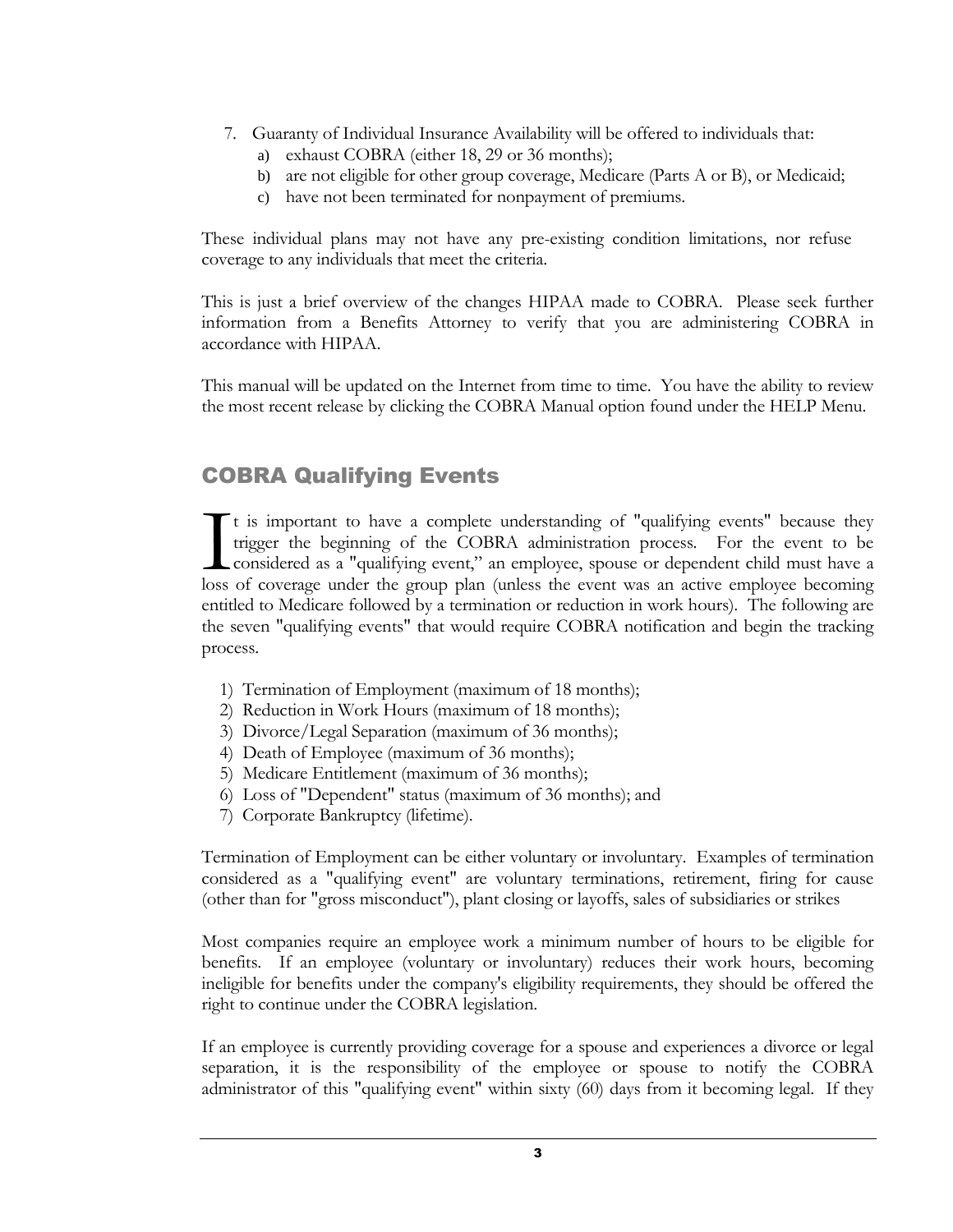7. Guaranty of Individual Insurance Availability will be offered to individuals that:
   a) exhaust COBRA (either 18, 29 or 36 months);
   b) are not eligible for other group coverage, Medicare (Parts A or B), or Medicaid;
   c) have not been terminated for nonpayment of premiums.

These individual plans may not have any pre-existing condition limitations, nor refuse coverage to any individuals that meet the criteria.

This is just a brief overview of the changes HIPAA made to COBRA. Please seek further information from a Benefits Attorney to verify that you are administering COBRA in accordance with HIPAA.

This manual will be updated on the Internet from time to time. You have the ability to review the most recent release by clicking the COBRA Manual option found under the HELP Menu.

## COBRA Qualifying Events

It is important to have a complete understanding of "qualifying events" because they trigger the beginning of the COBRA administration process. For the event to be considered as a "qualifying event," an employee, spouse or dependent child must have a loss of coverage under the group plan (unless the event was an active employee becoming entitled to Medicare followed by a termination or reduction in work hours). The following are the seven "qualifying events" that would require COBRA notification and begin the tracking process.

1) Termination of Employment (maximum of 18 months);
2) Reduction in Work Hours (maximum of 18 months);
3) Divorce/Legal Separation (maximum of 36 months);
4) Death of Employee (maximum of 36 months);
5) Medicare Entitlement (maximum of 36 months);
6) Loss of "Dependent" status (maximum of 36 months); and
7) Corporate Bankruptcy (lifetime).

Termination of Employment can be either voluntary or involuntary. Examples of termination considered as a "qualifying event" are voluntary terminations, retirement, firing for cause (other than for "gross misconduct"), plant closing or layoffs, sales of subsidiaries or strikes

Most companies require an employee work a minimum number of hours to be eligible for benefits. If an employee (voluntary or involuntary) reduces their work hours, becoming ineligible for benefits under the company's eligibility requirements, they should be offered the right to continue under the COBRA legislation.

If an employee is currently providing coverage for a spouse and experiences a divorce or legal separation, it is the responsibility of the employee or spouse to notify the COBRA administrator of this "qualifying event" within sixty (60) days from it becoming legal. If they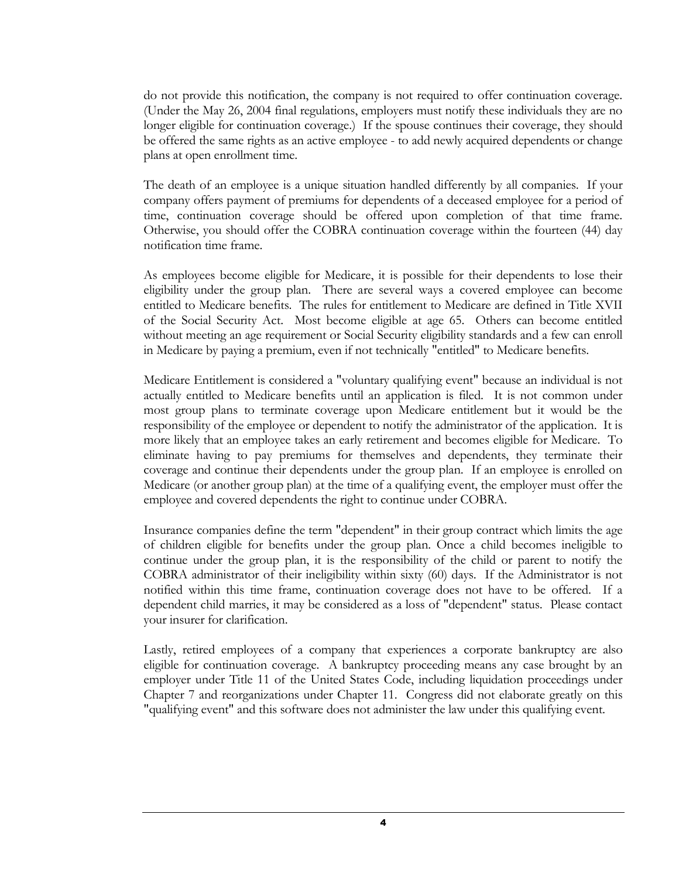do not provide this notification, the company is not required to offer continuation coverage. (Under the May 26, 2004 final regulations, employers must notify these individuals they are no longer eligible for continuation coverage.) If the spouse continues their coverage, they should be offered the same rights as an active employee - to add newly acquired dependents or change plans at open enrollment time.

The death of an employee is a unique situation handled differently by all companies. If your company offers payment of premiums for dependents of a deceased employee for a period of time, continuation coverage should be offered upon completion of that time frame. Otherwise, you should offer the COBRA continuation coverage within the fourteen (44) day notification time frame.

As employees become eligible for Medicare, it is possible for their dependents to lose their eligibility under the group plan. There are several ways a covered employee can become entitled to Medicare benefits. The rules for entitlement to Medicare are defined in Title XVII of the Social Security Act. Most become eligible at age 65. Others can become entitled without meeting an age requirement or Social Security eligibility standards and a few can enroll in Medicare by paying a premium, even if not technically "entitled" to Medicare benefits.

Medicare Entitlement is considered a "voluntary qualifying event" because an individual is not actually entitled to Medicare benefits until an application is filed. It is not common under most group plans to terminate coverage upon Medicare entitlement but it would be the responsibility of the employee or dependent to notify the administrator of the application. It is more likely that an employee takes an early retirement and becomes eligible for Medicare. To eliminate having to pay premiums for themselves and dependents, they terminate their coverage and continue their dependents under the group plan. If an employee is enrolled on Medicare (or another group plan) at the time of a qualifying event, the employer must offer the employee and covered dependents the right to continue under COBRA.

Insurance companies define the term "dependent" in their group contract which limits the age of children eligible for benefits under the group plan. Once a child becomes ineligible to continue under the group plan, it is the responsibility of the child or parent to notify the COBRA administrator of their ineligibility within sixty (60) days. If the Administrator is not notified within this time frame, continuation coverage does not have to be offered. If a dependent child marries, it may be considered as a loss of "dependent" status. Please contact your insurer for clarification.

Lastly, retired employees of a company that experiences a corporate bankruptcy are also eligible for continuation coverage. A bankruptcy proceeding means any case brought by an employer under Title 11 of the United States Code, including liquidation proceedings under Chapter 7 and reorganizations under Chapter 11. Congress did not elaborate greatly on this "qualifying event" and this software does not administer the law under this qualifying event.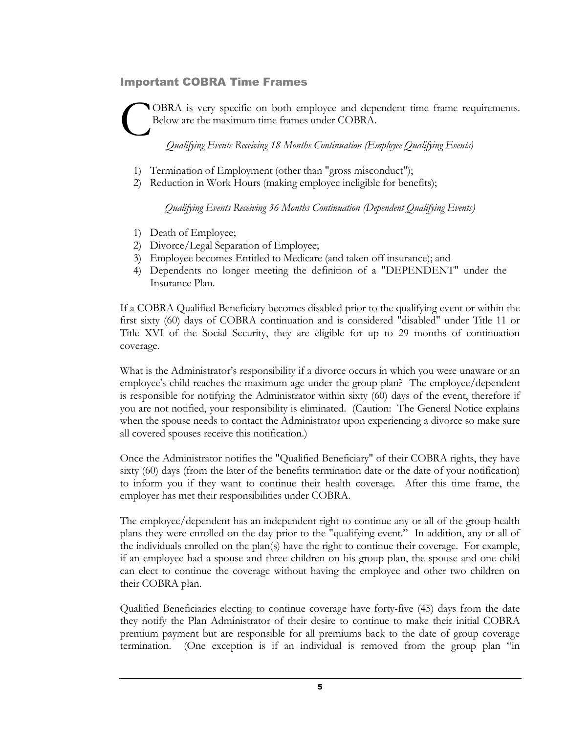## Important COBRA Time Frames

COBRA is very specific on both employee and dependent time frame requirements. Below are the maximum time frames under COBRA.

*Qualifying Events Receiving 18 Months Continuation (Employee Qualifying Events)*

1) Termination of Employment (other than "gross misconduct");
2) Reduction in Work Hours (making employee ineligible for benefits);

*Qualifying Events Receiving 36 Months Continuation (Dependent Qualifying Events)*

1) Death of Employee;
2) Divorce/Legal Separation of Employee;
3) Employee becomes Entitled to Medicare (and taken off insurance); and
4) Dependents no longer meeting the definition of a "DEPENDENT" under the Insurance Plan.

If a COBRA Qualified Beneficiary becomes disabled prior to the qualifying event or within the first sixty (60) days of COBRA continuation and is considered "disabled" under Title 11 or Title XVI of the Social Security, they are eligible for up to 29 months of continuation coverage.

What is the Administrator's responsibility if a divorce occurs in which you were unaware or an employee's child reaches the maximum age under the group plan? The employee/dependent is responsible for notifying the Administrator within sixty (60) days of the event, therefore if you are not notified, your responsibility is eliminated. (Caution: The General Notice explains when the spouse needs to contact the Administrator upon experiencing a divorce so make sure all covered spouses receive this notification.)

Once the Administrator notifies the "Qualified Beneficiary" of their COBRA rights, they have sixty (60) days (from the later of the benefits termination date or the date of your notification) to inform you if they want to continue their health coverage. After this time frame, the employer has met their responsibilities under COBRA.

The employee/dependent has an independent right to continue any or all of the group health plans they were enrolled on the day prior to the "qualifying event." In addition, any or all of the individuals enrolled on the plan(s) have the right to continue their coverage. For example, if an employee had a spouse and three children on his group plan, the spouse and one child can elect to continue the coverage without having the employee and other two children on their COBRA plan.

Qualified Beneficiaries electing to continue coverage have forty-five (45) days from the date they notify the Plan Administrator of their desire to continue to make their initial COBRA premium payment but are responsible for all premiums back to the date of group coverage termination. (One exception is if an individual is removed from the group plan "in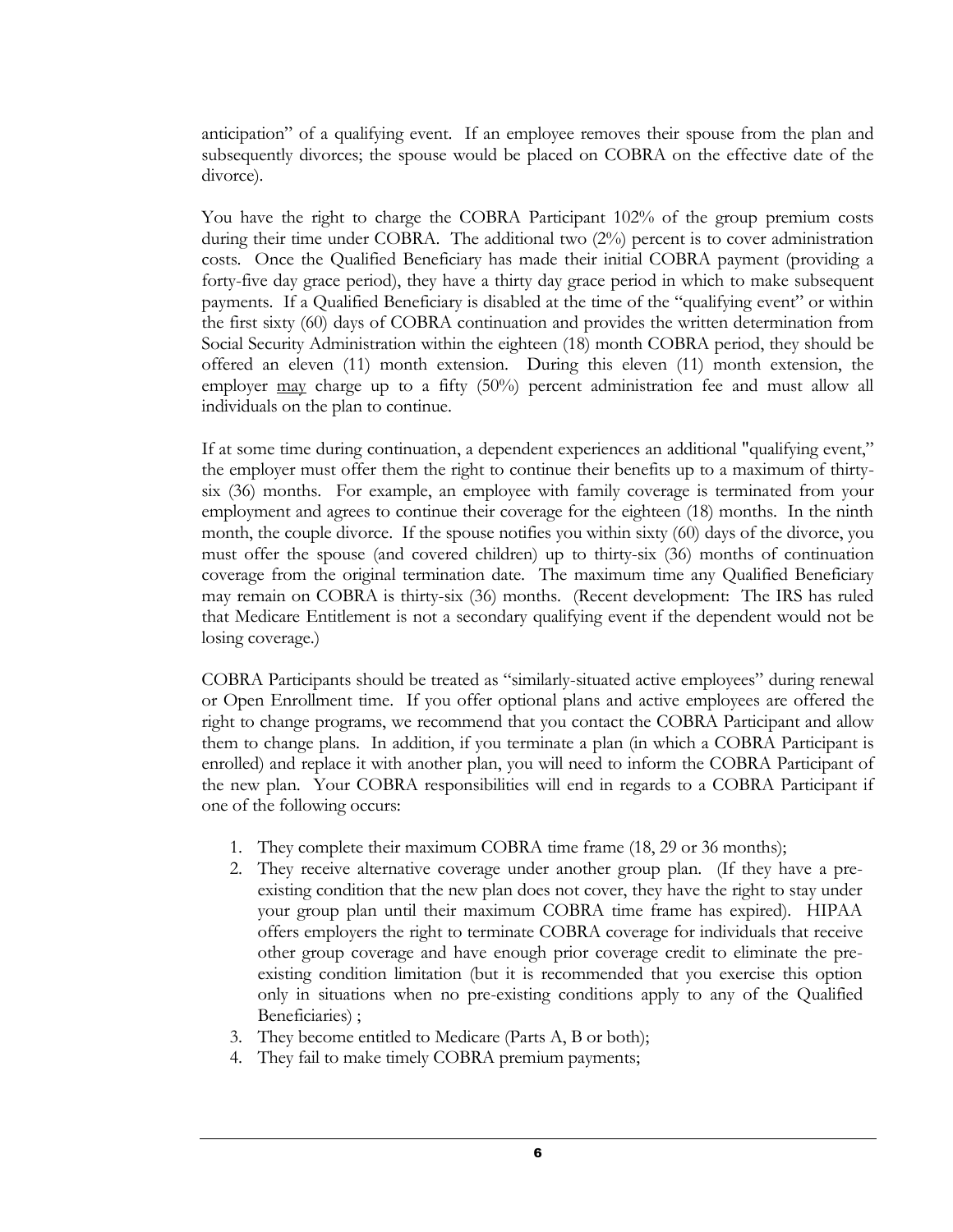anticipation" of a qualifying event. If an employee removes their spouse from the plan and subsequently divorces; the spouse would be placed on COBRA on the effective date of the divorce).

You have the right to charge the COBRA Participant 102% of the group premium costs during their time under COBRA. The additional two (2%) percent is to cover administration costs. Once the Qualified Beneficiary has made their initial COBRA payment (providing a forty-five day grace period), they have a thirty day grace period in which to make subsequent payments. If a Qualified Beneficiary is disabled at the time of the "qualifying event" or within the first sixty (60) days of COBRA continuation and provides the written determination from Social Security Administration within the eighteen (18) month COBRA period, they should be offered an eleven (11) month extension. During this eleven (11) month extension, the employer <u>may</u> charge up to a fifty (50%) percent administration fee and must allow all individuals on the plan to continue.

If at some time during continuation, a dependent experiences an additional "qualifying event," the employer must offer them the right to continue their benefits up to a maximum of thirty-six (36) months. For example, an employee with family coverage is terminated from your employment and agrees to continue their coverage for the eighteen (18) months. In the ninth month, the couple divorce. If the spouse notifies you within sixty (60) days of the divorce, you must offer the spouse (and covered children) up to thirty-six (36) months of continuation coverage from the original termination date. The maximum time any Qualified Beneficiary may remain on COBRA is thirty-six (36) months. (Recent development: The IRS has ruled that Medicare Entitlement is not a secondary qualifying event if the dependent would not be losing coverage.)

COBRA Participants should be treated as "similarly-situated active employees" during renewal or Open Enrollment time. If you offer optional plans and active employees are offered the right to change programs, we recommend that you contact the COBRA Participant and allow them to change plans. In addition, if you terminate a plan (in which a COBRA Participant is enrolled) and replace it with another plan, you will need to inform the COBRA Participant of the new plan. Your COBRA responsibilities will end in regards to a COBRA Participant if one of the following occurs:

1. They complete their maximum COBRA time frame (18, 29 or 36 months);
2. They receive alternative coverage under another group plan. (If they have a pre-existing condition that the new plan does not cover, they have the right to stay under your group plan until their maximum COBRA time frame has expired). HIPAA offers employers the right to terminate COBRA coverage for individuals that receive other group coverage and have enough prior coverage credit to eliminate the pre-existing condition limitation (but it is recommended that you exercise this option only in situations when no pre-existing conditions apply to any of the Qualified Beneficiaries) ;
3. They become entitled to Medicare (Parts A, B or both);
4. They fail to make timely COBRA premium payments;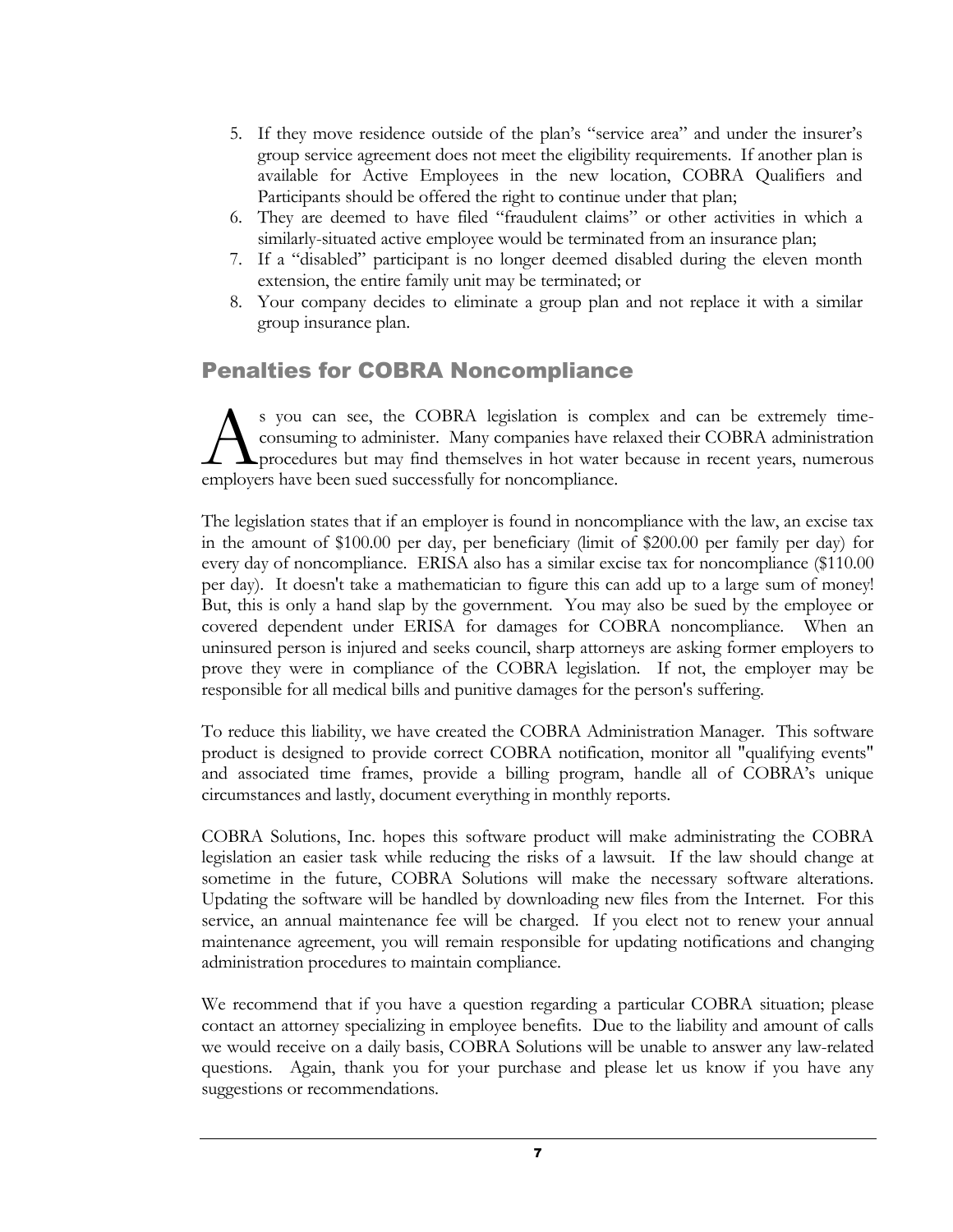5. If they move residence outside of the plan's "service area" and under the insurer's group service agreement does not meet the eligibility requirements. If another plan is available for Active Employees in the new location, COBRA Qualifiers and Participants should be offered the right to continue under that plan;
6. They are deemed to have filed "fraudulent claims" or other activities in which a similarly-situated active employee would be terminated from an insurance plan;
7. If a "disabled" participant is no longer deemed disabled during the eleven month extension, the entire family unit may be terminated; or
8. Your company decides to eliminate a group plan and not replace it with a similar group insurance plan.

## Penalties for COBRA Noncompliance

As you can see, the COBRA legislation is complex and can be extremely time-consuming to administer. Many companies have relaxed their COBRA administration procedures but may find themselves in hot water because in recent years, numerous employers have been sued successfully for noncompliance.

The legislation states that if an employer is found in noncompliance with the law, an excise tax in the amount of $100.00 per day, per beneficiary (limit of $200.00 per family per day) for every day of noncompliance. ERISA also has a similar excise tax for noncompliance ($110.00 per day). It doesn't take a mathematician to figure this can add up to a large sum of money! But, this is only a hand slap by the government. You may also be sued by the employee or covered dependent under ERISA for damages for COBRA noncompliance. When an uninsured person is injured and seeks council, sharp attorneys are asking former employers to prove they were in compliance of the COBRA legislation. If not, the employer may be responsible for all medical bills and punitive damages for the person's suffering.

To reduce this liability, we have created the COBRA Administration Manager. This software product is designed to provide correct COBRA notification, monitor all "qualifying events" and associated time frames, provide a billing program, handle all of COBRA's unique circumstances and lastly, document everything in monthly reports.

COBRA Solutions, Inc. hopes this software product will make administrating the COBRA legislation an easier task while reducing the risks of a lawsuit. If the law should change at sometime in the future, COBRA Solutions will make the necessary software alterations. Updating the software will be handled by downloading new files from the Internet. For this service, an annual maintenance fee will be charged. If you elect not to renew your annual maintenance agreement, you will remain responsible for updating notifications and changing administration procedures to maintain compliance.

We recommend that if you have a question regarding a particular COBRA situation; please contact an attorney specializing in employee benefits. Due to the liability and amount of calls we would receive on a daily basis, COBRA Solutions will be unable to answer any law-related questions. Again, thank you for your purchase and please let us know if you have any suggestions or recommendations.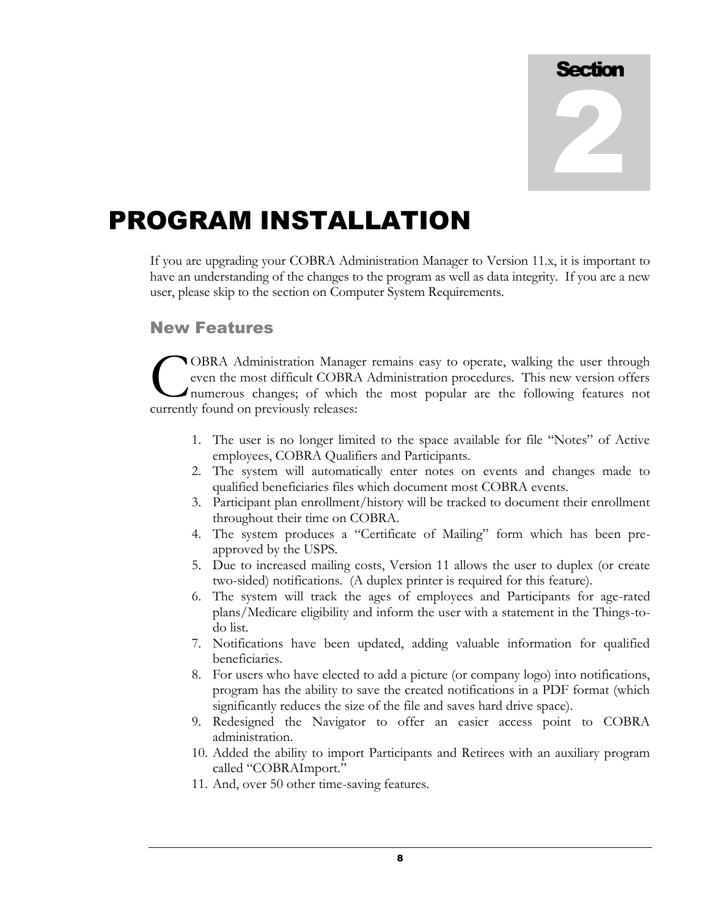Section 2

# PROGRAM INSTALLATION

If you are upgrading your COBRA Administration Manager to Version 11.x, it is important to have an understanding of the changes to the program as well as data integrity. If you are a new user, please skip to the section on Computer System Requirements.

## New Features

COBRA Administration Manager remains easy to operate, walking the user through even the most difficult COBRA Administration procedures. This new version offers numerous changes; of which the most popular are the following features not currently found on previously releases:

1. The user is no longer limited to the space available for file "Notes" of Active employees, COBRA Qualifiers and Participants.
2. The system will automatically enter notes on events and changes made to qualified beneficiaries files which document most COBRA events.
3. Participant plan enrollment/history will be tracked to document their enrollment throughout their time on COBRA.
4. The system produces a "Certificate of Mailing" form which has been pre-approved by the USPS.
5. Due to increased mailing costs, Version 11 allows the user to duplex (or create two-sided) notifications. (A duplex printer is required for this feature).
6. The system will track the ages of employees and Participants for age-rated plans/Medicare eligibility and inform the user with a statement in the Things-to-do list.
7. Notifications have been updated, adding valuable information for qualified beneficiaries.
8. For users who have elected to add a picture (or company logo) into notifications, program has the ability to save the created notifications in a PDF format (which significantly reduces the size of the file and saves hard drive space).
9. Redesigned the Navigator to offer an easier access point to COBRA administration.
10. Added the ability to import Participants and Retirees with an auxiliary program called "COBRAImport."
11. And, over 50 other time-saving features.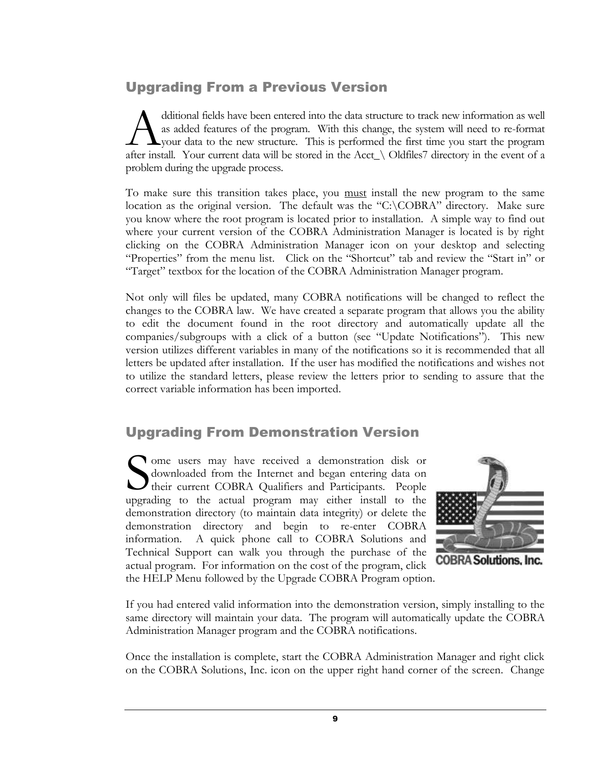## Upgrading From a Previous Version

Additional fields have been entered into the data structure to track new information as well as added features of the program. With this change, the system will need to re-format your data to the new structure. This is performed the first time you start the program after install. Your current data will be stored in the Acct_\ Oldfiles7 directory in the event of a problem during the upgrade process.

To make sure this transition takes place, you <u>must</u> install the new program to the same location as the original version. The default was the "C:\COBRA" directory. Make sure you know where the root program is located prior to installation. A simple way to find out where your current version of the COBRA Administration Manager is located is by right clicking on the COBRA Administration Manager icon on your desktop and selecting "Properties" from the menu list. Click on the "Shortcut" tab and review the "Start in" or "Target" textbox for the location of the COBRA Administration Manager program.

Not only will files be updated, many COBRA notifications will be changed to reflect the changes to the COBRA law. We have created a separate program that allows you the ability to edit the document found in the root directory and automatically update all the companies/subgroups with a click of a button (see "Update Notifications"). This new version utilizes different variables in many of the notifications so it is recommended that all letters be updated after installation. If the user has modified the notifications and wishes not to utilize the standard letters, please review the letters prior to sending to assure that the correct variable information has been imported.

## Upgrading From Demonstration Version

Some users may have received a demonstration disk or downloaded from the Internet and began entering data on their current COBRA Qualifiers and Participants. People upgrading to the actual program may either install to the demonstration directory (to maintain data integrity) or delete the demonstration directory and begin to re-enter COBRA information. A quick phone call to COBRA Solutions and Technical Support can walk you through the purchase of the actual program. For information on the cost of the program, click the HELP Menu followed by the Upgrade COBRA Program option.

COBRA Solutions, Inc.

If you had entered valid information into the demonstration version, simply installing to the same directory will maintain your data. The program will automatically update the COBRA Administration Manager program and the COBRA notifications.

Once the installation is complete, start the COBRA Administration Manager and right click on the COBRA Solutions, Inc. icon on the upper right hand corner of the screen. Change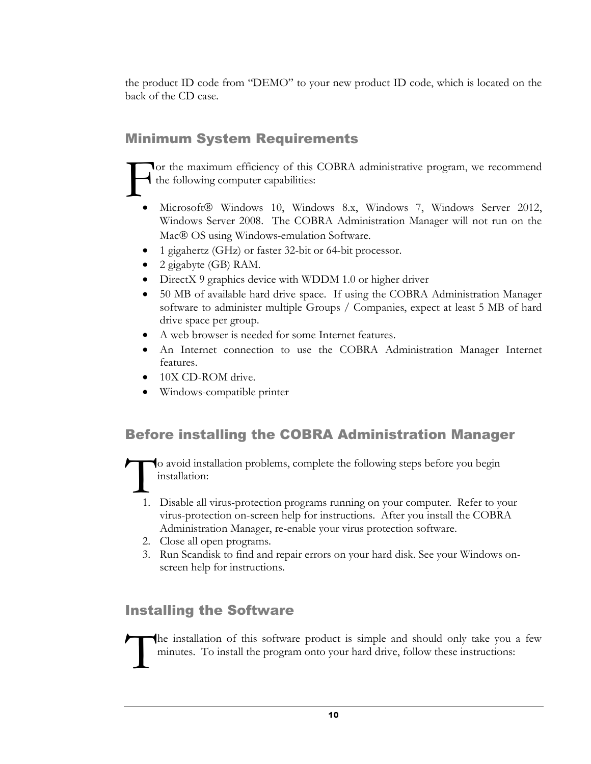the product ID code from "DEMO" to your new product ID code, which is located on the back of the CD case.

## Minimum System Requirements

For the maximum efficiency of this COBRA administrative program, we recommend the following computer capabilities:

- Microsoft® Windows 10, Windows 8.x, Windows 7, Windows Server 2012, Windows Server 2008. The COBRA Administration Manager will not run on the Mac® OS using Windows-emulation Software.
- 1 gigahertz (GHz) or faster 32-bit or 64-bit processor.
- 2 gigabyte (GB) RAM.
- DirectX 9 graphics device with WDDM 1.0 or higher driver
- 50 MB of available hard drive space. If using the COBRA Administration Manager software to administer multiple Groups / Companies, expect at least 5 MB of hard drive space per group.
- A web browser is needed for some Internet features.
- An Internet connection to use the COBRA Administration Manager Internet features.
- 10X CD-ROM drive.
- Windows-compatible printer

## Before installing the COBRA Administration Manager

To avoid installation problems, complete the following steps before you begin installation:

1. Disable all virus-protection programs running on your computer. Refer to your virus-protection on-screen help for instructions. After you install the COBRA Administration Manager, re-enable your virus protection software.
2. Close all open programs.
3. Run Scandisk to find and repair errors on your hard disk. See your Windows on-screen help for instructions.

## Installing the Software

The installation of this software product is simple and should only take you a few minutes. To install the program onto your hard drive, follow these instructions: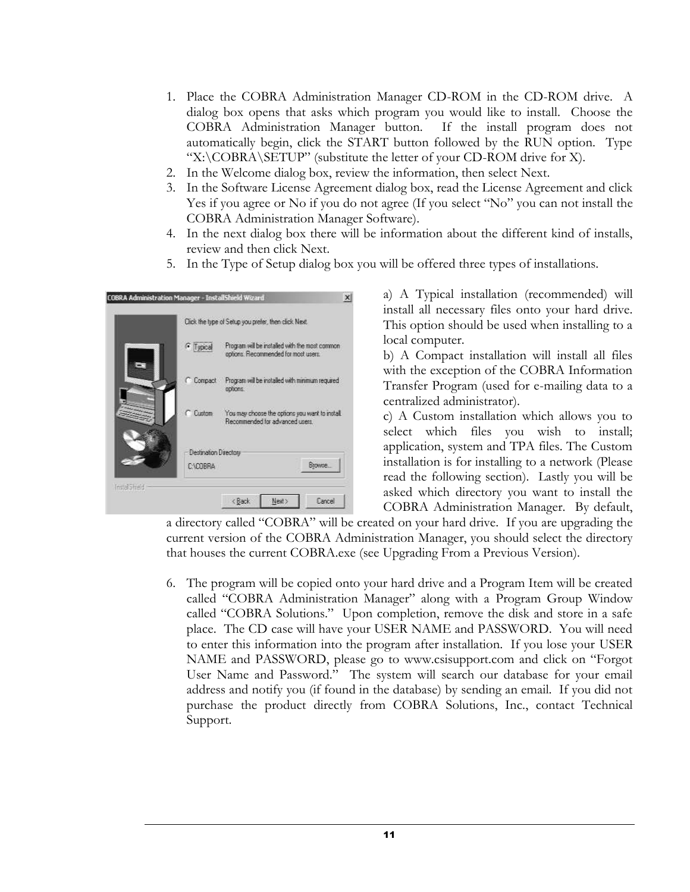1. Place the COBRA Administration Manager CD-ROM in the CD-ROM drive. A dialog box opens that asks which program you would like to install. Choose the COBRA Administration Manager button. If the install program does not automatically begin, click the START button followed by the RUN option. Type "X:\COBRA\SETUP" (substitute the letter of your CD-ROM drive for X).
2. In the Welcome dialog box, review the information, then select Next.
3. In the Software License Agreement dialog box, read the License Agreement and click Yes if you agree or No if you do not agree (If you select "No" you can not install the COBRA Administration Manager Software).
4. In the next dialog box there will be information about the different kind of installs, review and then click Next.
5. In the Type of Setup dialog box you will be offered three types of installations.

a) A Typical installation (recommended) will install all necessary files onto your hard drive. This option should be used when installing to a local computer.
b) A Compact installation will install all files with the exception of the COBRA Information Transfer Program (used for e-mailing data to a centralized administrator).
c) A Custom installation which allows you to select which files you wish to install; application, system and TPA files. The Custom installation is for installing to a network (Please read the following section). Lastly you will be asked which directory you want to install the COBRA Administration Manager. By default, a directory called "COBRA" will be created on your hard drive. If you are upgrading the current version of the COBRA Administration Manager, you should select the directory that houses the current COBRA.exe (see Upgrading From a Previous Version).

6. The program will be copied onto your hard drive and a Program Item will be created called "COBRA Administration Manager" along with a Program Group Window called "COBRA Solutions." Upon completion, remove the disk and store in a safe place. The CD case will have your USER NAME and PASSWORD. You will need to enter this information into the program after installation. If you lose your USER NAME and PASSWORD, please go to www.csisupport.com and click on "Forgot User Name and Password." The system will search our database for your email address and notify you (if found in the database) by sending an email. If you did not purchase the product directly from COBRA Solutions, Inc., contact Technical Support.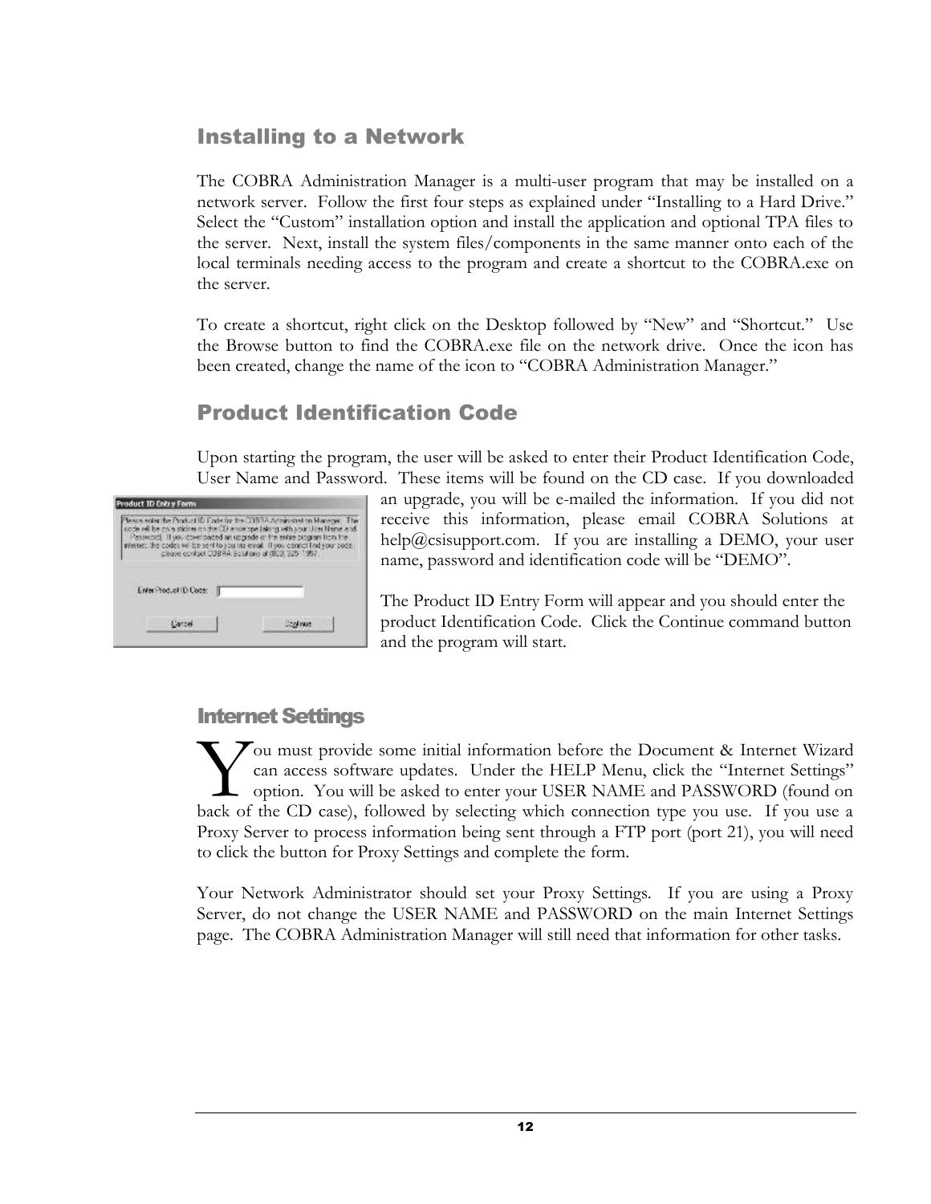## Installing to a Network

The COBRA Administration Manager is a multi-user program that may be installed on a network server. Follow the first four steps as explained under "Installing to a Hard Drive." Select the "Custom" installation option and install the application and optional TPA files to the server. Next, install the system files/components in the same manner onto each of the local terminals needing access to the program and create a shortcut to the COBRA.exe on the server.

To create a shortcut, right click on the Desktop followed by "New" and "Shortcut." Use the Browse button to find the COBRA.exe file on the network drive. Once the icon has been created, change the name of the icon to "COBRA Administration Manager."

## Product Identification Code

Upon starting the program, the user will be asked to enter their Product Identification Code, User Name and Password. These items will be found on the CD case. If you downloaded an upgrade, you will be e-mailed the information. If you did not receive this information, please email COBRA Solutions at help@csisupport.com. If you are installing a DEMO, your user name, password and identification code will be "DEMO".

The Product ID Entry Form will appear and you should enter the product Identification Code. Click the Continue command button and the program will start.

## Internet Settings

You must provide some initial information before the Document & Internet Wizard can access software updates. Under the HELP Menu, click the "Internet Settings" option. You will be asked to enter your USER NAME and PASSWORD (found on back of the CD case), followed by selecting which connection type you use. If you use a Proxy Server to process information being sent through a FTP port (port 21), you will need to click the button for Proxy Settings and complete the form.

Your Network Administrator should set your Proxy Settings. If you are using a Proxy Server, do not change the USER NAME and PASSWORD on the main Internet Settings page. The COBRA Administration Manager will still need that information for other tasks.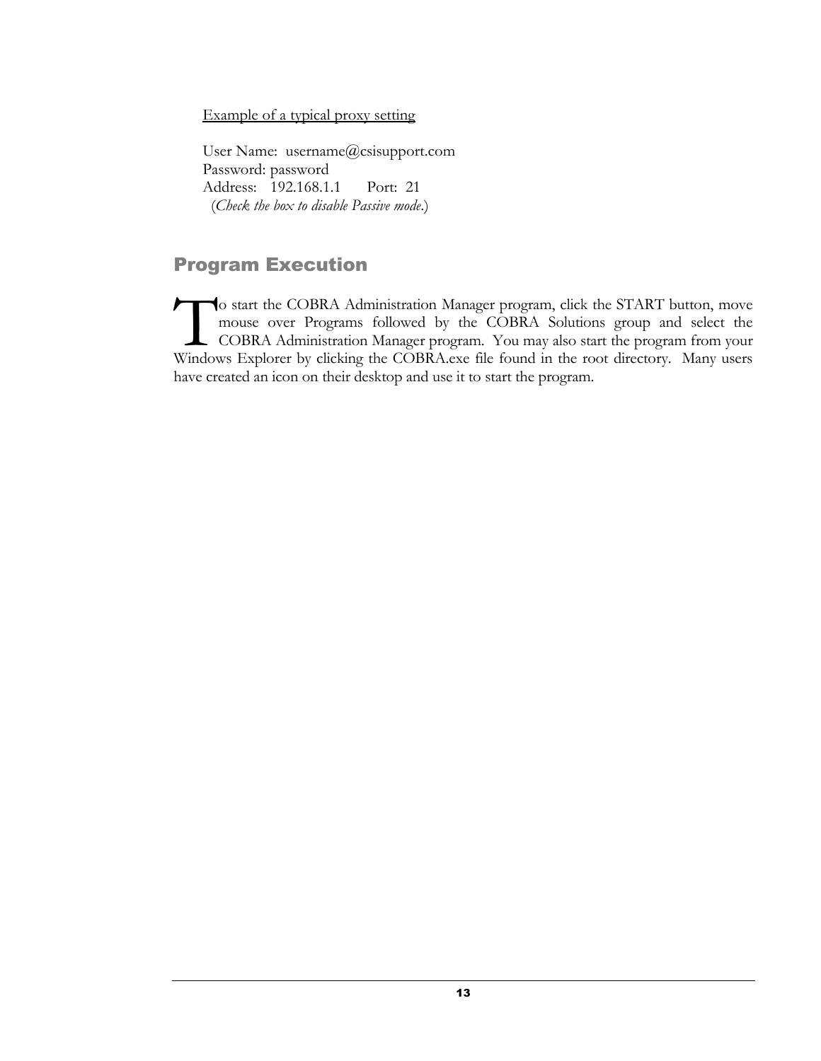<u>Example of a typical proxy setting</u>

User Name: username@csisupport.com
Password: password
Address: 192.168.1.1 Port: 21
(*Check the box to disable Passive mode.*)

## Program Execution

To start the COBRA Administration Manager program, click the START button, move mouse over Programs followed by the COBRA Solutions group and select the COBRA Administration Manager program. You may also start the program from your Windows Explorer by clicking the COBRA.exe file found in the root directory. Many users have created an icon on their desktop and use it to start the program.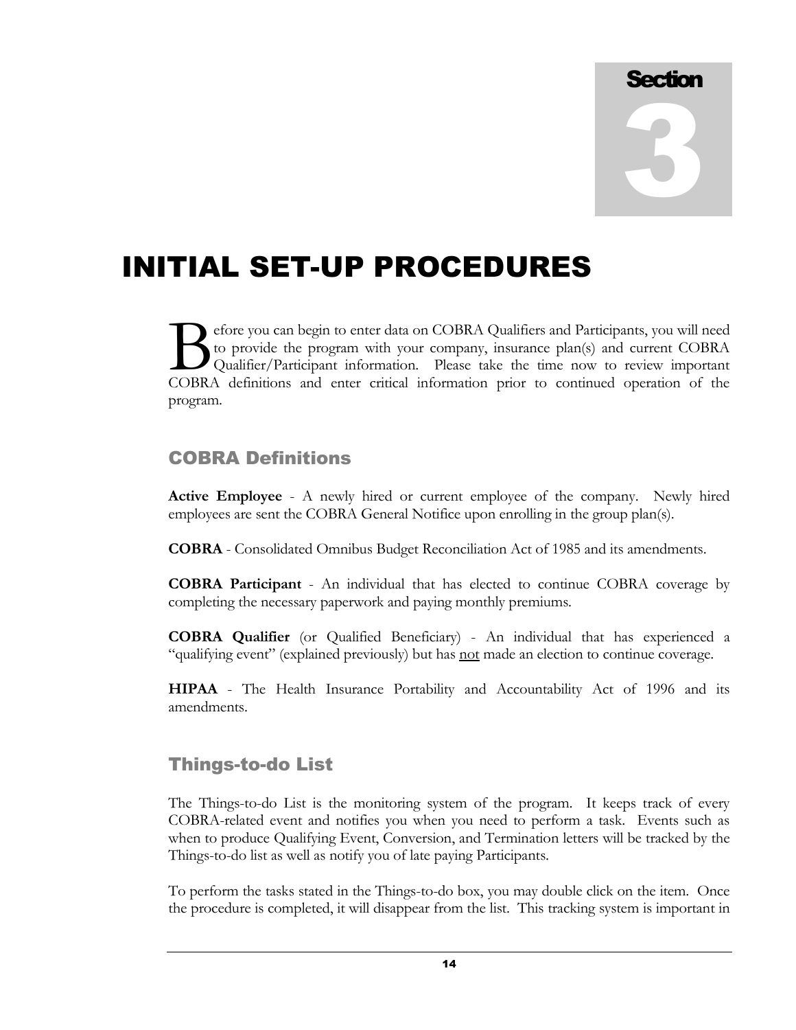# Section 3

# INITIAL SET-UP PROCEDURES

Before you can begin to enter data on COBRA Qualifiers and Participants, you will need to provide the program with your company, insurance plan(s) and current COBRA Qualifier/Participant information. Please take the time now to review important COBRA definitions and enter critical information prior to continued operation of the program.

## COBRA Definitions

**Active Employee** - A newly hired or current employee of the company. Newly hired employees are sent the COBRA General Notifice upon enrolling in the group plan(s).

**COBRA** - Consolidated Omnibus Budget Reconciliation Act of 1985 and its amendments.

**COBRA Participant** - An individual that has elected to continue COBRA coverage by completing the necessary paperwork and paying monthly premiums.

**COBRA Qualifier** (or Qualified Beneficiary) - An individual that has experienced a "qualifying event" (explained previously) but has <u>not</u> made an election to continue coverage.

**HIPAA** - The Health Insurance Portability and Accountability Act of 1996 and its amendments.

## Things-to-do List

The Things-to-do List is the monitoring system of the program. It keeps track of every COBRA-related event and notifies you when you need to perform a task. Events such as when to produce Qualifying Event, Conversion, and Termination letters will be tracked by the Things-to-do list as well as notify you of late paying Participants.

To perform the tasks stated in the Things-to-do box, you may double click on the item. Once the procedure is completed, it will disappear from the list. This tracking system is important in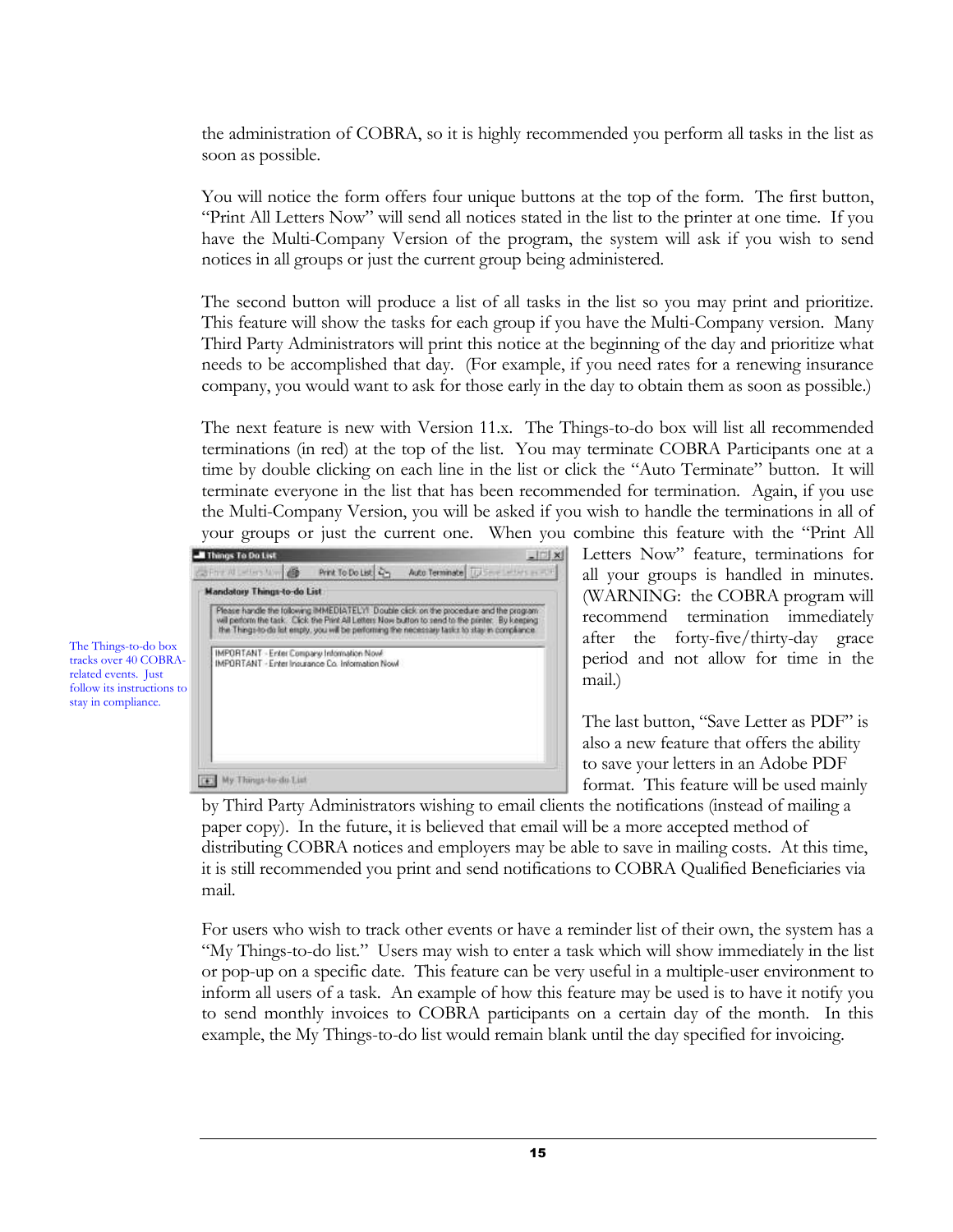the administration of COBRA, so it is highly recommended you perform all tasks in the list as soon as possible.

You will notice the form offers four unique buttons at the top of the form. The first button, "Print All Letters Now" will send all notices stated in the list to the printer at one time. If you have the Multi-Company Version of the program, the system will ask if you wish to send notices in all groups or just the current group being administered.

The second button will produce a list of all tasks in the list so you may print and prioritize. This feature will show the tasks for each group if you have the Multi-Company version. Many Third Party Administrators will print this notice at the beginning of the day and prioritize what needs to be accomplished that day. (For example, if you need rates for a renewing insurance company, you would want to ask for those early in the day to obtain them as soon as possible.)

The next feature is new with Version 11.x. The Things-to-do box will list all recommended terminations (in red) at the top of the list. You may terminate COBRA Participants one at a time by double clicking on each line in the list or click the "Auto Terminate" button. It will terminate everyone in the list that has been recommended for termination. Again, if you use the Multi-Company Version, you will be asked if you wish to handle the terminations in all of your groups or just the current one. When you combine this feature with the "Print All Letters Now" feature, terminations for all your groups is handled in minutes. (WARNING: the COBRA program will recommend termination immediately after the forty-five/thirty-day grace period and not allow for time in the mail.)

The Things-to-do box tracks over 40 COBRA-related events. Just follow its instructions to stay in compliance.

The last button, "Save Letter as PDF" is also a new feature that offers the ability to save your letters in an Adobe PDF format. This feature will be used mainly by Third Party Administrators wishing to email clients the notifications (instead of mailing a paper copy). In the future, it is believed that email will be a more accepted method of distributing COBRA notices and employers may be able to save in mailing costs. At this time, it is still recommended you print and send notifications to COBRA Qualified Beneficiaries via mail.

For users who wish to track other events or have a reminder list of their own, the system has a "My Things-to-do list." Users may wish to enter a task which will show immediately in the list or pop-up on a specific date. This feature can be very useful in a multiple-user environment to inform all users of a task. An example of how this feature may be used is to have it notify you to send monthly invoices to COBRA participants on a certain day of the month. In this example, the My Things-to-do list would remain blank until the day specified for invoicing.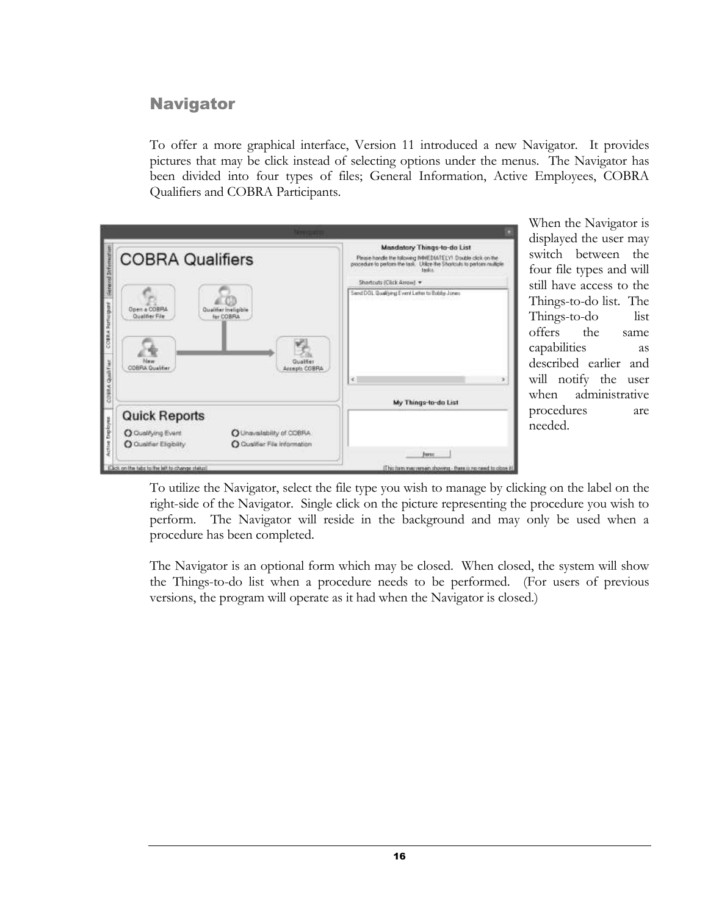## Navigator

To offer a more graphical interface, Version 11 introduced a new Navigator. It provides pictures that may be click instead of selecting options under the menus. The Navigator has been divided into four types of files; General Information, Active Employees, COBRA Qualifiers and COBRA Participants.

When the Navigator is displayed the user may switch between the four file types and will still have access to the Things-to-do list. The Things-to-do list offers the same capabilities as described earlier and will notify the user when administrative procedures are needed.

To utilize the Navigator, select the file type you wish to manage by clicking on the label on the right-side of the Navigator. Single click on the picture representing the procedure you wish to perform. The Navigator will reside in the background and may only be used when a procedure has been completed.

The Navigator is an optional form which may be closed. When closed, the system will show the Things-to-do list when a procedure needs to be performed. (For users of previous versions, the program will operate as it had when the Navigator is closed.)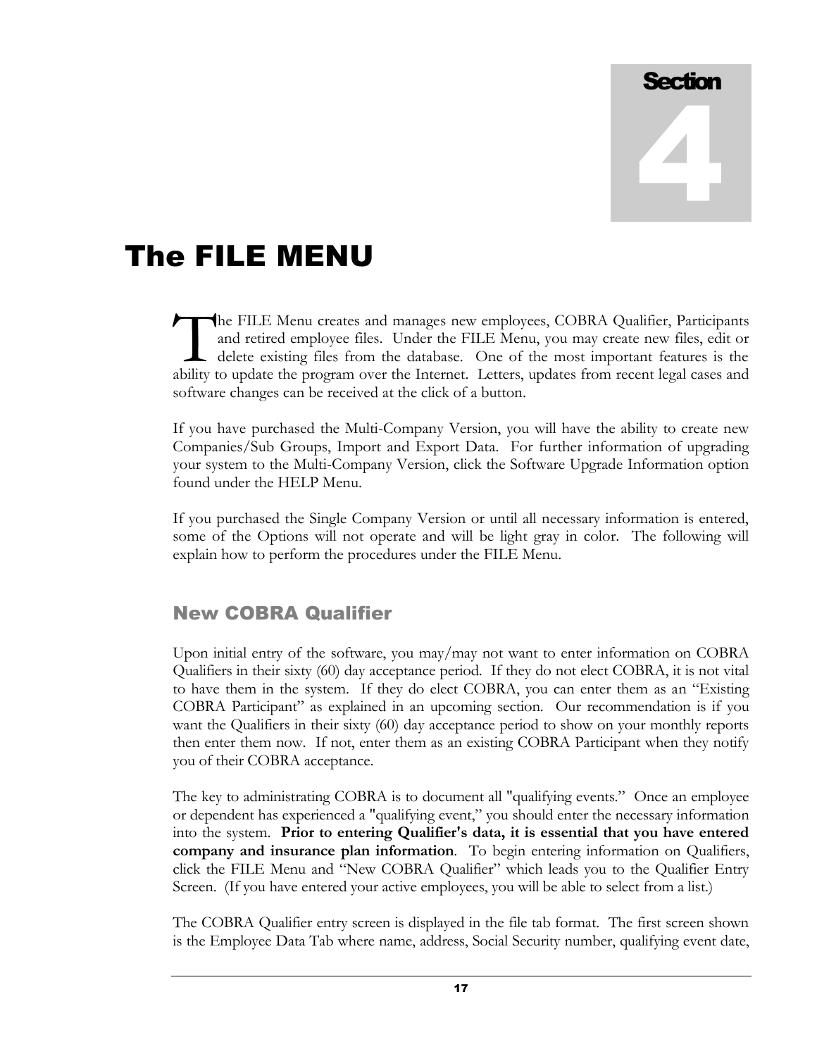Section 4

# The FILE MENU

The FILE Menu creates and manages new employees, COBRA Qualifier, Participants and retired employee files. Under the FILE Menu, you may create new files, edit or delete existing files from the database. One of the most important features is the ability to update the program over the Internet. Letters, updates from recent legal cases and software changes can be received at the click of a button.

If you have purchased the Multi-Company Version, you will have the ability to create new Companies/Sub Groups, Import and Export Data. For further information of upgrading your system to the Multi-Company Version, click the Software Upgrade Information option found under the HELP Menu.

If you purchased the Single Company Version or until all necessary information is entered, some of the Options will not operate and will be light gray in color. The following will explain how to perform the procedures under the FILE Menu.

## New COBRA Qualifier

Upon initial entry of the software, you may/may not want to enter information on COBRA Qualifiers in their sixty (60) day acceptance period. If they do not elect COBRA, it is not vital to have them in the system. If they do elect COBRA, you can enter them as an "Existing COBRA Participant" as explained in an upcoming section. Our recommendation is if you want the Qualifiers in their sixty (60) day acceptance period to show on your monthly reports then enter them now. If not, enter them as an existing COBRA Participant when they notify you of their COBRA acceptance.

The key to administrating COBRA is to document all "qualifying events." Once an employee or dependent has experienced a "qualifying event," you should enter the necessary information into the system. **Prior to entering Qualifier's data, it is essential that you have entered company and insurance plan information**. To begin entering information on Qualifiers, click the FILE Menu and "New COBRA Qualifier" which leads you to the Qualifier Entry Screen. (If you have entered your active employees, you will be able to select from a list.)

The COBRA Qualifier entry screen is displayed in the file tab format. The first screen shown is the Employee Data Tab where name, address, Social Security number, qualifying event date,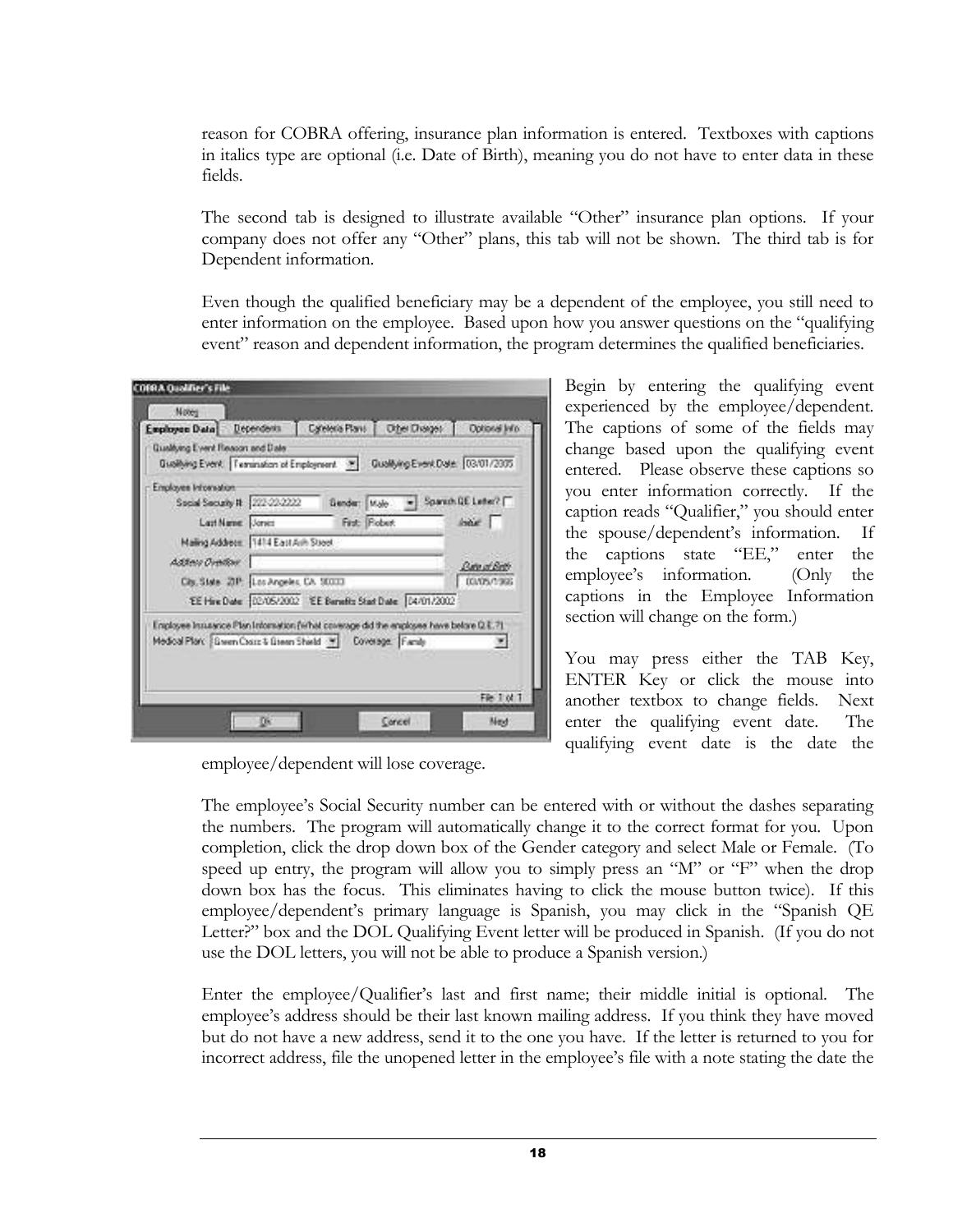reason for COBRA offering, insurance plan information is entered. Textboxes with captions in italics type are optional (i.e. Date of Birth), meaning you do not have to enter data in these fields.

The second tab is designed to illustrate available "Other" insurance plan options. If your company does not offer any "Other" plans, this tab will not be shown. The third tab is for Dependent information.

Even though the qualified beneficiary may be a dependent of the employee, you still need to enter information on the employee. Based upon how you answer questions on the "qualifying event" reason and dependent information, the program determines the qualified beneficiaries.

Begin by entering the qualifying event experienced by the employee/dependent. The captions of some of the fields may change based upon the qualifying event entered. Please observe these captions so you enter information correctly. If the caption reads "Qualifier," you should enter the spouse/dependent's information. If the captions state "EE," enter the employee's information. (Only the captions in the Employee Information section will change on the form.)

You may press either the TAB Key, ENTER Key or click the mouse into another textbox to change fields. Next enter the qualifying event date. The qualifying event date is the date the employee/dependent will lose coverage.

The employee's Social Security number can be entered with or without the dashes separating the numbers. The program will automatically change it to the correct format for you. Upon completion, click the drop down box of the Gender category and select Male or Female. (To speed up entry, the program will allow you to simply press an "M" or "F" when the drop down box has the focus. This eliminates having to click the mouse button twice). If this employee/dependent's primary language is Spanish, you may click in the "Spanish QE Letter?" box and the DOL Qualifying Event letter will be produced in Spanish. (If you do not use the DOL letters, you will not be able to produce a Spanish version.)

Enter the employee/Qualifier's last and first name; their middle initial is optional. The employee's address should be their last known mailing address. If you think they have moved but do not have a new address, send it to the one you have. If the letter is returned to you for incorrect address, file the unopened letter in the employee's file with a note stating the date the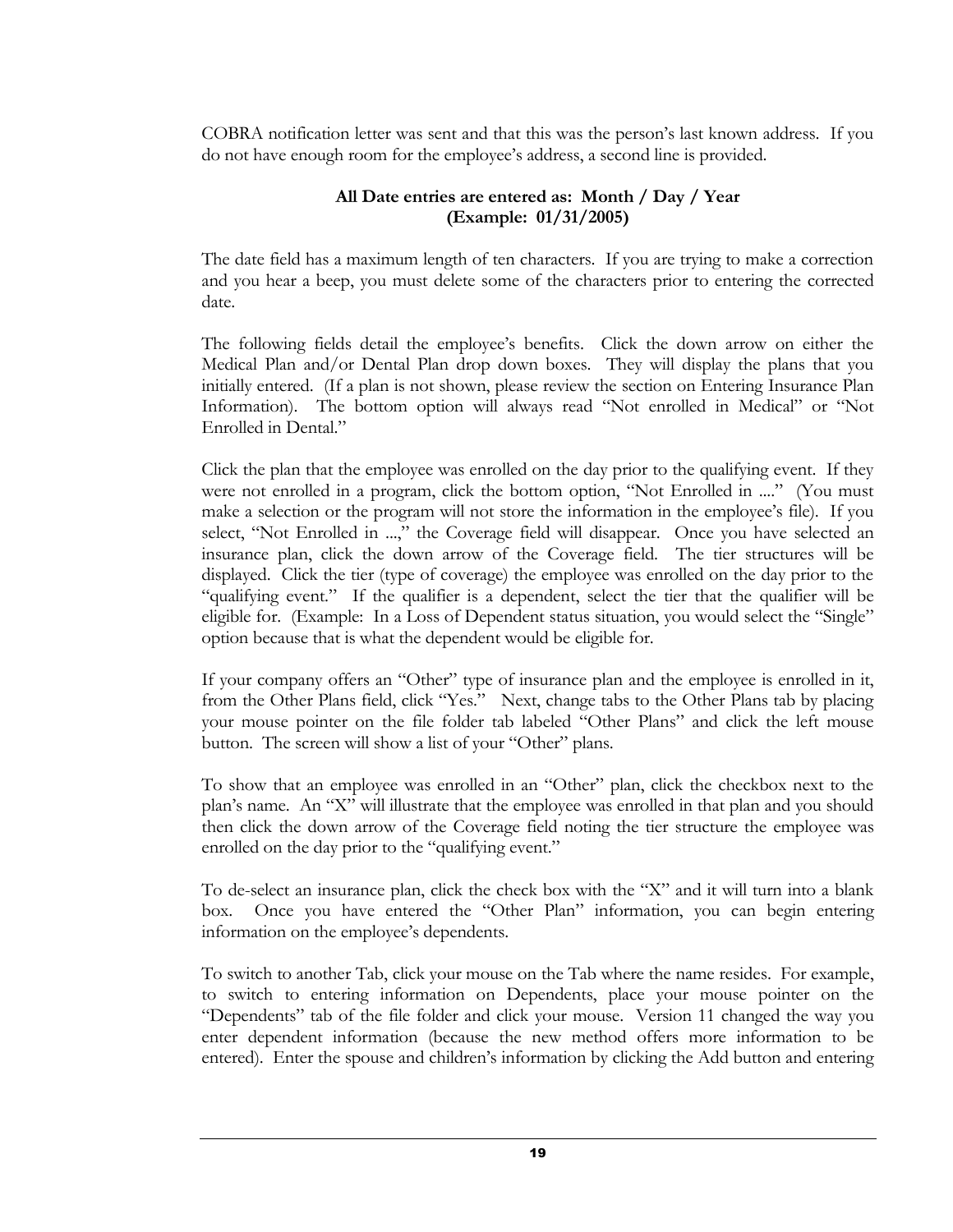COBRA notification letter was sent and that this was the person's last known address. If you do not have enough room for the employee's address, a second line is provided.

**All Date entries are entered as: Month / Day / Year**
**(Example: 01/31/2005)**

The date field has a maximum length of ten characters. If you are trying to make a correction and you hear a beep, you must delete some of the characters prior to entering the corrected date.

The following fields detail the employee's benefits. Click the down arrow on either the Medical Plan and/or Dental Plan drop down boxes. They will display the plans that you initially entered. (If a plan is not shown, please review the section on Entering Insurance Plan Information). The bottom option will always read "Not enrolled in Medical" or "Not Enrolled in Dental."

Click the plan that the employee was enrolled on the day prior to the qualifying event. If they were not enrolled in a program, click the bottom option, "Not Enrolled in ...." (You must make a selection or the program will not store the information in the employee's file). If you select, "Not Enrolled in ...," the Coverage field will disappear. Once you have selected an insurance plan, click the down arrow of the Coverage field. The tier structures will be displayed. Click the tier (type of coverage) the employee was enrolled on the day prior to the "qualifying event." If the qualifier is a dependent, select the tier that the qualifier will be eligible for. (Example: In a Loss of Dependent status situation, you would select the "Single" option because that is what the dependent would be eligible for.

If your company offers an "Other" type of insurance plan and the employee is enrolled in it, from the Other Plans field, click "Yes." Next, change tabs to the Other Plans tab by placing your mouse pointer on the file folder tab labeled "Other Plans" and click the left mouse button. The screen will show a list of your "Other" plans.

To show that an employee was enrolled in an "Other" plan, click the checkbox next to the plan's name. An "X" will illustrate that the employee was enrolled in that plan and you should then click the down arrow of the Coverage field noting the tier structure the employee was enrolled on the day prior to the "qualifying event."

To de-select an insurance plan, click the check box with the "X" and it will turn into a blank box. Once you have entered the "Other Plan" information, you can begin entering information on the employee's dependents.

To switch to another Tab, click your mouse on the Tab where the name resides. For example, to switch to entering information on Dependents, place your mouse pointer on the "Dependents" tab of the file folder and click your mouse. Version 11 changed the way you enter dependent information (because the new method offers more information to be entered). Enter the spouse and children's information by clicking the Add button and entering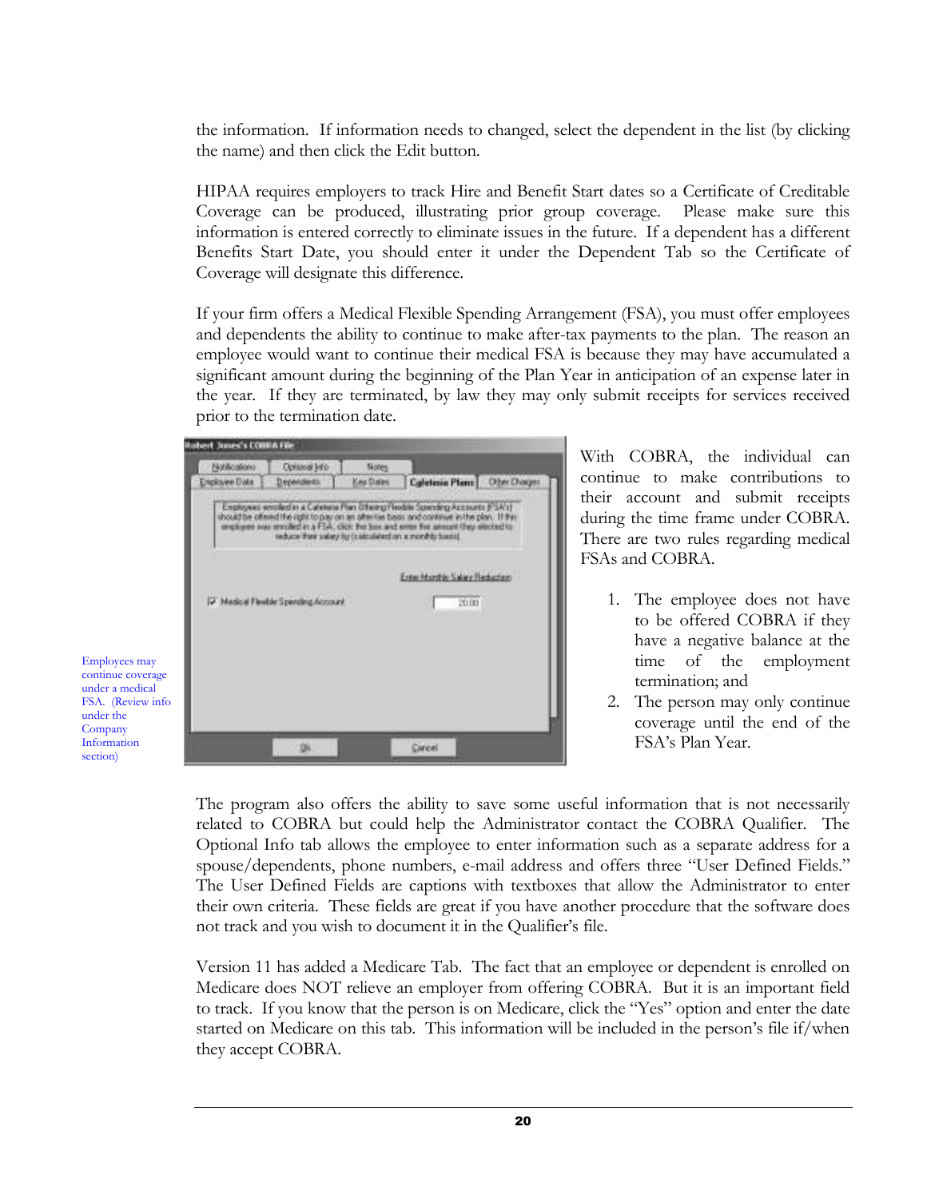the information. If information needs to changed, select the dependent in the list (by clicking the name) and then click the Edit button.

HIPAA requires employers to track Hire and Benefit Start dates so a Certificate of Creditable Coverage can be produced, illustrating prior group coverage. Please make sure this information is entered correctly to eliminate issues in the future. If a dependent has a different Benefits Start Date, you should enter it under the Dependent Tab so the Certificate of Coverage will designate this difference.

If your firm offers a Medical Flexible Spending Arrangement (FSA), you must offer employees and dependents the ability to continue to make after-tax payments to the plan. The reason an employee would want to continue their medical FSA is because they may have accumulated a significant amount during the beginning of the Plan Year in anticipation of an expense later in the year. If they are terminated, by law they may only submit receipts for services received prior to the termination date.

Employees may continue coverage under a medical FSA. (Review info under the Company Information section)

With COBRA, the individual can continue to make contributions to their account and submit receipts during the time frame under COBRA. There are two rules regarding medical FSAs and COBRA.

1. The employee does not have to be offered COBRA if they have a negative balance at the time of the employment termination; and
2. The person may only continue coverage until the end of the FSA's Plan Year.

The program also offers the ability to save some useful information that is not necessarily related to COBRA but could help the Administrator contact the COBRA Qualifier. The Optional Info tab allows the employee to enter information such as a separate address for a spouse/dependents, phone numbers, e-mail address and offers three "User Defined Fields." The User Defined Fields are captions with textboxes that allow the Administrator to enter their own criteria. These fields are great if you have another procedure that the software does not track and you wish to document it in the Qualifier's file.

Version 11 has added a Medicare Tab. The fact that an employee or dependent is enrolled on Medicare does NOT relieve an employer from offering COBRA. But it is an important field to track. If you know that the person is on Medicare, click the "Yes" option and enter the date started on Medicare on this tab. This information will be included in the person's file if/when they accept COBRA.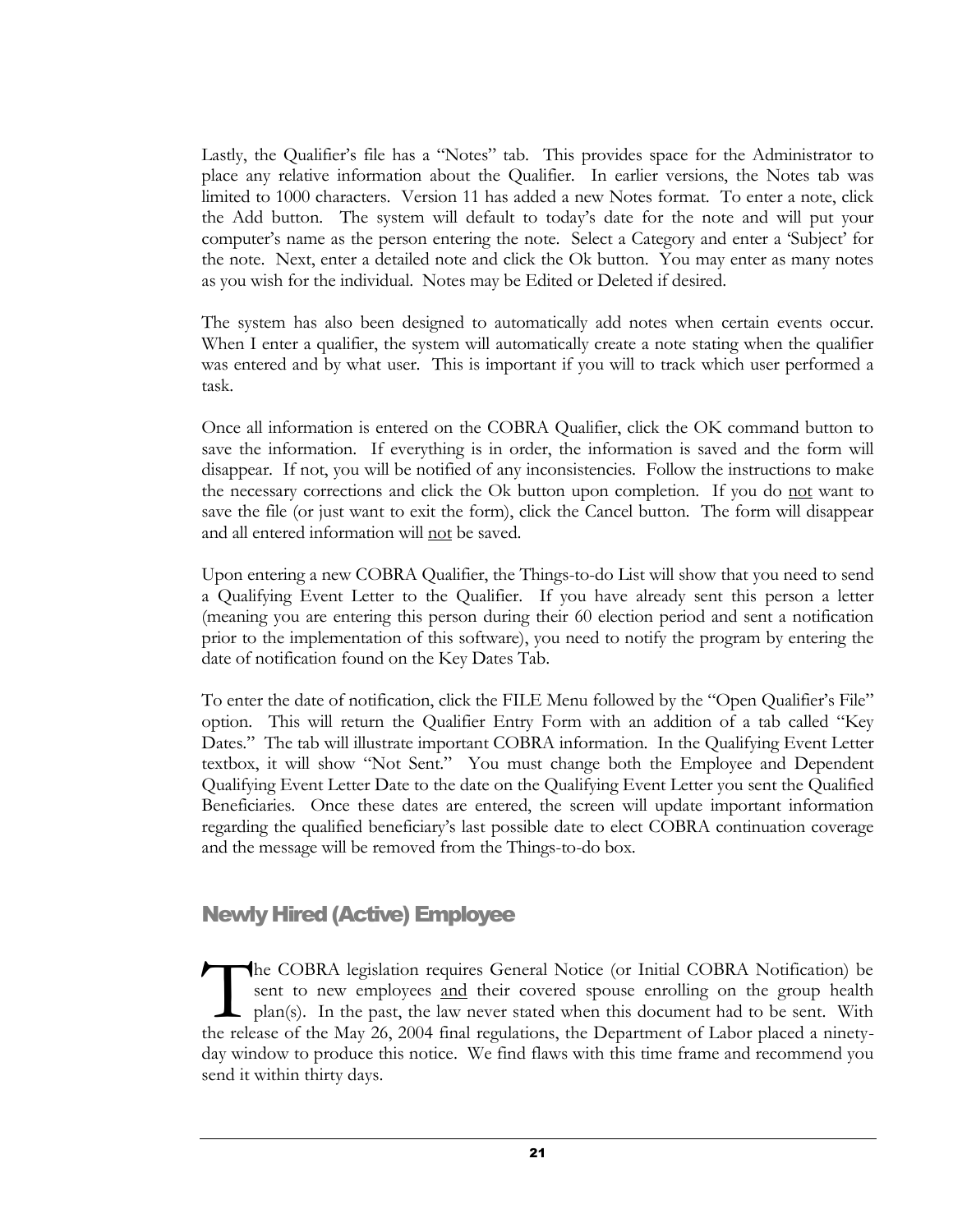Lastly, the Qualifier's file has a "Notes" tab. This provides space for the Administrator to place any relative information about the Qualifier. In earlier versions, the Notes tab was limited to 1000 characters. Version 11 has added a new Notes format. To enter a note, click the Add button. The system will default to today's date for the note and will put your computer's name as the person entering the note. Select a Category and enter a 'Subject' for the note. Next, enter a detailed note and click the Ok button. You may enter as many notes as you wish for the individual. Notes may be Edited or Deleted if desired.

The system has also been designed to automatically add notes when certain events occur. When I enter a qualifier, the system will automatically create a note stating when the qualifier was entered and by what user. This is important if you will to track which user performed a task.

Once all information is entered on the COBRA Qualifier, click the OK command button to save the information. If everything is in order, the information is saved and the form will disappear. If not, you will be notified of any inconsistencies. Follow the instructions to make the necessary corrections and click the Ok button upon completion. If you do <u>not</u> want to save the file (or just want to exit the form), click the Cancel button. The form will disappear and all entered information will <u>not</u> be saved.

Upon entering a new COBRA Qualifier, the Things-to-do List will show that you need to send a Qualifying Event Letter to the Qualifier. If you have already sent this person a letter (meaning you are entering this person during their 60 election period and sent a notification prior to the implementation of this software), you need to notify the program by entering the date of notification found on the Key Dates Tab.

To enter the date of notification, click the FILE Menu followed by the "Open Qualifier's File" option. This will return the Qualifier Entry Form with an addition of a tab called "Key Dates." The tab will illustrate important COBRA information. In the Qualifying Event Letter textbox, it will show "Not Sent." You must change both the Employee and Dependent Qualifying Event Letter Date to the date on the Qualifying Event Letter you sent the Qualified Beneficiaries. Once these dates are entered, the screen will update important information regarding the qualified beneficiary's last possible date to elect COBRA continuation coverage and the message will be removed from the Things-to-do box.

## Newly Hired (Active) Employee

The COBRA legislation requires General Notice (or Initial COBRA Notification) be sent to new employees <u>and</u> their covered spouse enrolling on the group health plan(s). In the past, the law never stated when this document had to be sent. With the release of the May 26, 2004 final regulations, the Department of Labor placed a ninety-day window to produce this notice. We find flaws with this time frame and recommend you send it within thirty days.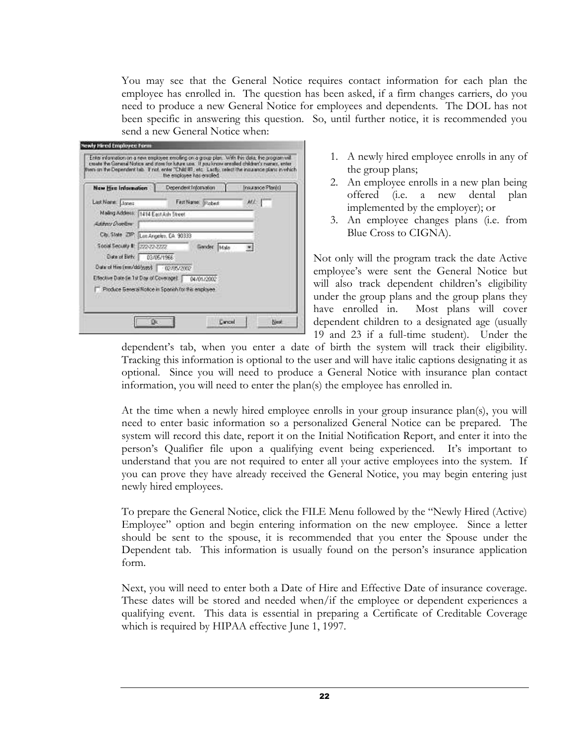You may see that the General Notice requires contact information for each plan the employee has enrolled in. The question has been asked, if a firm changes carriers, do you need to produce a new General Notice for employees and dependents. The DOL has not been specific in answering this question. So, until further notice, it is recommended you send a new General Notice when:

1. A newly hired employee enrolls in any of the group plans;
2. An employee enrolls in a new plan being offered (i.e. a new dental plan implemented by the employer); or
3. An employee changes plans (i.e. from Blue Cross to CIGNA).

Not only will the program track the date Active employee's were sent the General Notice but will also track dependent children's eligibility under the group plans and the group plans they have enrolled in. Most plans will cover dependent children to a designated age (usually 19 and 23 if a full-time student). Under the dependent's tab, when you enter a date of birth the system will track their eligibility. Tracking this information is optional to the user and will have italic captions designating it as optional. Since you will need to produce a General Notice with insurance plan contact information, you will need to enter the plan(s) the employee has enrolled in.

At the time when a newly hired employee enrolls in your group insurance plan(s), you will need to enter basic information so a personalized General Notice can be prepared. The system will record this date, report it on the Initial Notification Report, and enter it into the person's Qualifier file upon a qualifying event being experienced. It's important to understand that you are not required to enter all your active employees into the system. If you can prove they have already received the General Notice, you may begin entering just newly hired employees.

To prepare the General Notice, click the FILE Menu followed by the "Newly Hired (Active) Employee" option and begin entering information on the new employee. Since a letter should be sent to the spouse, it is recommended that you enter the Spouse under the Dependent tab. This information is usually found on the person's insurance application form.

Next, you will need to enter both a Date of Hire and Effective Date of insurance coverage. These dates will be stored and needed when/if the employee or dependent experiences a qualifying event. This data is essential in preparing a Certificate of Creditable Coverage which is required by HIPAA effective June 1, 1997.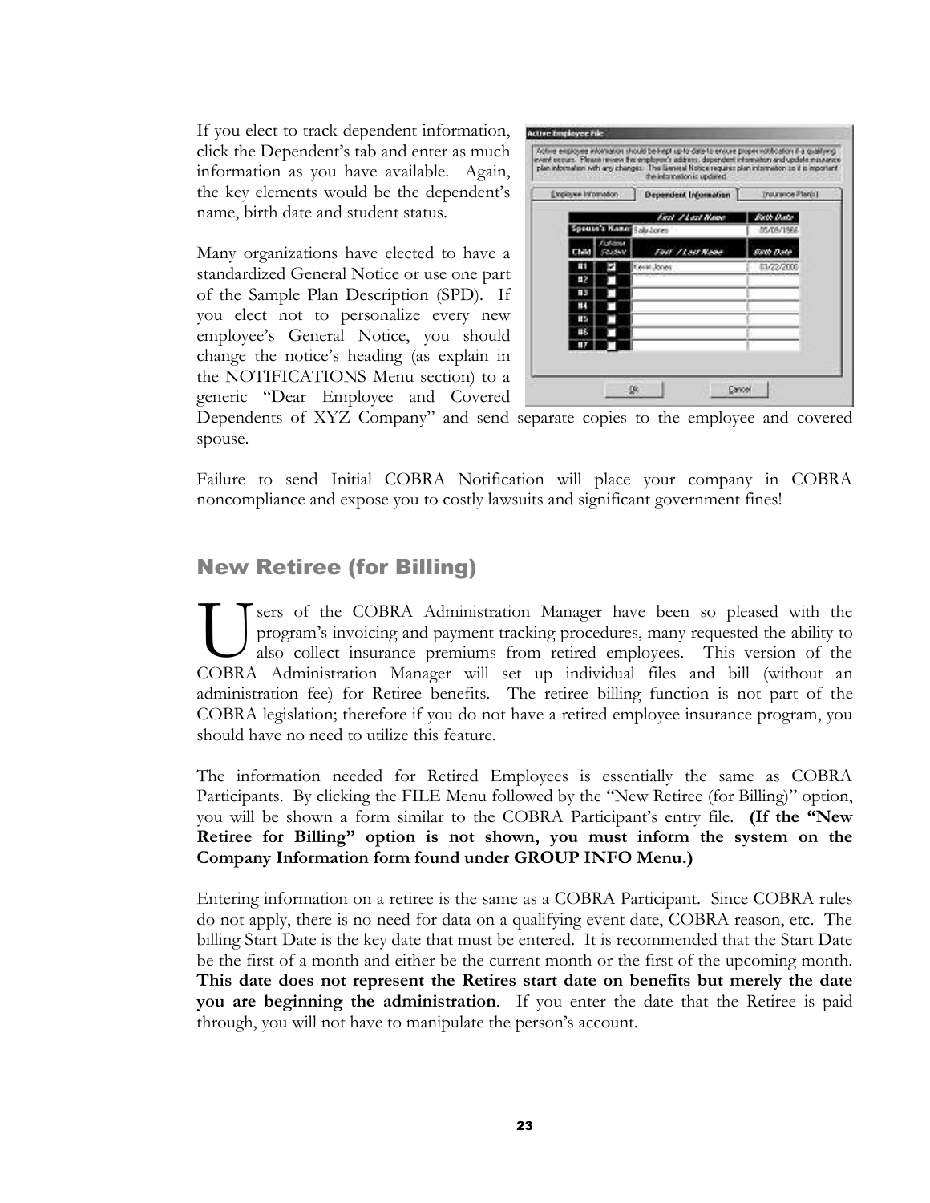If you elect to track dependent information, click the Dependent's tab and enter as much information as you have available. Again, the key elements would be the dependent's name, birth date and student status.

Many organizations have elected to have a standardized General Notice or use one part of the Sample Plan Description (SPD). If you elect not to personalize every new employee's General Notice, you should change the notice's heading (as explain in the NOTIFICATIONS Menu section) to a generic "Dear Employee and Covered Dependents of XYZ Company" and send separate copies to the employee and covered spouse.

Failure to send Initial COBRA Notification will place your company in COBRA noncompliance and expose you to costly lawsuits and significant government fines!

## New Retiree (for Billing)

Users of the COBRA Administration Manager have been so pleased with the program's invoicing and payment tracking procedures, many requested the ability to also collect insurance premiums from retired employees. This version of the COBRA Administration Manager will set up individual files and bill (without an administration fee) for Retiree benefits. The retiree billing function is not part of the COBRA legislation; therefore if you do not have a retired employee insurance program, you should have no need to utilize this feature.

The information needed for Retired Employees is essentially the same as COBRA Participants. By clicking the FILE Menu followed by the "New Retiree (for Billing)" option, you will be shown a form similar to the COBRA Participant's entry file. **(If the "New Retiree for Billing" option is not shown, you must inform the system on the Company Information form found under GROUP INFO Menu.)**

Entering information on a retiree is the same as a COBRA Participant. Since COBRA rules do not apply, there is no need for data on a qualifying event date, COBRA reason, etc. The billing Start Date is the key date that must be entered. It is recommended that the Start Date be the first of a month and either be the current month or the first of the upcoming month. **This date does not represent the Retires start date on benefits but merely the date you are beginning the administration**. If you enter the date that the Retiree is paid through, you will not have to manipulate the person's account.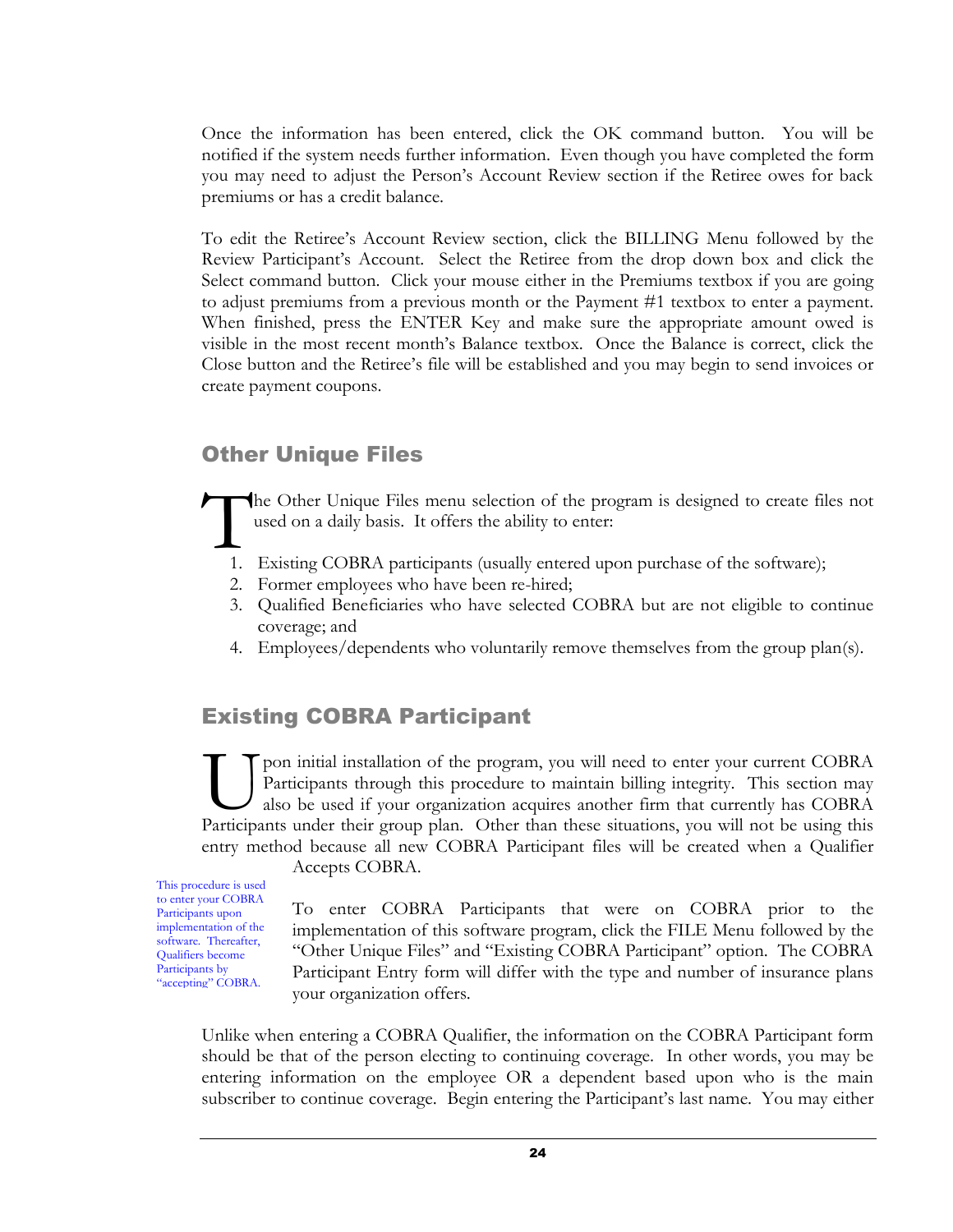Once the information has been entered, click the OK command button. You will be notified if the system needs further information. Even though you have completed the form you may need to adjust the Person's Account Review section if the Retiree owes for back premiums or has a credit balance.

To edit the Retiree's Account Review section, click the BILLING Menu followed by the Review Participant's Account. Select the Retiree from the drop down box and click the Select command button. Click your mouse either in the Premiums textbox if you are going to adjust premiums from a previous month or the Payment #1 textbox to enter a payment. When finished, press the ENTER Key and make sure the appropriate amount owed is visible in the most recent month's Balance textbox. Once the Balance is correct, click the Close button and the Retiree's file will be established and you may begin to send invoices or create payment coupons.

## Other Unique Files

The Other Unique Files menu selection of the program is designed to create files not used on a daily basis. It offers the ability to enter:

1. Existing COBRA participants (usually entered upon purchase of the software);
2. Former employees who have been re-hired;
3. Qualified Beneficiaries who have selected COBRA but are not eligible to continue coverage; and
4. Employees/dependents who voluntarily remove themselves from the group plan(s).

## Existing COBRA Participant

Upon initial installation of the program, you will need to enter your current COBRA Participants through this procedure to maintain billing integrity. This section may also be used if your organization acquires another firm that currently has COBRA Participants under their group plan. Other than these situations, you will not be using this entry method because all new COBRA Participant files will be created when a Qualifier Accepts COBRA.

This procedure is used to enter your COBRA Participants upon implementation of the software. Thereafter, Qualifiers become Participants by "accepting" COBRA.

To enter COBRA Participants that were on COBRA prior to the implementation of this software program, click the FILE Menu followed by the "Other Unique Files" and "Existing COBRA Participant" option. The COBRA Participant Entry form will differ with the type and number of insurance plans your organization offers.

Unlike when entering a COBRA Qualifier, the information on the COBRA Participant form should be that of the person electing to continuing coverage. In other words, you may be entering information on the employee OR a dependent based upon who is the main subscriber to continue coverage. Begin entering the Participant's last name. You may either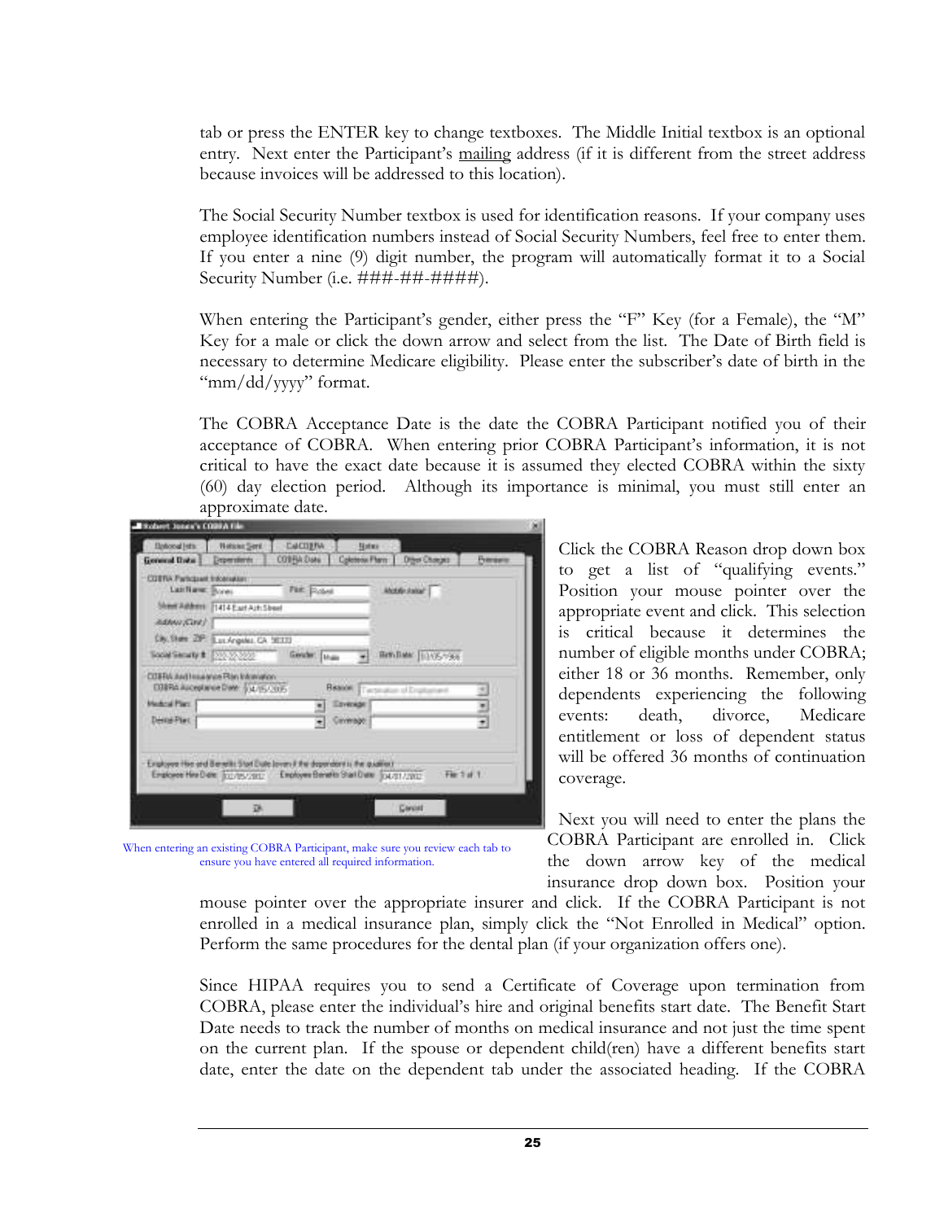tab or press the ENTER key to change textboxes. The Middle Initial textbox is an optional entry. Next enter the Participant's mailing address (if it is different from the street address because invoices will be addressed to this location).

The Social Security Number textbox is used for identification reasons. If your company uses employee identification numbers instead of Social Security Numbers, feel free to enter them. If you enter a nine (9) digit number, the program will automatically format it to a Social Security Number (i.e. ###-##-####).

When entering the Participant's gender, either press the "F" Key (for a Female), the "M" Key for a male or click the down arrow and select from the list. The Date of Birth field is necessary to determine Medicare eligibility. Please enter the subscriber's date of birth in the "mm/dd/yyyy" format.

The COBRA Acceptance Date is the date the COBRA Participant notified you of their acceptance of COBRA. When entering prior COBRA Participant's information, it is not critical to have the exact date because it is assumed they elected COBRA within the sixty (60) day election period. Although its importance is minimal, you must still enter an approximate date.

When entering an existing COBRA Participant, make sure you review each tab to ensure you have entered all required information.

Click the COBRA Reason drop down box to get a list of "qualifying events." Position your mouse pointer over the appropriate event and click. This selection is critical because it determines the number of eligible months under COBRA; either 18 or 36 months. Remember, only dependents experiencing the following events: death, divorce, Medicare entitlement or loss of dependent status will be offered 36 months of continuation coverage.

Next you will need to enter the plans the COBRA Participant are enrolled in. Click the down arrow key of the medical insurance drop down box. Position your mouse pointer over the appropriate insurer and click. If the COBRA Participant is not enrolled in a medical insurance plan, simply click the "Not Enrolled in Medical" option. Perform the same procedures for the dental plan (if your organization offers one).

Since HIPAA requires you to send a Certificate of Coverage upon termination from COBRA, please enter the individual's hire and original benefits start date. The Benefit Start Date needs to track the number of months on medical insurance and not just the time spent on the current plan. If the spouse or dependent child(ren) have a different benefits start date, enter the date on the dependent tab under the associated heading. If the COBRA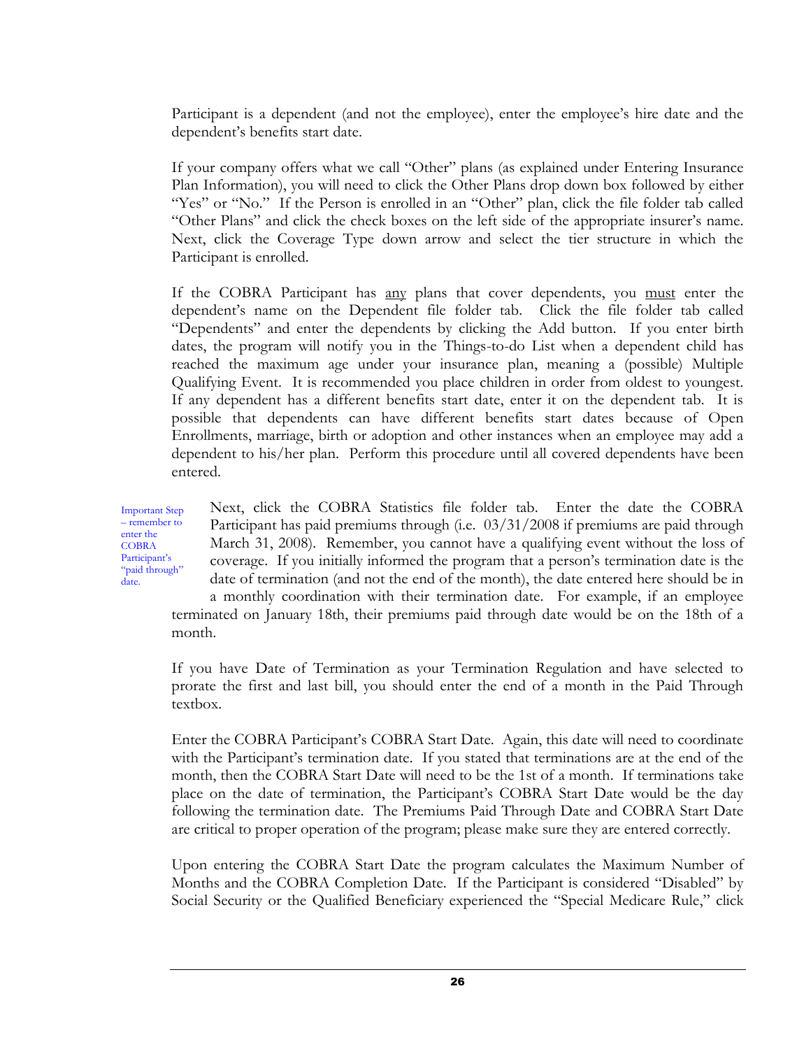Participant is a dependent (and not the employee), enter the employee's hire date and the dependent's benefits start date.

If your company offers what we call "Other" plans (as explained under Entering Insurance Plan Information), you will need to click the Other Plans drop down box followed by either "Yes" or "No." If the Person is enrolled in an "Other" plan, click the file folder tab called "Other Plans" and click the check boxes on the left side of the appropriate insurer's name. Next, click the Coverage Type down arrow and select the tier structure in which the Participant is enrolled.

If the COBRA Participant has any plans that cover dependents, you must enter the dependent's name on the Dependent file folder tab. Click the file folder tab called "Dependents" and enter the dependents by clicking the Add button. If you enter birth dates, the program will notify you in the Things-to-do List when a dependent child has reached the maximum age under your insurance plan, meaning a (possible) Multiple Qualifying Event. It is recommended you place children in order from oldest to youngest. If any dependent has a different benefits start date, enter it on the dependent tab. It is possible that dependents can have different benefits start dates because of Open Enrollments, marriage, birth or adoption and other instances when an employee may add a dependent to his/her plan. Perform this procedure until all covered dependents have been entered.

Important Step – remember to enter the COBRA Participant's "paid through" date.

Next, click the COBRA Statistics file folder tab. Enter the date the COBRA Participant has paid premiums through (i.e. 03/31/2008 if premiums are paid through March 31, 2008). Remember, you cannot have a qualifying event without the loss of coverage. If you initially informed the program that a person's termination date is the date of termination (and not the end of the month), the date entered here should be in a monthly coordination with their termination date. For example, if an employee terminated on January 18th, their premiums paid through date would be on the 18th of a month.

If you have Date of Termination as your Termination Regulation and have selected to prorate the first and last bill, you should enter the end of a month in the Paid Through textbox.

Enter the COBRA Participant's COBRA Start Date. Again, this date will need to coordinate with the Participant's termination date. If you stated that terminations are at the end of the month, then the COBRA Start Date will need to be the 1st of a month. If terminations take place on the date of termination, the Participant's COBRA Start Date would be the day following the termination date. The Premiums Paid Through Date and COBRA Start Date are critical to proper operation of the program; please make sure they are entered correctly.

Upon entering the COBRA Start Date the program calculates the Maximum Number of Months and the COBRA Completion Date. If the Participant is considered "Disabled" by Social Security or the Qualified Beneficiary experienced the "Special Medicare Rule," click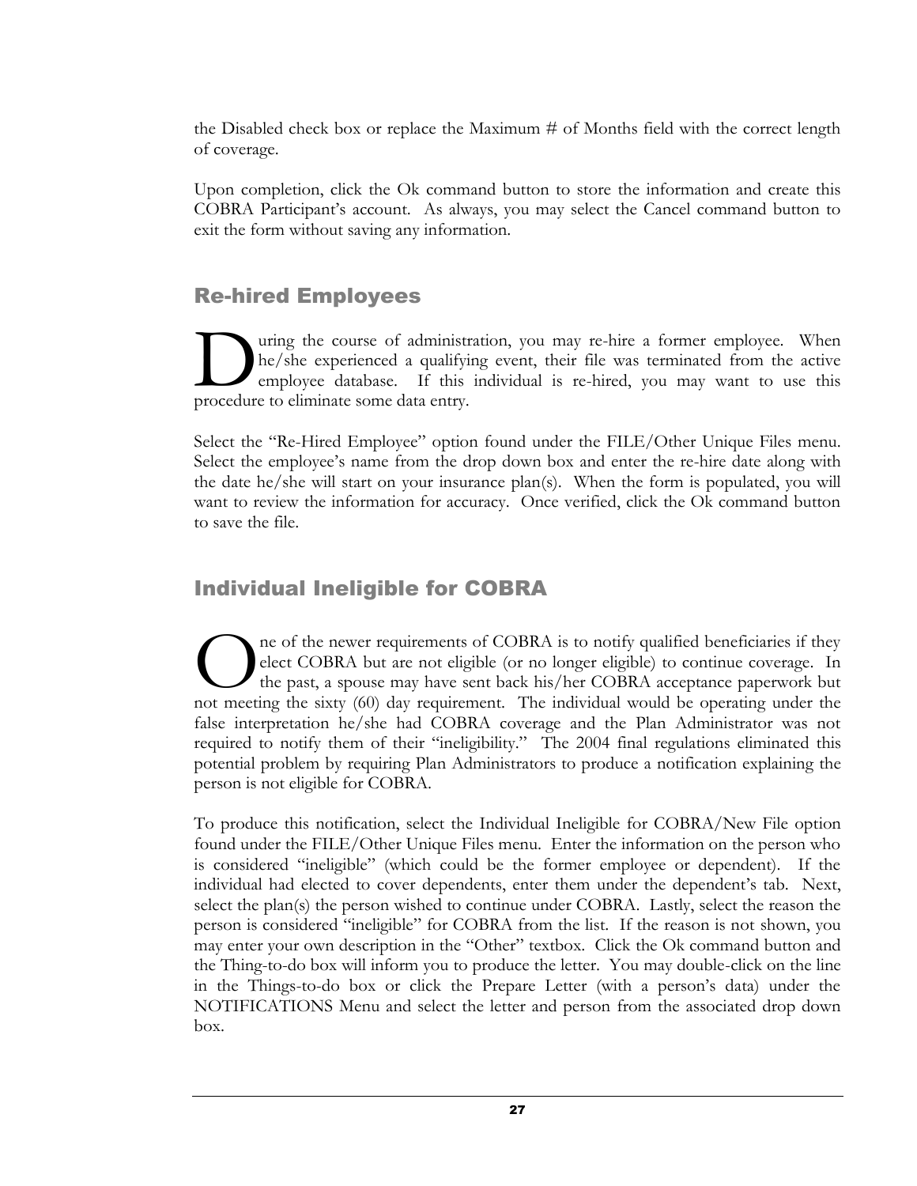the Disabled check box or replace the Maximum # of Months field with the correct length of coverage.

Upon completion, click the Ok command button to store the information and create this COBRA Participant's account. As always, you may select the Cancel command button to exit the form without saving any information.

## Re-hired Employees

During the course of administration, you may re-hire a former employee. When he/she experienced a qualifying event, their file was terminated from the active employee database. If this individual is re-hired, you may want to use this procedure to eliminate some data entry.

Select the "Re-Hired Employee" option found under the FILE/Other Unique Files menu. Select the employee's name from the drop down box and enter the re-hire date along with the date he/she will start on your insurance plan(s). When the form is populated, you will want to review the information for accuracy. Once verified, click the Ok command button to save the file.

## Individual Ineligible for COBRA

One of the newer requirements of COBRA is to notify qualified beneficiaries if they elect COBRA but are not eligible (or no longer eligible) to continue coverage. In the past, a spouse may have sent back his/her COBRA acceptance paperwork but not meeting the sixty (60) day requirement. The individual would be operating under the false interpretation he/she had COBRA coverage and the Plan Administrator was not required to notify them of their "ineligibility." The 2004 final regulations eliminated this potential problem by requiring Plan Administrators to produce a notification explaining the person is not eligible for COBRA.

To produce this notification, select the Individual Ineligible for COBRA/New File option found under the FILE/Other Unique Files menu. Enter the information on the person who is considered "ineligible" (which could be the former employee or dependent). If the individual had elected to cover dependents, enter them under the dependent's tab. Next, select the plan(s) the person wished to continue under COBRA. Lastly, select the reason the person is considered "ineligible" for COBRA from the list. If the reason is not shown, you may enter your own description in the "Other" textbox. Click the Ok command button and the Thing-to-do box will inform you to produce the letter. You may double-click on the line in the Things-to-do box or click the Prepare Letter (with a person's data) under the NOTIFICATIONS Menu and select the letter and person from the associated drop down box.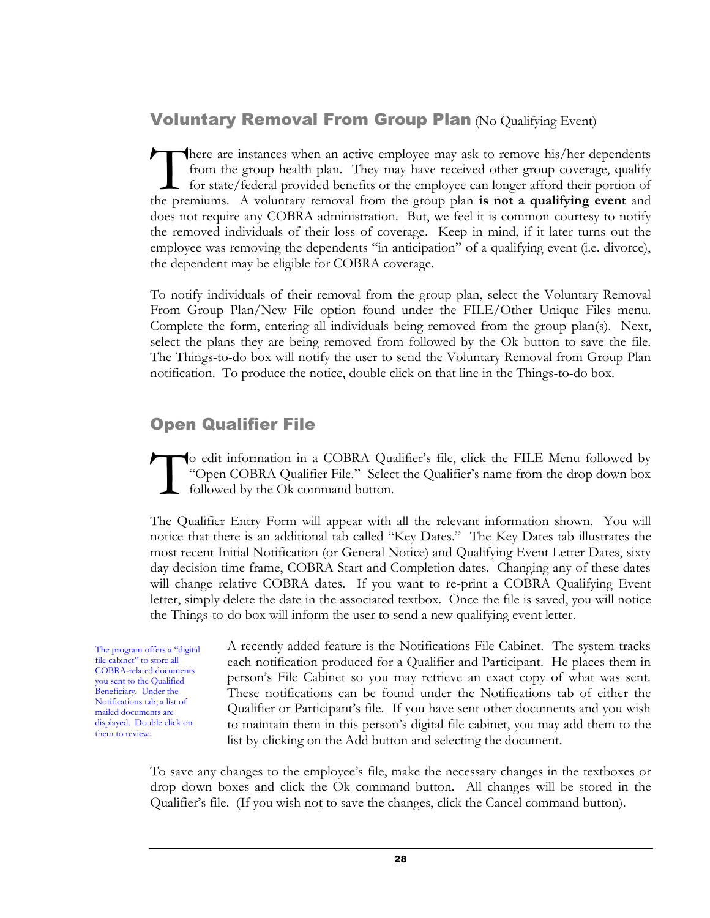## Voluntary Removal From Group Plan (No Qualifying Event)

There are instances when an active employee may ask to remove his/her dependents from the group health plan. They may have received other group coverage, qualify for state/federal provided benefits or the employee can longer afford their portion of the premiums. A voluntary removal from the group plan **is not a qualifying event** and does not require any COBRA administration. But, we feel it is common courtesy to notify the removed individuals of their loss of coverage. Keep in mind, if it later turns out the employee was removing the dependents "in anticipation" of a qualifying event (i.e. divorce), the dependent may be eligible for COBRA coverage.

To notify individuals of their removal from the group plan, select the Voluntary Removal From Group Plan/New File option found under the FILE/Other Unique Files menu. Complete the form, entering all individuals being removed from the group plan(s). Next, select the plans they are being removed from followed by the Ok button to save the file. The Things-to-do box will notify the user to send the Voluntary Removal from Group Plan notification. To produce the notice, double click on that line in the Things-to-do box.

## Open Qualifier File

To edit information in a COBRA Qualifier's file, click the FILE Menu followed by "Open COBRA Qualifier File." Select the Qualifier's name from the drop down box followed by the Ok command button.

The Qualifier Entry Form will appear with all the relevant information shown. You will notice that there is an additional tab called "Key Dates." The Key Dates tab illustrates the most recent Initial Notification (or General Notice) and Qualifying Event Letter Dates, sixty day decision time frame, COBRA Start and Completion dates. Changing any of these dates will change relative COBRA dates. If you want to re-print a COBRA Qualifying Event letter, simply delete the date in the associated textbox. Once the file is saved, you will notice the Things-to-do box will inform the user to send a new qualifying event letter.

The program offers a "digital file cabinet" to store all COBRA-related documents you sent to the Qualified Beneficiary. Under the Notifications tab, a list of mailed documents are displayed. Double click on them to review.

A recently added feature is the Notifications File Cabinet. The system tracks each notification produced for a Qualifier and Participant. He places them in person's File Cabinet so you may retrieve an exact copy of what was sent. These notifications can be found under the Notifications tab of either the Qualifier or Participant's file. If you have sent other documents and you wish to maintain them in this person's digital file cabinet, you may add them to the list by clicking on the Add button and selecting the document.

To save any changes to the employee's file, make the necessary changes in the textboxes or drop down boxes and click the Ok command button. All changes will be stored in the Qualifier's file. (If you wish not to save the changes, click the Cancel command button).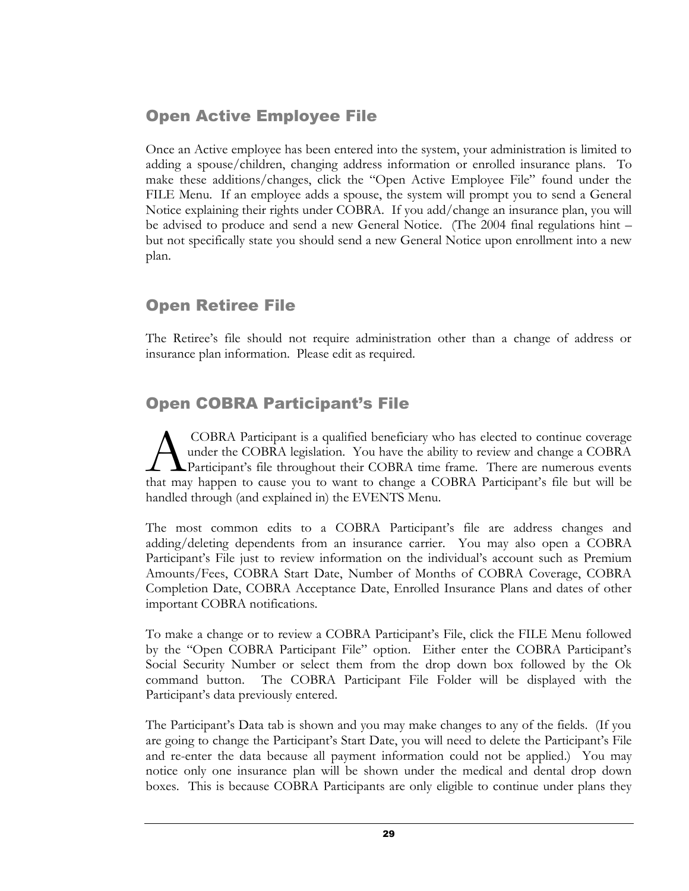## Open Active Employee File

Once an Active employee has been entered into the system, your administration is limited to adding a spouse/children, changing address information or enrolled insurance plans. To make these additions/changes, click the "Open Active Employee File" found under the FILE Menu. If an employee adds a spouse, the system will prompt you to send a General Notice explaining their rights under COBRA. If you add/change an insurance plan, you will be advised to produce and send a new General Notice. (The 2004 final regulations hint – but not specifically state you should send a new General Notice upon enrollment into a new plan.

## Open Retiree File

The Retiree's file should not require administration other than a change of address or insurance plan information. Please edit as required.

## Open COBRA Participant's File

A COBRA Participant is a qualified beneficiary who has elected to continue coverage under the COBRA legislation. You have the ability to review and change a COBRA Participant's file throughout their COBRA time frame. There are numerous events that may happen to cause you to want to change a COBRA Participant's file but will be handled through (and explained in) the EVENTS Menu.

The most common edits to a COBRA Participant's file are address changes and adding/deleting dependents from an insurance carrier. You may also open a COBRA Participant's File just to review information on the individual's account such as Premium Amounts/Fees, COBRA Start Date, Number of Months of COBRA Coverage, COBRA Completion Date, COBRA Acceptance Date, Enrolled Insurance Plans and dates of other important COBRA notifications.

To make a change or to review a COBRA Participant's File, click the FILE Menu followed by the "Open COBRA Participant File" option. Either enter the COBRA Participant's Social Security Number or select them from the drop down box followed by the Ok command button. The COBRA Participant File Folder will be displayed with the Participant's data previously entered.

The Participant's Data tab is shown and you may make changes to any of the fields. (If you are going to change the Participant's Start Date, you will need to delete the Participant's File and re-enter the data because all payment information could not be applied.) You may notice only one insurance plan will be shown under the medical and dental drop down boxes. This is because COBRA Participants are only eligible to continue under plans they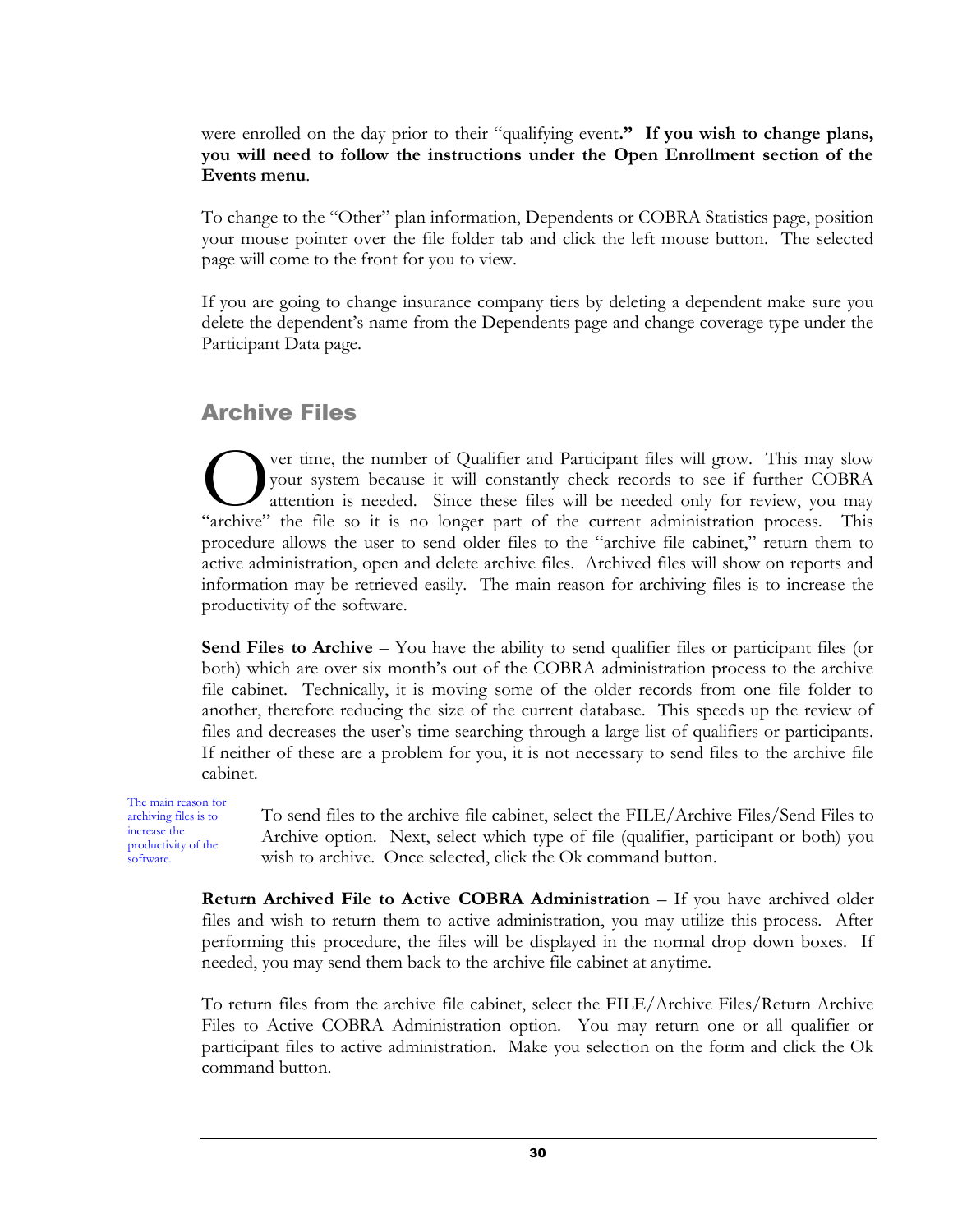were enrolled on the day prior to their "qualifying event**." If you wish to change plans, you will need to follow the instructions under the Open Enrollment section of the Events menu**.

To change to the "Other" plan information, Dependents or COBRA Statistics page, position your mouse pointer over the file folder tab and click the left mouse button. The selected page will come to the front for you to view.

If you are going to change insurance company tiers by deleting a dependent make sure you delete the dependent's name from the Dependents page and change coverage type under the Participant Data page.

## Archive Files

Over time, the number of Qualifier and Participant files will grow. This may slow your system because it will constantly check records to see if further COBRA attention is needed. Since these files will be needed only for review, you may "archive" the file so it is no longer part of the current administration process. This procedure allows the user to send older files to the "archive file cabinet," return them to active administration, open and delete archive files. Archived files will show on reports and information may be retrieved easily. The main reason for archiving files is to increase the productivity of the software.

**Send Files to Archive** – You have the ability to send qualifier files or participant files (or both) which are over six month's out of the COBRA administration process to the archive file cabinet. Technically, it is moving some of the older records from one file folder to another, therefore reducing the size of the current database. This speeds up the review of files and decreases the user's time searching through a large list of qualifiers or participants. If neither of these are a problem for you, it is not necessary to send files to the archive file cabinet.

The main reason for archiving files is to increase the productivity of the software.

To send files to the archive file cabinet, select the FILE/Archive Files/Send Files to Archive option. Next, select which type of file (qualifier, participant or both) you wish to archive. Once selected, click the Ok command button.

**Return Archived File to Active COBRA Administration** – If you have archived older files and wish to return them to active administration, you may utilize this process. After performing this procedure, the files will be displayed in the normal drop down boxes. If needed, you may send them back to the archive file cabinet at anytime.

To return files from the archive file cabinet, select the FILE/Archive Files/Return Archive Files to Active COBRA Administration option. You may return one or all qualifier or participant files to active administration. Make you selection on the form and click the Ok command button.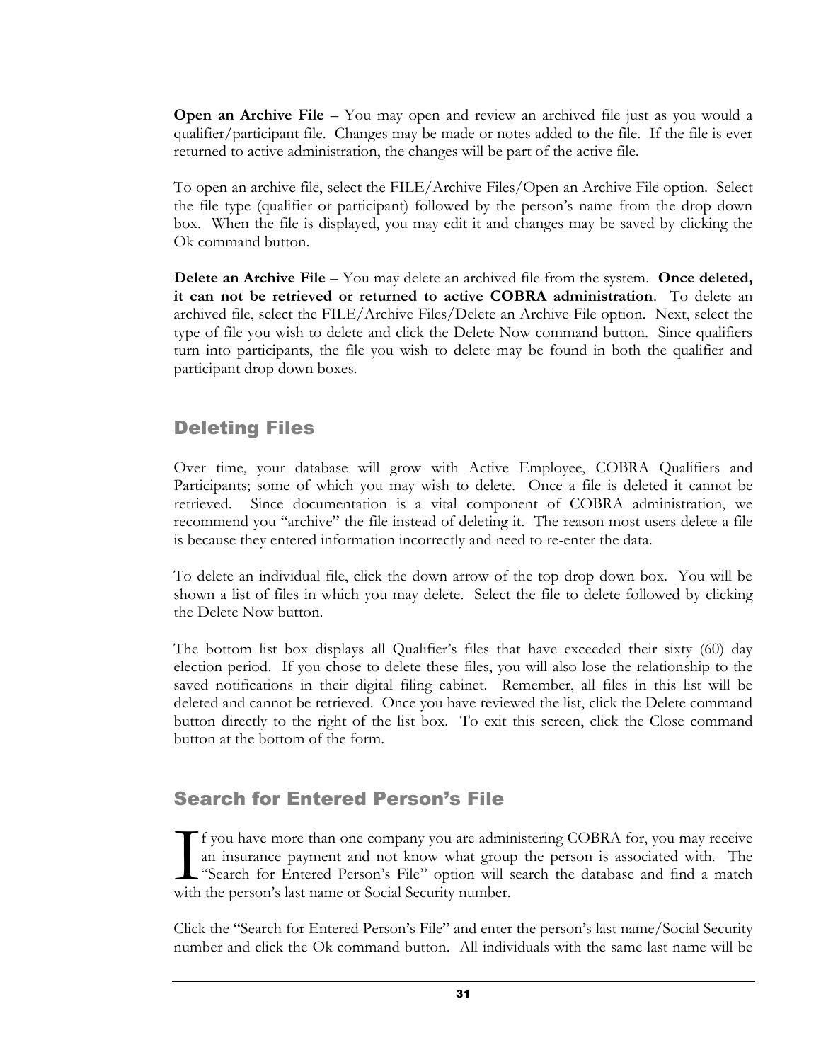**Open an Archive File** – You may open and review an archived file just as you would a qualifier/participant file. Changes may be made or notes added to the file. If the file is ever returned to active administration, the changes will be part of the active file.

To open an archive file, select the FILE/Archive Files/Open an Archive File option. Select the file type (qualifier or participant) followed by the person's name from the drop down box. When the file is displayed, you may edit it and changes may be saved by clicking the Ok command button.

**Delete an Archive File** – You may delete an archived file from the system. **Once deleted, it can not be retrieved or returned to active COBRA administration**. To delete an archived file, select the FILE/Archive Files/Delete an Archive File option. Next, select the type of file you wish to delete and click the Delete Now command button. Since qualifiers turn into participants, the file you wish to delete may be found in both the qualifier and participant drop down boxes.

## Deleting Files

Over time, your database will grow with Active Employee, COBRA Qualifiers and Participants; some of which you may wish to delete. Once a file is deleted it cannot be retrieved. Since documentation is a vital component of COBRA administration, we recommend you "archive" the file instead of deleting it. The reason most users delete a file is because they entered information incorrectly and need to re-enter the data.

To delete an individual file, click the down arrow of the top drop down box. You will be shown a list of files in which you may delete. Select the file to delete followed by clicking the Delete Now button.

The bottom list box displays all Qualifier's files that have exceeded their sixty (60) day election period. If you chose to delete these files, you will also lose the relationship to the saved notifications in their digital filing cabinet. Remember, all files in this list will be deleted and cannot be retrieved. Once you have reviewed the list, click the Delete command button directly to the right of the list box. To exit this screen, click the Close command button at the bottom of the form.

## Search for Entered Person's File

If you have more than one company you are administering COBRA for, you may receive an insurance payment and not know what group the person is associated with. The "Search for Entered Person's File" option will search the database and find a match with the person's last name or Social Security number.

Click the "Search for Entered Person's File" and enter the person's last name/Social Security number and click the Ok command button. All individuals with the same last name will be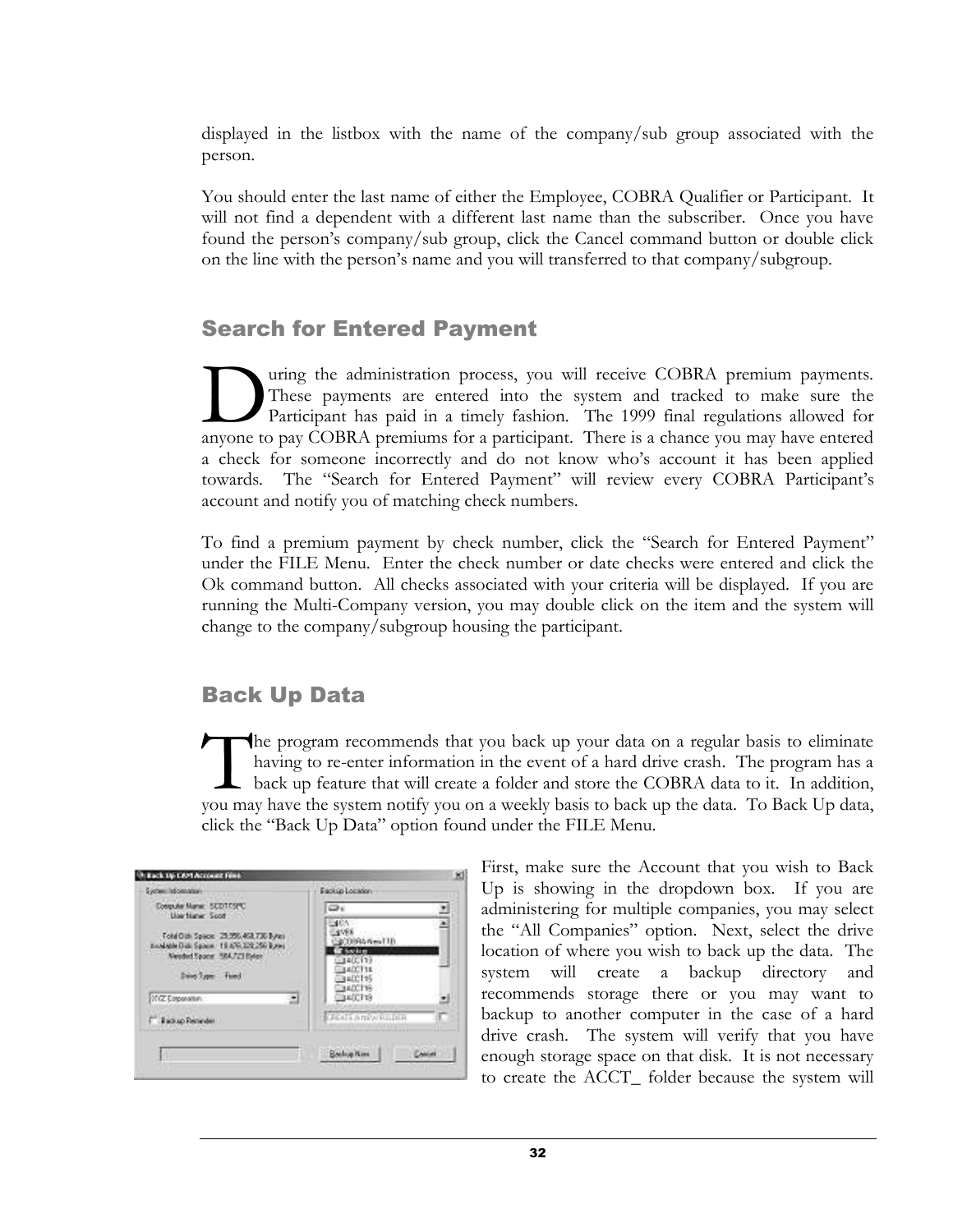displayed in the listbox with the name of the company/sub group associated with the person.

You should enter the last name of either the Employee, COBRA Qualifier or Participant. It will not find a dependent with a different last name than the subscriber. Once you have found the person's company/sub group, click the Cancel command button or double click on the line with the person's name and you will transferred to that company/subgroup.

## Search for Entered Payment

During the administration process, you will receive COBRA premium payments. These payments are entered into the system and tracked to make sure the Participant has paid in a timely fashion. The 1999 final regulations allowed for anyone to pay COBRA premiums for a participant. There is a chance you may have entered a check for someone incorrectly and do not know who's account it has been applied towards. The "Search for Entered Payment" will review every COBRA Participant's account and notify you of matching check numbers.

To find a premium payment by check number, click the "Search for Entered Payment" under the FILE Menu. Enter the check number or date checks were entered and click the Ok command button. All checks associated with your criteria will be displayed. If you are running the Multi-Company version, you may double click on the item and the system will change to the company/subgroup housing the participant.

## Back Up Data

The program recommends that you back up your data on a regular basis to eliminate having to re-enter information in the event of a hard drive crash. The program has a back up feature that will create a folder and store the COBRA data to it. In addition, you may have the system notify you on a weekly basis to back up the data. To Back Up data, click the "Back Up Data" option found under the FILE Menu.

First, make sure the Account that you wish to Back Up is showing in the dropdown box. If you are administering for multiple companies, you may select the "All Companies" option. Next, select the drive location of where you wish to back up the data. The system will create a backup directory and recommends storage there or you may want to backup to another computer in the case of a hard drive crash. The system will verify that you have enough storage space on that disk. It is not necessary to create the ACCT_ folder because the system will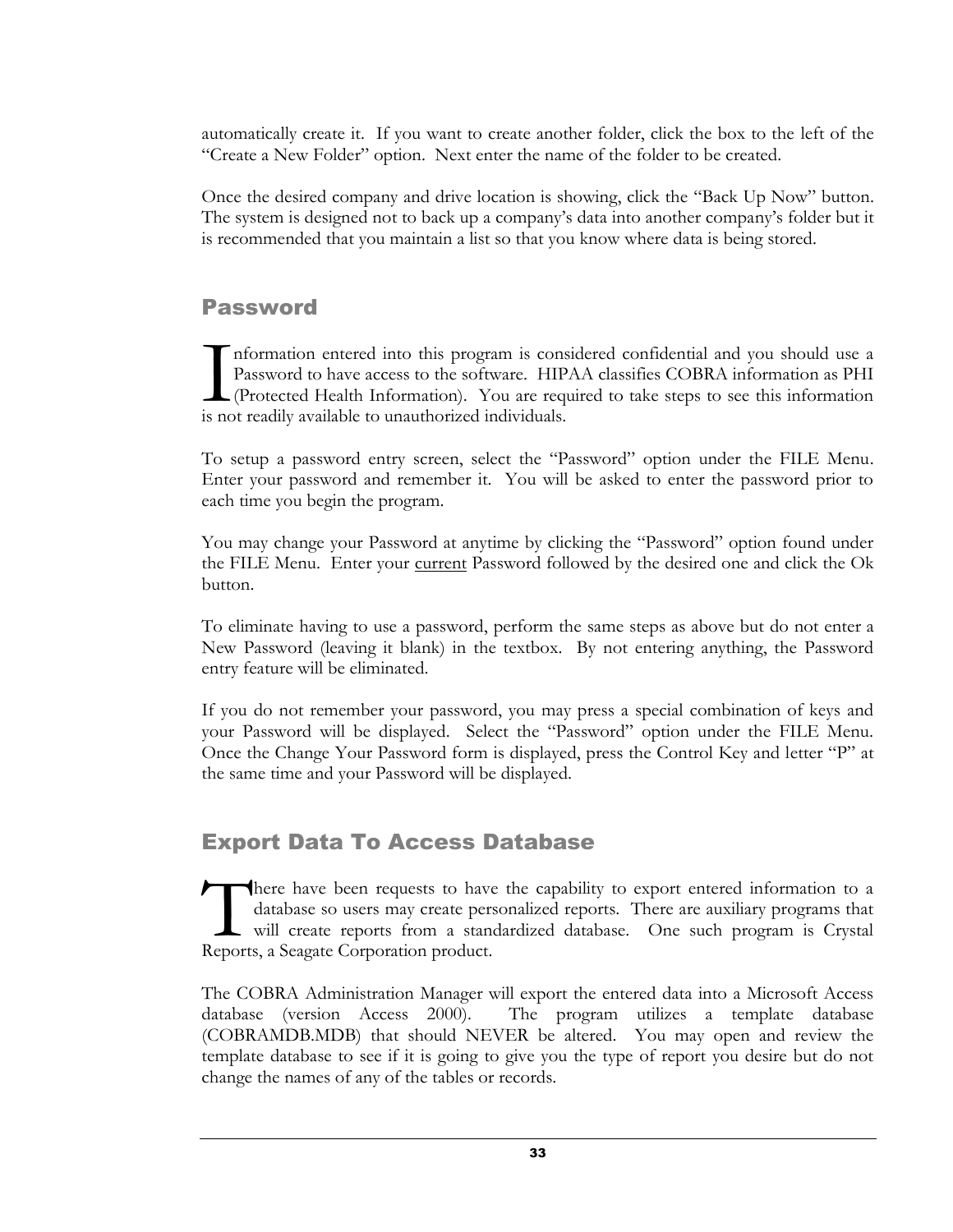automatically create it. If you want to create another folder, click the box to the left of the "Create a New Folder" option. Next enter the name of the folder to be created.

Once the desired company and drive location is showing, click the "Back Up Now" button. The system is designed not to back up a company's data into another company's folder but it is recommended that you maintain a list so that you know where data is being stored.

## Password

Information entered into this program is considered confidential and you should use a Password to have access to the software. HIPAA classifies COBRA information as PHI (Protected Health Information). You are required to take steps to see this information is not readily available to unauthorized individuals.

To setup a password entry screen, select the "Password" option under the FILE Menu. Enter your password and remember it. You will be asked to enter the password prior to each time you begin the program.

You may change your Password at anytime by clicking the "Password" option found under the FILE Menu. Enter your current Password followed by the desired one and click the Ok button.

To eliminate having to use a password, perform the same steps as above but do not enter a New Password (leaving it blank) in the textbox. By not entering anything, the Password entry feature will be eliminated.

If you do not remember your password, you may press a special combination of keys and your Password will be displayed. Select the "Password" option under the FILE Menu. Once the Change Your Password form is displayed, press the Control Key and letter "P" at the same time and your Password will be displayed.

## Export Data To Access Database

There have been requests to have the capability to export entered information to a database so users may create personalized reports. There are auxiliary programs that will create reports from a standardized database. One such program is Crystal Reports, a Seagate Corporation product.

The COBRA Administration Manager will export the entered data into a Microsoft Access database (version Access 2000). The program utilizes a template database (COBRAMDB.MDB) that should NEVER be altered. You may open and review the template database to see if it is going to give you the type of report you desire but do not change the names of any of the tables or records.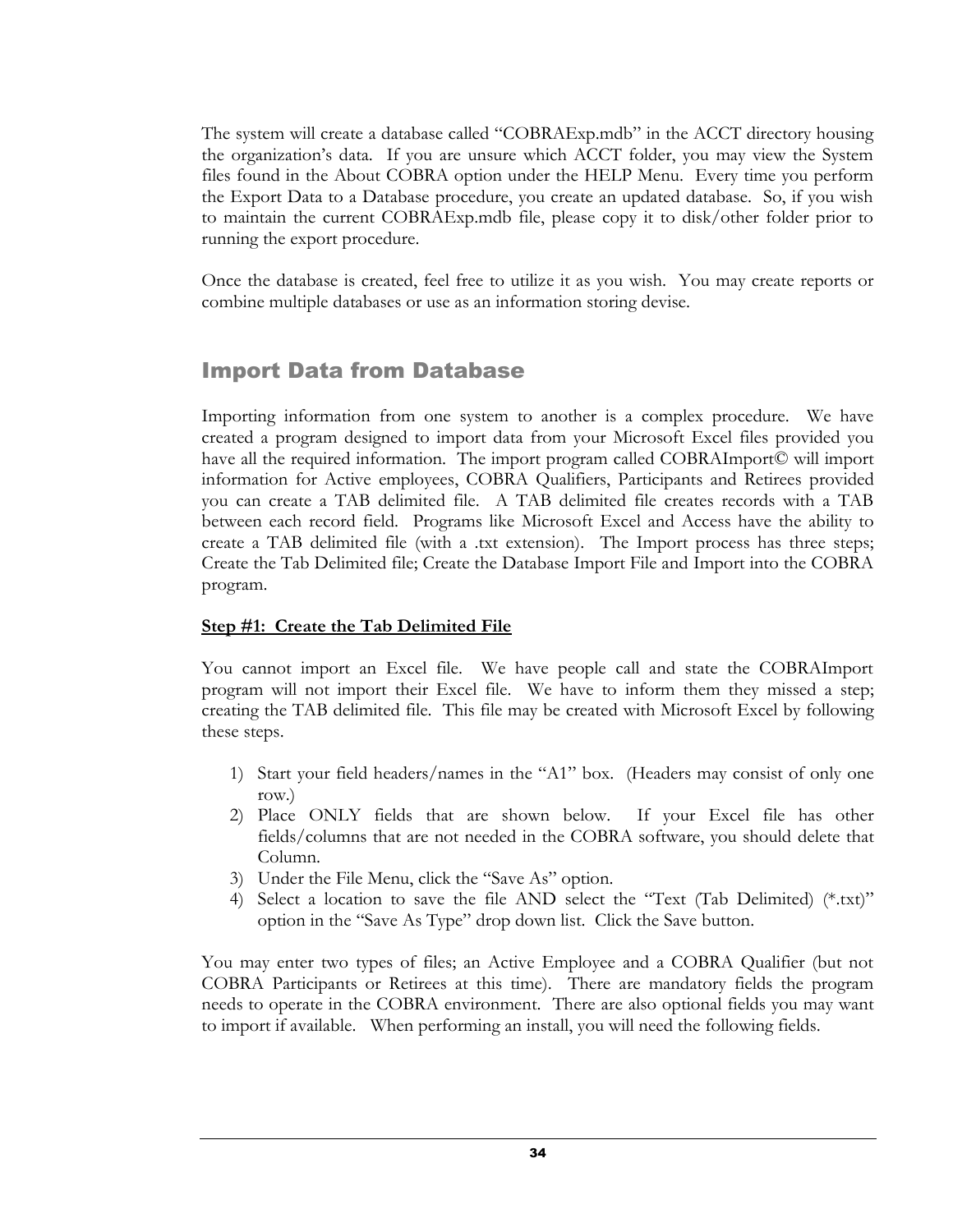The system will create a database called "COBRAExp.mdb" in the ACCT directory housing the organization's data. If you are unsure which ACCT folder, you may view the System files found in the About COBRA option under the HELP Menu. Every time you perform the Export Data to a Database procedure, you create an updated database. So, if you wish to maintain the current COBRAExp.mdb file, please copy it to disk/other folder prior to running the export procedure.

Once the database is created, feel free to utilize it as you wish. You may create reports or combine multiple databases or use as an information storing devise.

## Import Data from Database

Importing information from one system to another is a complex procedure. We have created a program designed to import data from your Microsoft Excel files provided you have all the required information. The import program called COBRAImport© will import information for Active employees, COBRA Qualifiers, Participants and Retirees provided you can create a TAB delimited file. A TAB delimited file creates records with a TAB between each record field. Programs like Microsoft Excel and Access have the ability to create a TAB delimited file (with a .txt extension). The Import process has three steps; Create the Tab Delimited file; Create the Database Import File and Import into the COBRA program.

**Step #1: Create the Tab Delimited File**

You cannot import an Excel file. We have people call and state the COBRAImport program will not import their Excel file. We have to inform them they missed a step; creating the TAB delimited file. This file may be created with Microsoft Excel by following these steps.

1) Start your field headers/names in the "A1" box. (Headers may consist of only one row.)
2) Place ONLY fields that are shown below. If your Excel file has other fields/columns that are not needed in the COBRA software, you should delete that Column.
3) Under the File Menu, click the "Save As" option.
4) Select a location to save the file AND select the "Text (Tab Delimited) (*.txt)" option in the "Save As Type" drop down list. Click the Save button.

You may enter two types of files; an Active Employee and a COBRA Qualifier (but not COBRA Participants or Retirees at this time). There are mandatory fields the program needs to operate in the COBRA environment. There are also optional fields you may want to import if available. When performing an install, you will need the following fields.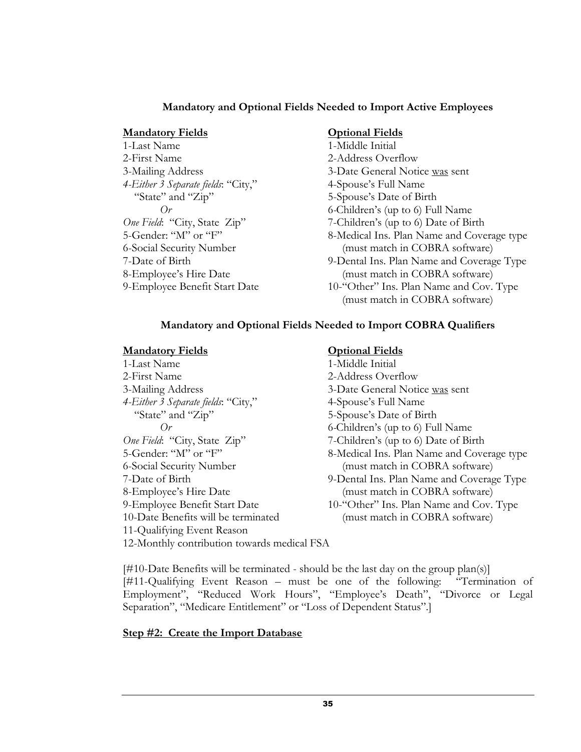### Mandatory and Optional Fields Needed to Import Active Employees

**<u>Mandatory Fields</u>**

1-Last Name
2-First Name
3-Mailing Address
*4-Either 3 Separate fields*: "City," "State" and "Zip"
*Or*
*One Field*: "City, State Zip"
5-Gender: "M" or "F"
6-Social Security Number
7-Date of Birth
8-Employee's Hire Date
9-Employee Benefit Start Date

**<u>Optional Fields</u>**

1-Middle Initial
2-Address Overflow
3-Date General Notice <u>was</u> sent
4-Spouse's Full Name
5-Spouse's Date of Birth
6-Children's (up to 6) Full Name
7-Children's (up to 6) Date of Birth
8-Medical Ins. Plan Name and Coverage type (must match in COBRA software)
9-Dental Ins. Plan Name and Coverage Type (must match in COBRA software)
10-"Other" Ins. Plan Name and Cov. Type (must match in COBRA software)

### Mandatory and Optional Fields Needed to Import COBRA Qualifiers

**<u>Mandatory Fields</u>**

1-Last Name
2-First Name
3-Mailing Address
*4-Either 3 Separate fields*: "City," "State" and "Zip"
*Or*
*One Field*: "City, State Zip"
5-Gender: "M" or "F"
6-Social Security Number
7-Date of Birth
8-Employee's Hire Date
9-Employee Benefit Start Date
10-Date Benefits will be terminated
11-Qualifying Event Reason
12-Monthly contribution towards medical FSA

**<u>Optional Fields</u>**

1-Middle Initial
2-Address Overflow
3-Date General Notice <u>was</u> sent
4-Spouse's Full Name
5-Spouse's Date of Birth
6-Children's (up to 6) Full Name
7-Children's (up to 6) Date of Birth
8-Medical Ins. Plan Name and Coverage type (must match in COBRA software)
9-Dental Ins. Plan Name and Coverage Type (must match in COBRA software)
10-"Other" Ins. Plan Name and Cov. Type (must match in COBRA software)

[#10-Date Benefits will be terminated - should be the last day on the group plan(s)]
[#11-Qualifying Event Reason – must be one of the following: "Termination of Employment", "Reduced Work Hours", "Employee's Death", "Divorce or Legal Separation", "Medicare Entitlement" or "Loss of Dependent Status".]

**<u>Step #2: Create the Import Database</u>**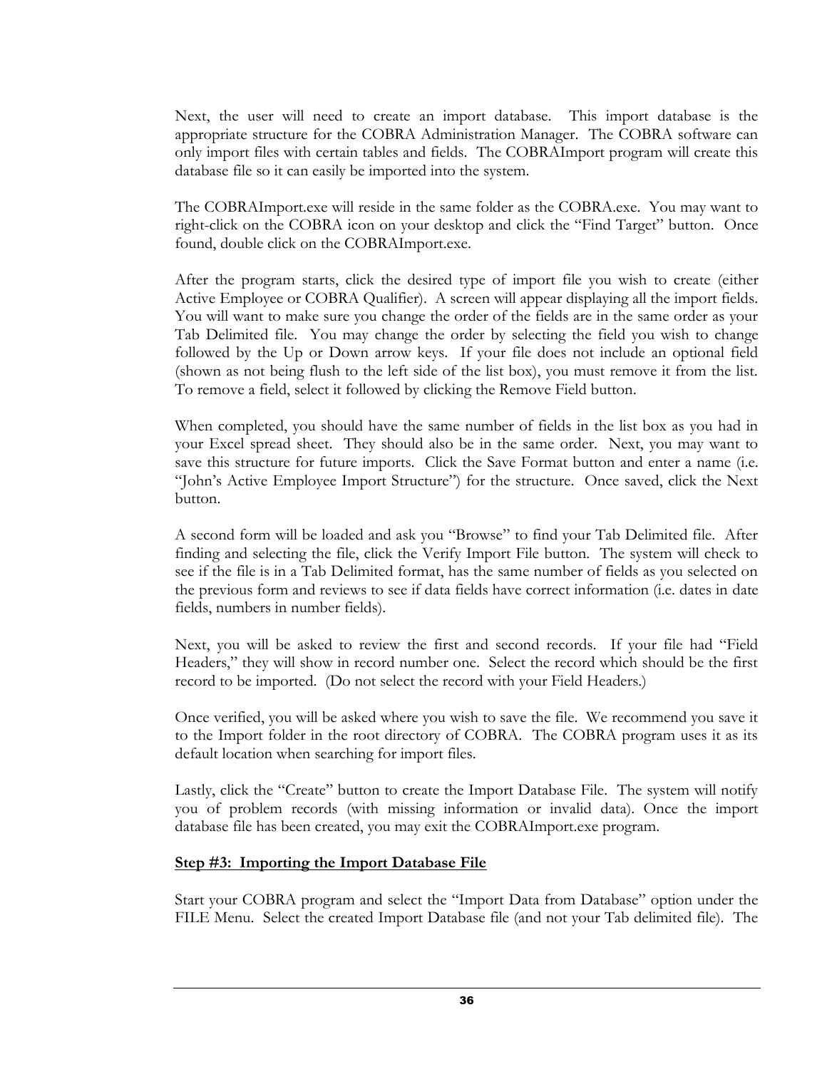Next, the user will need to create an import database. This import database is the appropriate structure for the COBRA Administration Manager. The COBRA software can only import files with certain tables and fields. The COBRAImport program will create this database file so it can easily be imported into the system.

The COBRAImport.exe will reside in the same folder as the COBRA.exe. You may want to right-click on the COBRA icon on your desktop and click the "Find Target" button. Once found, double click on the COBRAImport.exe.

After the program starts, click the desired type of import file you wish to create (either Active Employee or COBRA Qualifier). A screen will appear displaying all the import fields. You will want to make sure you change the order of the fields are in the same order as your Tab Delimited file. You may change the order by selecting the field you wish to change followed by the Up or Down arrow keys. If your file does not include an optional field (shown as not being flush to the left side of the list box), you must remove it from the list. To remove a field, select it followed by clicking the Remove Field button.

When completed, you should have the same number of fields in the list box as you had in your Excel spread sheet. They should also be in the same order. Next, you may want to save this structure for future imports. Click the Save Format button and enter a name (i.e. "John's Active Employee Import Structure") for the structure. Once saved, click the Next button.

A second form will be loaded and ask you "Browse" to find your Tab Delimited file. After finding and selecting the file, click the Verify Import File button. The system will check to see if the file is in a Tab Delimited format, has the same number of fields as you selected on the previous form and reviews to see if data fields have correct information (i.e. dates in date fields, numbers in number fields).

Next, you will be asked to review the first and second records. If your file had "Field Headers," they will show in record number one. Select the record which should be the first record to be imported. (Do not select the record with your Field Headers.)

Once verified, you will be asked where you wish to save the file. We recommend you save it to the Import folder in the root directory of COBRA. The COBRA program uses it as its default location when searching for import files.

Lastly, click the "Create" button to create the Import Database File. The system will notify you of problem records (with missing information or invalid data). Once the import database file has been created, you may exit the COBRAImport.exe program.

**<u>Step #3: Importing the Import Database File</u>**

Start your COBRA program and select the "Import Data from Database" option under the FILE Menu. Select the created Import Database file (and not your Tab delimited file). The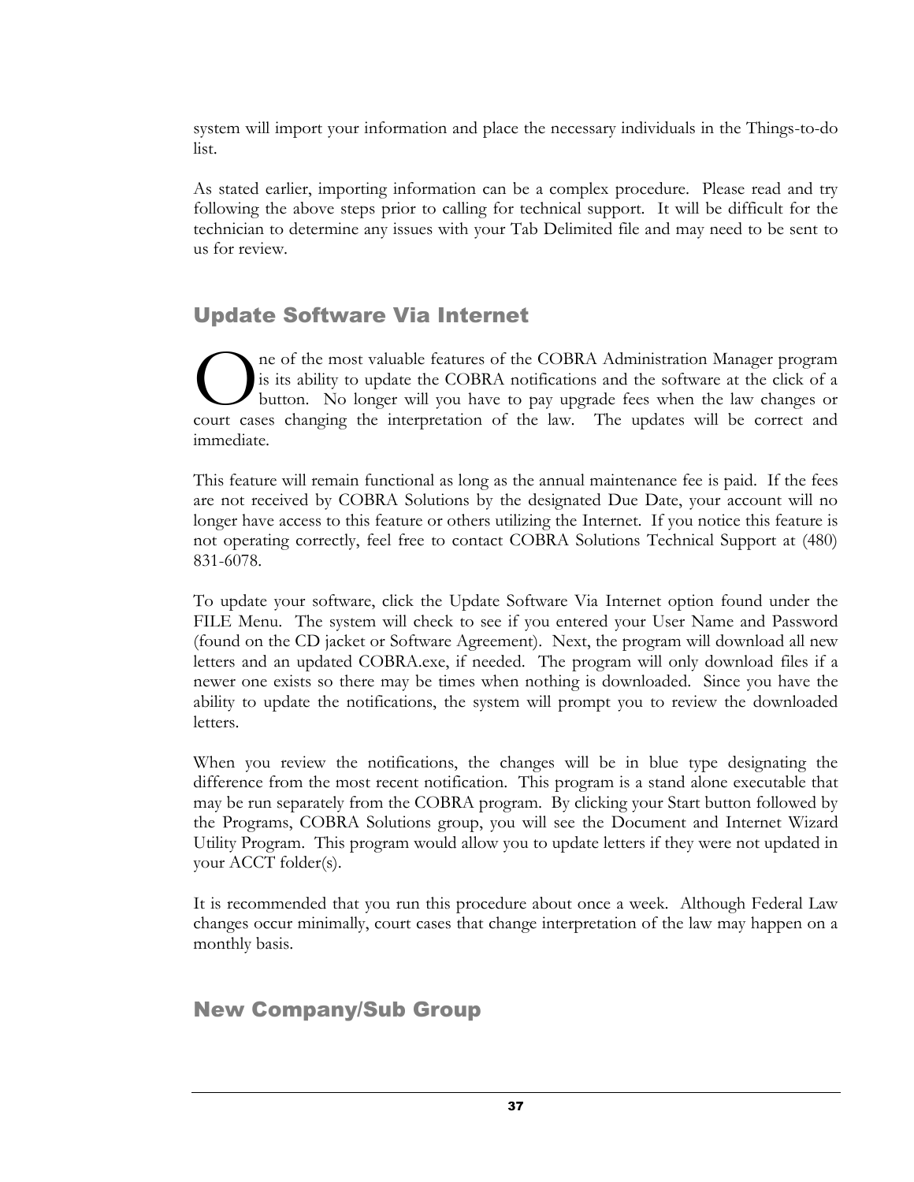system will import your information and place the necessary individuals in the Things-to-do list.

As stated earlier, importing information can be a complex procedure. Please read and try following the above steps prior to calling for technical support. It will be difficult for the technician to determine any issues with your Tab Delimited file and may need to be sent to us for review.

## Update Software Via Internet

One of the most valuable features of the COBRA Administration Manager program is its ability to update the COBRA notifications and the software at the click of a button. No longer will you have to pay upgrade fees when the law changes or court cases changing the interpretation of the law. The updates will be correct and immediate.

This feature will remain functional as long as the annual maintenance fee is paid. If the fees are not received by COBRA Solutions by the designated Due Date, your account will no longer have access to this feature or others utilizing the Internet. If you notice this feature is not operating correctly, feel free to contact COBRA Solutions Technical Support at (480) 831-6078.

To update your software, click the Update Software Via Internet option found under the FILE Menu. The system will check to see if you entered your User Name and Password (found on the CD jacket or Software Agreement). Next, the program will download all new letters and an updated COBRA.exe, if needed. The program will only download files if a newer one exists so there may be times when nothing is downloaded. Since you have the ability to update the notifications, the system will prompt you to review the downloaded letters.

When you review the notifications, the changes will be in blue type designating the difference from the most recent notification. This program is a stand alone executable that may be run separately from the COBRA program. By clicking your Start button followed by the Programs, COBRA Solutions group, you will see the Document and Internet Wizard Utility Program. This program would allow you to update letters if they were not updated in your ACCT folder(s).

It is recommended that you run this procedure about once a week. Although Federal Law changes occur minimally, court cases that change interpretation of the law may happen on a monthly basis.

## New Company/Sub Group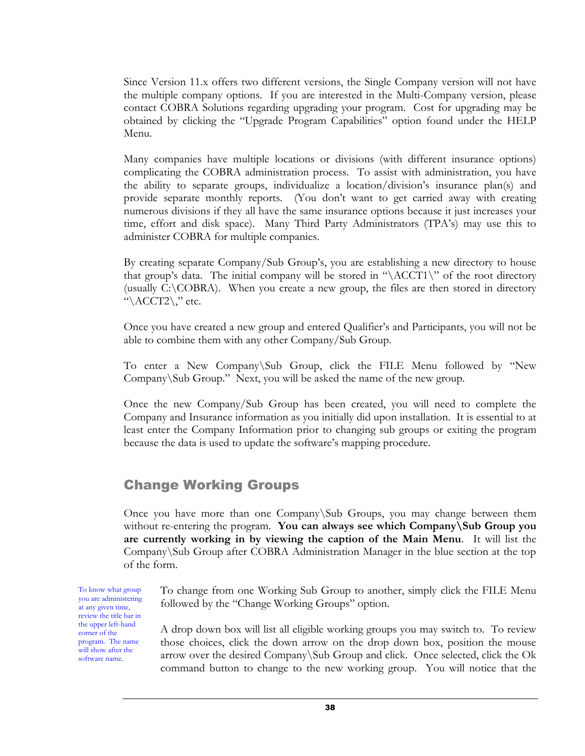Since Version 11.x offers two different versions, the Single Company version will not have the multiple company options. If you are interested in the Multi-Company version, please contact COBRA Solutions regarding upgrading your program. Cost for upgrading may be obtained by clicking the "Upgrade Program Capabilities" option found under the HELP Menu.

Many companies have multiple locations or divisions (with different insurance options) complicating the COBRA administration process. To assist with administration, you have the ability to separate groups, individualize a location/division's insurance plan(s) and provide separate monthly reports. (You don't want to get carried away with creating numerous divisions if they all have the same insurance options because it just increases your time, effort and disk space). Many Third Party Administrators (TPA's) may use this to administer COBRA for multiple companies.

By creating separate Company/Sub Group's, you are establishing a new directory to house that group's data. The initial company will be stored in "\ACCT1\" of the root directory (usually C:\COBRA). When you create a new group, the files are then stored in directory "\ACCT2\," etc.

Once you have created a new group and entered Qualifier's and Participants, you will not be able to combine them with any other Company/Sub Group.

To enter a New Company\Sub Group, click the FILE Menu followed by "New Company\Sub Group." Next, you will be asked the name of the new group.

Once the new Company/Sub Group has been created, you will need to complete the Company and Insurance information as you initially did upon installation. It is essential to at least enter the Company Information prior to changing sub groups or exiting the program because the data is used to update the software's mapping procedure.

## Change Working Groups

Once you have more than one Company\Sub Groups, you may change between them without re-entering the program. **You can always see which Company\Sub Group you are currently working in by viewing the caption of the Main Menu**. It will list the Company\Sub Group after COBRA Administration Manager in the blue section at the top of the form.

To know what group you are administering at any given time, review the title bar in the upper left-hand corner of the program. The name will show after the software name.

To change from one Working Sub Group to another, simply click the FILE Menu followed by the "Change Working Groups" option.

A drop down box will list all eligible working groups you may switch to. To review those choices, click the down arrow on the drop down box, position the mouse arrow over the desired Company\Sub Group and click. Once selected, click the Ok command button to change to the new working group. You will notice that the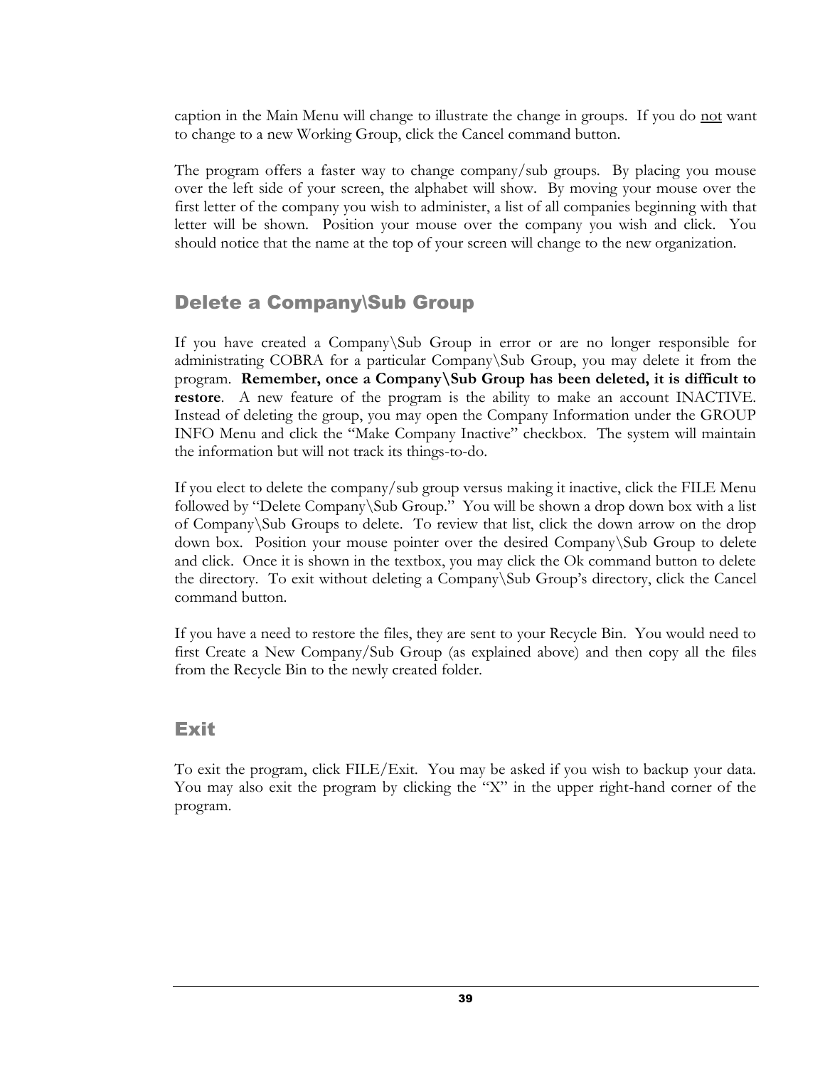caption in the Main Menu will change to illustrate the change in groups. If you do <u>not</u> want to change to a new Working Group, click the Cancel command button.

The program offers a faster way to change company/sub groups. By placing you mouse over the left side of your screen, the alphabet will show. By moving your mouse over the first letter of the company you wish to administer, a list of all companies beginning with that letter will be shown. Position your mouse over the company you wish and click. You should notice that the name at the top of your screen will change to the new organization.

## Delete a Company\Sub Group

If you have created a Company\Sub Group in error or are no longer responsible for administrating COBRA for a particular Company\Sub Group, you may delete it from the program. **Remember, once a Company\Sub Group has been deleted, it is difficult to restore**. A new feature of the program is the ability to make an account INACTIVE. Instead of deleting the group, you may open the Company Information under the GROUP INFO Menu and click the "Make Company Inactive" checkbox. The system will maintain the information but will not track its things-to-do.

If you elect to delete the company/sub group versus making it inactive, click the FILE Menu followed by "Delete Company\Sub Group." You will be shown a drop down box with a list of Company\Sub Groups to delete. To review that list, click the down arrow on the drop down box. Position your mouse pointer over the desired Company\Sub Group to delete and click. Once it is shown in the textbox, you may click the Ok command button to delete the directory. To exit without deleting a Company\Sub Group's directory, click the Cancel command button.

If you have a need to restore the files, they are sent to your Recycle Bin. You would need to first Create a New Company/Sub Group (as explained above) and then copy all the files from the Recycle Bin to the newly created folder.

## Exit

To exit the program, click FILE/Exit. You may be asked if you wish to backup your data. You may also exit the program by clicking the "X" in the upper right-hand corner of the program.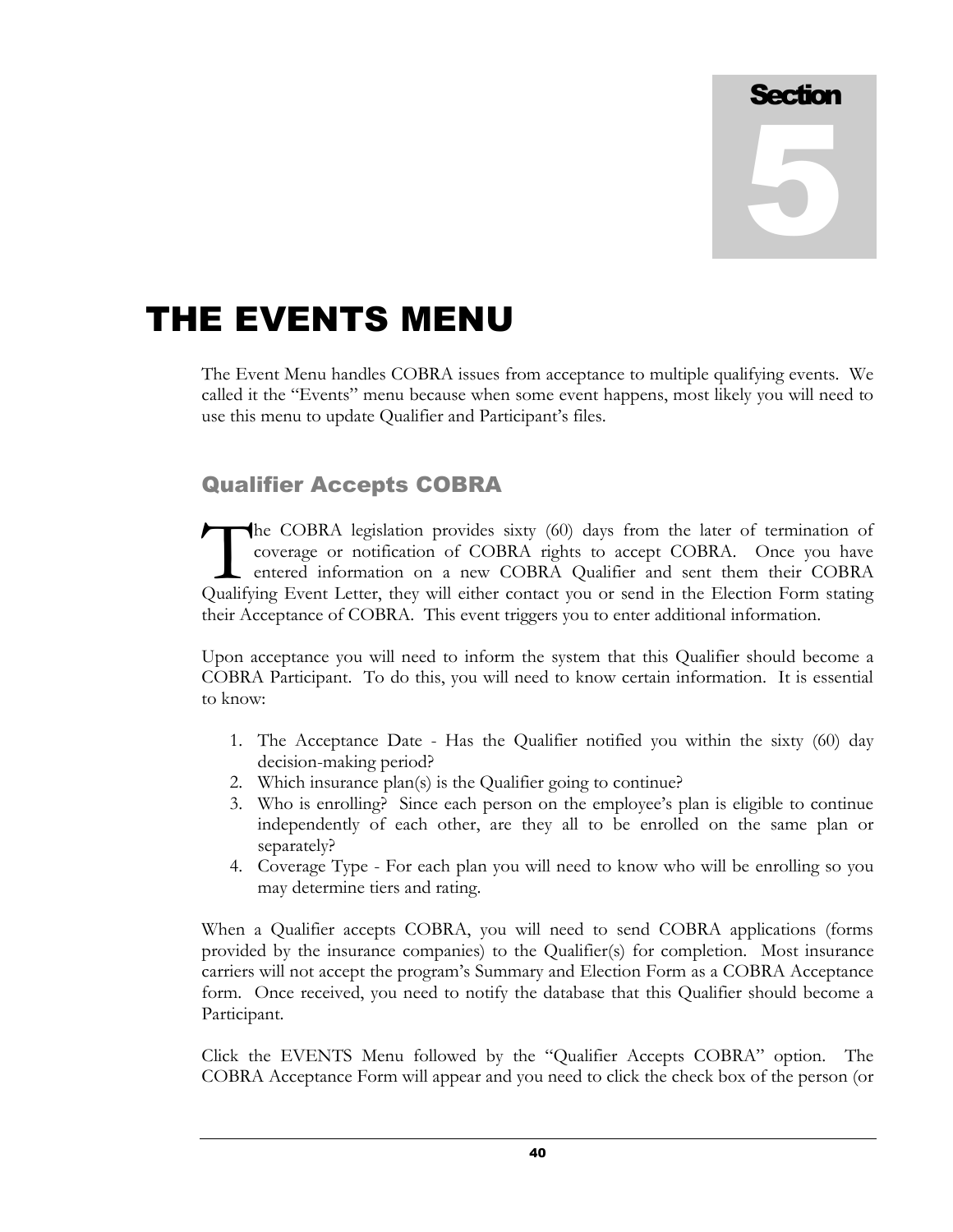# Section 5

# THE EVENTS MENU

The Event Menu handles COBRA issues from acceptance to multiple qualifying events. We called it the "Events" menu because when some event happens, most likely you will need to use this menu to update Qualifier and Participant's files.

## Qualifier Accepts COBRA

The COBRA legislation provides sixty (60) days from the later of termination of coverage or notification of COBRA rights to accept COBRA. Once you have entered information on a new COBRA Qualifier and sent them their COBRA Qualifying Event Letter, they will either contact you or send in the Election Form stating their Acceptance of COBRA. This event triggers you to enter additional information.

Upon acceptance you will need to inform the system that this Qualifier should become a COBRA Participant. To do this, you will need to know certain information. It is essential to know:

1. The Acceptance Date - Has the Qualifier notified you within the sixty (60) day decision-making period?
2. Which insurance plan(s) is the Qualifier going to continue?
3. Who is enrolling? Since each person on the employee's plan is eligible to continue independently of each other, are they all to be enrolled on the same plan or separately?
4. Coverage Type - For each plan you will need to know who will be enrolling so you may determine tiers and rating.

When a Qualifier accepts COBRA, you will need to send COBRA applications (forms provided by the insurance companies) to the Qualifier(s) for completion. Most insurance carriers will not accept the program's Summary and Election Form as a COBRA Acceptance form. Once received, you need to notify the database that this Qualifier should become a Participant.

Click the EVENTS Menu followed by the "Qualifier Accepts COBRA" option. The COBRA Acceptance Form will appear and you need to click the check box of the person (or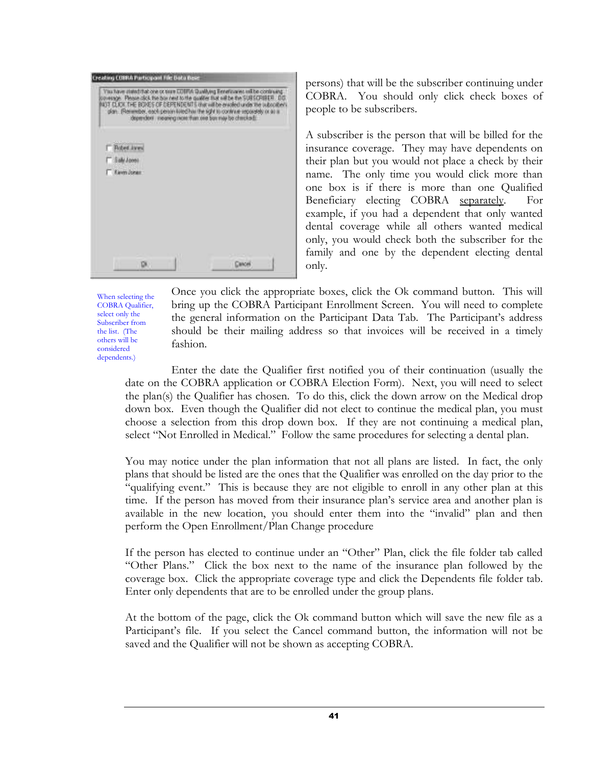persons) that will be the subscriber continuing under COBRA. You should only click check boxes of people to be subscribers.

A subscriber is the person that will be billed for the insurance coverage. They may have dependents on their plan but you would not place a check by their name. The only time you would click more than one box is if there is more than one Qualified Beneficiary electing COBRA separately. For example, if you had a dependent that only wanted dental coverage while all others wanted medical only, you would check both the subscriber for the family and one by the dependent electing dental only.

When selecting the COBRA Qualifier, select only the Subscriber from the list. (The others will be considered dependents.)

Once you click the appropriate boxes, click the Ok command button. This will bring up the COBRA Participant Enrollment Screen. You will need to complete the general information on the Participant Data Tab. The Participant's address should be their mailing address so that invoices will be received in a timely fashion.

Enter the date the Qualifier first notified you of their continuation (usually the date on the COBRA application or COBRA Election Form). Next, you will need to select the plan(s) the Qualifier has chosen. To do this, click the down arrow on the Medical drop down box. Even though the Qualifier did not elect to continue the medical plan, you must choose a selection from this drop down box. If they are not continuing a medical plan, select "Not Enrolled in Medical." Follow the same procedures for selecting a dental plan.

You may notice under the plan information that not all plans are listed. In fact, the only plans that should be listed are the ones that the Qualifier was enrolled on the day prior to the "qualifying event." This is because they are not eligible to enroll in any other plan at this time. If the person has moved from their insurance plan's service area and another plan is available in the new location, you should enter them into the "invalid" plan and then perform the Open Enrollment/Plan Change procedure

If the person has elected to continue under an "Other" Plan, click the file folder tab called "Other Plans." Click the box next to the name of the insurance plan followed by the coverage box. Click the appropriate coverage type and click the Dependents file folder tab. Enter only dependents that are to be enrolled under the group plans.

At the bottom of the page, click the Ok command button which will save the new file as a Participant's file. If you select the Cancel command button, the information will not be saved and the Qualifier will not be shown as accepting COBRA.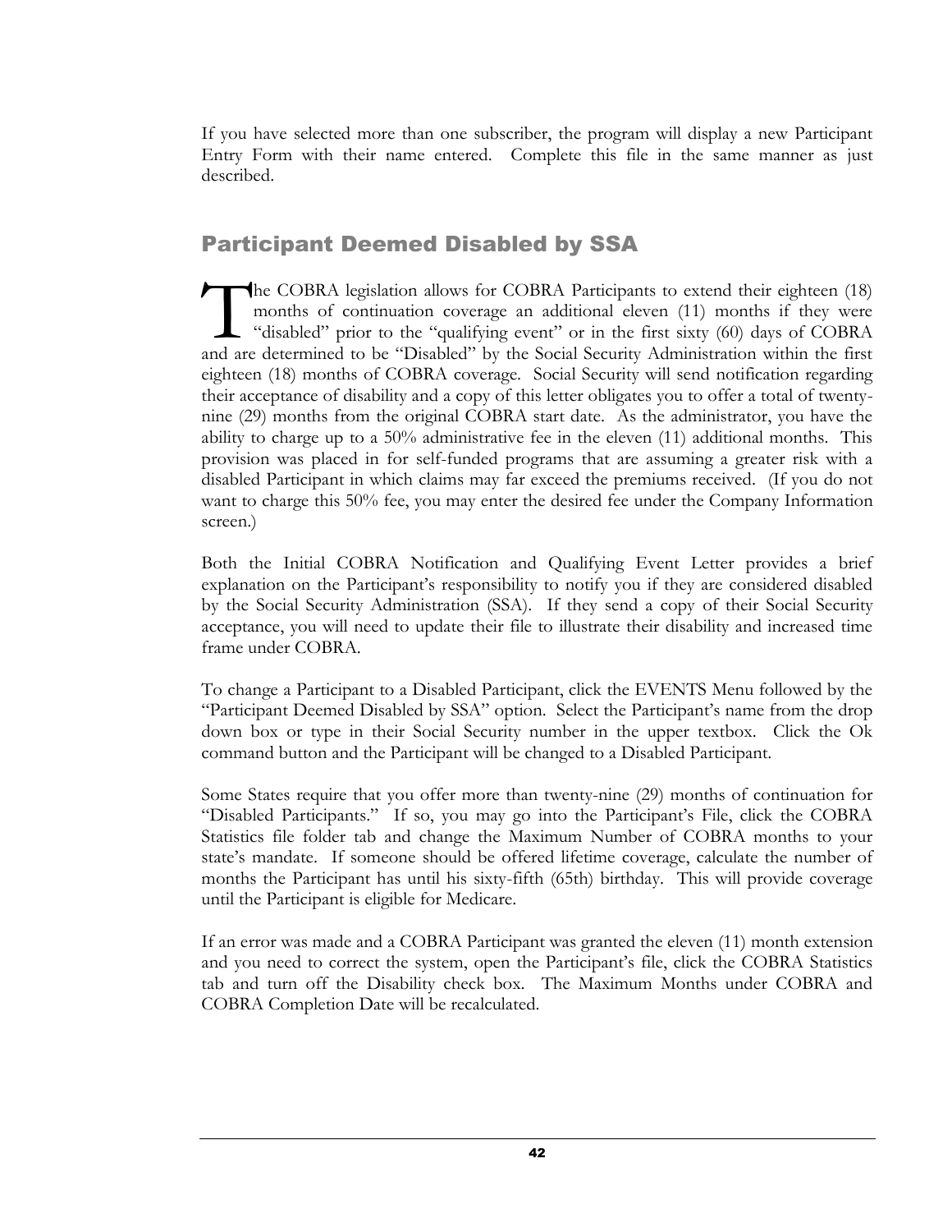If you have selected more than one subscriber, the program will display a new Participant Entry Form with their name entered. Complete this file in the same manner as just described.

## Participant Deemed Disabled by SSA

The COBRA legislation allows for COBRA Participants to extend their eighteen (18) months of continuation coverage an additional eleven (11) months if they were "disabled" prior to the "qualifying event" or in the first sixty (60) days of COBRA and are determined to be "Disabled" by the Social Security Administration within the first eighteen (18) months of COBRA coverage. Social Security will send notification regarding their acceptance of disability and a copy of this letter obligates you to offer a total of twenty-nine (29) months from the original COBRA start date. As the administrator, you have the ability to charge up to a 50% administrative fee in the eleven (11) additional months. This provision was placed in for self-funded programs that are assuming a greater risk with a disabled Participant in which claims may far exceed the premiums received. (If you do not want to charge this 50% fee, you may enter the desired fee under the Company Information screen.)

Both the Initial COBRA Notification and Qualifying Event Letter provides a brief explanation on the Participant's responsibility to notify you if they are considered disabled by the Social Security Administration (SSA). If they send a copy of their Social Security acceptance, you will need to update their file to illustrate their disability and increased time frame under COBRA.

To change a Participant to a Disabled Participant, click the EVENTS Menu followed by the "Participant Deemed Disabled by SSA" option. Select the Participant's name from the drop down box or type in their Social Security number in the upper textbox. Click the Ok command button and the Participant will be changed to a Disabled Participant.

Some States require that you offer more than twenty-nine (29) months of continuation for "Disabled Participants." If so, you may go into the Participant's File, click the COBRA Statistics file folder tab and change the Maximum Number of COBRA months to your state's mandate. If someone should be offered lifetime coverage, calculate the number of months the Participant has until his sixty-fifth (65th) birthday. This will provide coverage until the Participant is eligible for Medicare.

If an error was made and a COBRA Participant was granted the eleven (11) month extension and you need to correct the system, open the Participant's file, click the COBRA Statistics tab and turn off the Disability check box. The Maximum Months under COBRA and COBRA Completion Date will be recalculated.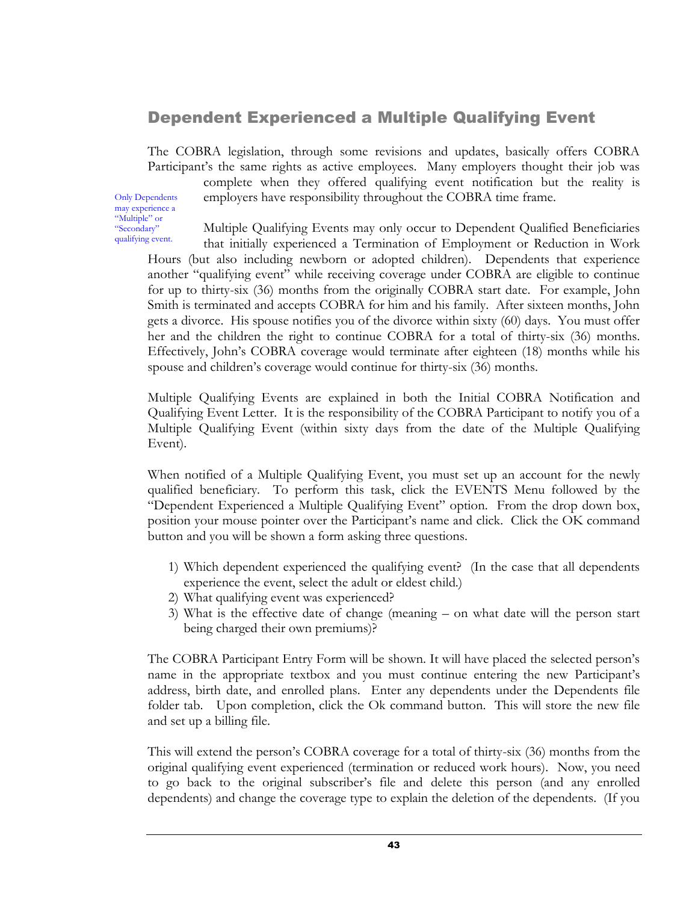## Dependent Experienced a Multiple Qualifying Event

The COBRA legislation, through some revisions and updates, basically offers COBRA Participant's the same rights as active employees. Many employers thought their job was complete when they offered qualifying event notification but the reality is employers have responsibility throughout the COBRA time frame.

Only Dependents may experience a "Multiple" or "Secondary" qualifying event.

Multiple Qualifying Events may only occur to Dependent Qualified Beneficiaries that initially experienced a Termination of Employment or Reduction in Work Hours (but also including newborn or adopted children). Dependents that experience another "qualifying event" while receiving coverage under COBRA are eligible to continue for up to thirty-six (36) months from the originally COBRA start date. For example, John Smith is terminated and accepts COBRA for him and his family. After sixteen months, John gets a divorce. His spouse notifies you of the divorce within sixty (60) days. You must offer her and the children the right to continue COBRA for a total of thirty-six (36) months. Effectively, John's COBRA coverage would terminate after eighteen (18) months while his spouse and children's coverage would continue for thirty-six (36) months.

Multiple Qualifying Events are explained in both the Initial COBRA Notification and Qualifying Event Letter. It is the responsibility of the COBRA Participant to notify you of a Multiple Qualifying Event (within sixty days from the date of the Multiple Qualifying Event).

When notified of a Multiple Qualifying Event, you must set up an account for the newly qualified beneficiary. To perform this task, click the EVENTS Menu followed by the "Dependent Experienced a Multiple Qualifying Event" option. From the drop down box, position your mouse pointer over the Participant's name and click. Click the OK command button and you will be shown a form asking three questions.

1) Which dependent experienced the qualifying event? (In the case that all dependents experience the event, select the adult or eldest child.)
2) What qualifying event was experienced?
3) What is the effective date of change (meaning – on what date will the person start being charged their own premiums)?

The COBRA Participant Entry Form will be shown. It will have placed the selected person's name in the appropriate textbox and you must continue entering the new Participant's address, birth date, and enrolled plans. Enter any dependents under the Dependents file folder tab. Upon completion, click the Ok command button. This will store the new file and set up a billing file.

This will extend the person's COBRA coverage for a total of thirty-six (36) months from the original qualifying event experienced (termination or reduced work hours). Now, you need to go back to the original subscriber's file and delete this person (and any enrolled dependents) and change the coverage type to explain the deletion of the dependents. (If you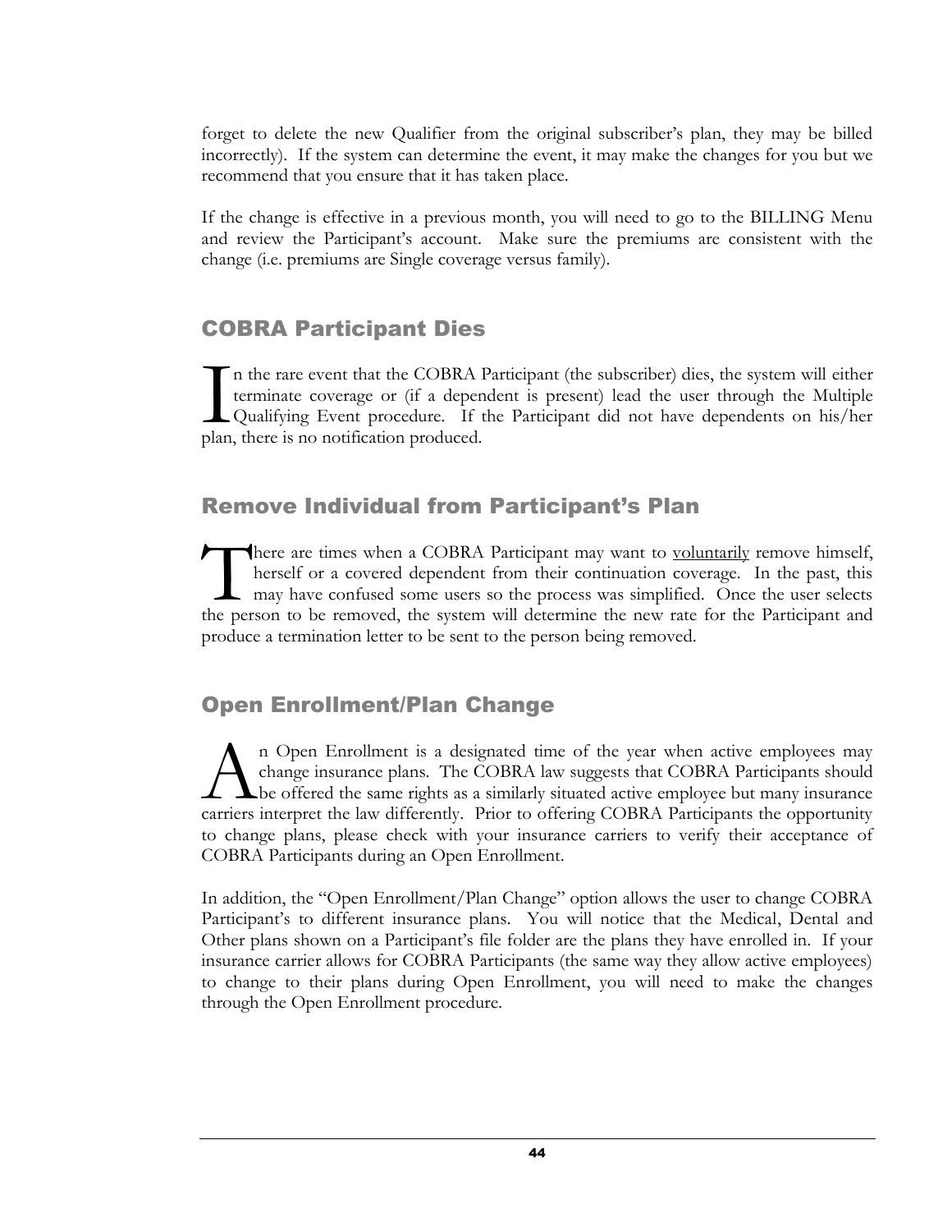forget to delete the new Qualifier from the original subscriber's plan, they may be billed incorrectly). If the system can determine the event, it may make the changes for you but we recommend that you ensure that it has taken place.

If the change is effective in a previous month, you will need to go to the BILLING Menu and review the Participant's account. Make sure the premiums are consistent with the change (i.e. premiums are Single coverage versus family).

## COBRA Participant Dies

In the rare event that the COBRA Participant (the subscriber) dies, the system will either terminate coverage or (if a dependent is present) lead the user through the Multiple Qualifying Event procedure. If the Participant did not have dependents on his/her plan, there is no notification produced.

## Remove Individual from Participant's Plan

There are times when a COBRA Participant may want to voluntarily remove himself, herself or a covered dependent from their continuation coverage. In the past, this may have confused some users so the process was simplified. Once the user selects the person to be removed, the system will determine the new rate for the Participant and produce a termination letter to be sent to the person being removed.

## Open Enrollment/Plan Change

An Open Enrollment is a designated time of the year when active employees may change insurance plans. The COBRA law suggests that COBRA Participants should be offered the same rights as a similarly situated active employee but many insurance carriers interpret the law differently. Prior to offering COBRA Participants the opportunity to change plans, please check with your insurance carriers to verify their acceptance of COBRA Participants during an Open Enrollment.

In addition, the "Open Enrollment/Plan Change" option allows the user to change COBRA Participant's to different insurance plans. You will notice that the Medical, Dental and Other plans shown on a Participant's file folder are the plans they have enrolled in. If your insurance carrier allows for COBRA Participants (the same way they allow active employees) to change to their plans during Open Enrollment, you will need to make the changes through the Open Enrollment procedure.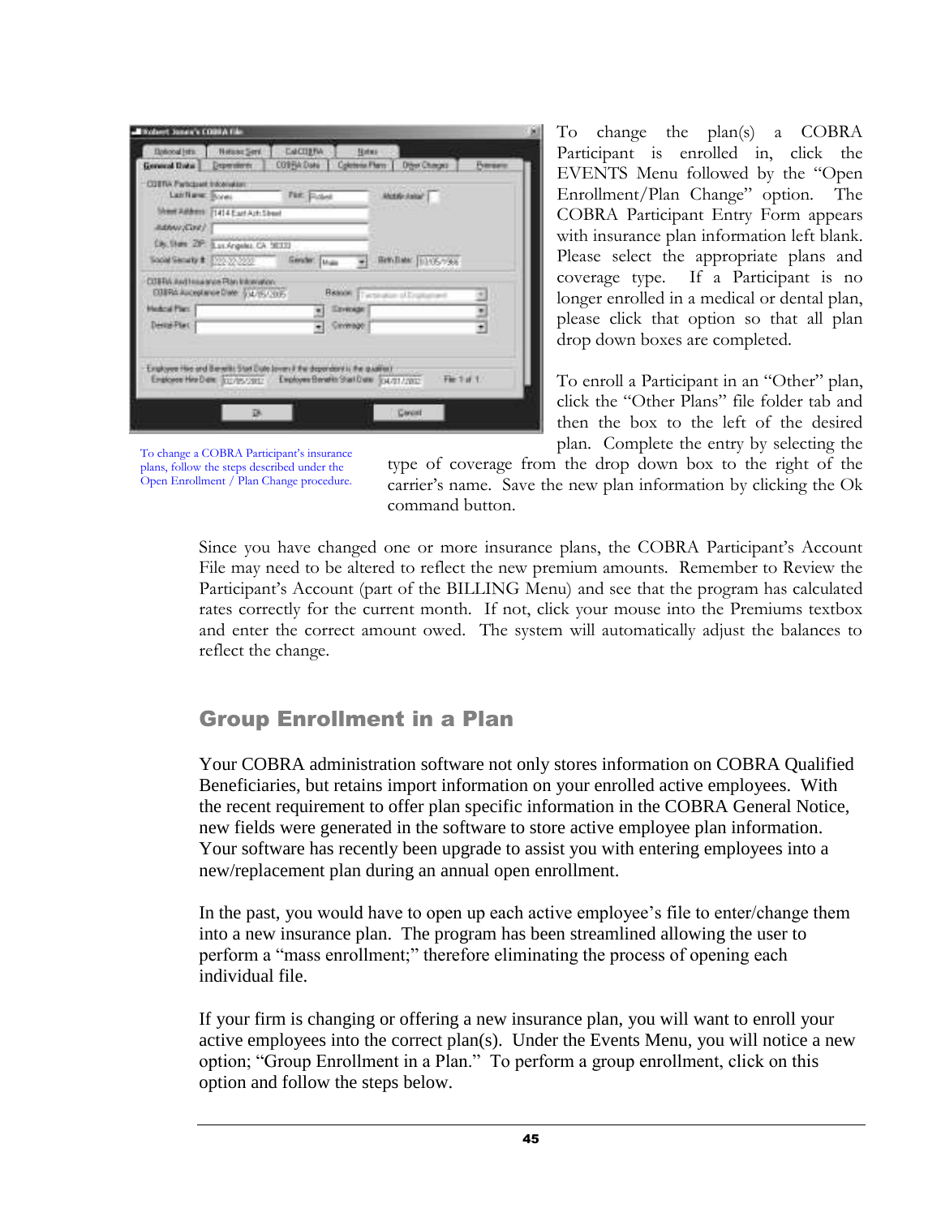To change the plan(s) a COBRA Participant is enrolled in, click the EVENTS Menu followed by the "Open Enrollment/Plan Change" option. The COBRA Participant Entry Form appears with insurance plan information left blank. Please select the appropriate plans and coverage type. If a Participant is no longer enrolled in a medical or dental plan, please click that option so that all plan drop down boxes are completed.

To enroll a Participant in an "Other" plan, click the "Other Plans" file folder tab and then the box to the left of the desired plan. Complete the entry by selecting the type of coverage from the drop down box to the right of the carrier's name. Save the new plan information by clicking the Ok command button.

To change a COBRA Participant's insurance plans, follow the steps described under the Open Enrollment / Plan Change procedure.

Since you have changed one or more insurance plans, the COBRA Participant's Account File may need to be altered to reflect the new premium amounts. Remember to Review the Participant's Account (part of the BILLING Menu) and see that the program has calculated rates correctly for the current month. If not, click your mouse into the Premiums textbox and enter the correct amount owed. The system will automatically adjust the balances to reflect the change.

## Group Enrollment in a Plan

Your COBRA administration software not only stores information on COBRA Qualified Beneficiaries, but retains import information on your enrolled active employees. With the recent requirement to offer plan specific information in the COBRA General Notice, new fields were generated in the software to store active employee plan information. Your software has recently been upgrade to assist you with entering employees into a new/replacement plan during an annual open enrollment.

In the past, you would have to open up each active employee's file to enter/change them into a new insurance plan. The program has been streamlined allowing the user to perform a "mass enrollment;" therefore eliminating the process of opening each individual file.

If your firm is changing or offering a new insurance plan, you will want to enroll your active employees into the correct plan(s). Under the Events Menu, you will notice a new option; "Group Enrollment in a Plan." To perform a group enrollment, click on this option and follow the steps below.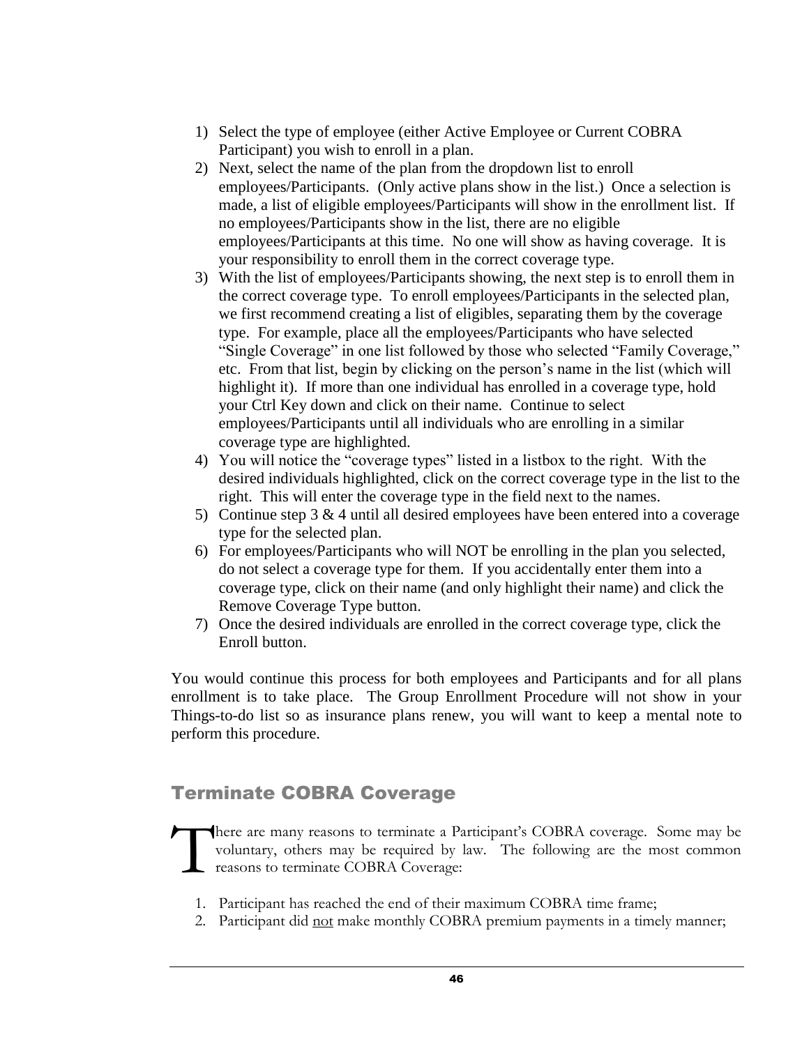1) Select the type of employee (either Active Employee or Current COBRA Participant) you wish to enroll in a plan.
2) Next, select the name of the plan from the dropdown list to enroll employees/Participants. (Only active plans show in the list.) Once a selection is made, a list of eligible employees/Participants will show in the enrollment list. If no employees/Participants show in the list, there are no eligible employees/Participants at this time. No one will show as having coverage. It is your responsibility to enroll them in the correct coverage type.
3) With the list of employees/Participants showing, the next step is to enroll them in the correct coverage type. To enroll employees/Participants in the selected plan, we first recommend creating a list of eligibles, separating them by the coverage type. For example, place all the employees/Participants who have selected "Single Coverage" in one list followed by those who selected "Family Coverage," etc. From that list, begin by clicking on the person's name in the list (which will highlight it). If more than one individual has enrolled in a coverage type, hold your Ctrl Key down and click on their name. Continue to select employees/Participants until all individuals who are enrolling in a similar coverage type are highlighted.
4) You will notice the "coverage types" listed in a listbox to the right. With the desired individuals highlighted, click on the correct coverage type in the list to the right. This will enter the coverage type in the field next to the names.
5) Continue step 3 & 4 until all desired employees have been entered into a coverage type for the selected plan.
6) For employees/Participants who will NOT be enrolling in the plan you selected, do not select a coverage type for them. If you accidentally enter them into a coverage type, click on their name (and only highlight their name) and click the Remove Coverage Type button.
7) Once the desired individuals are enrolled in the correct coverage type, click the Enroll button.

You would continue this process for both employees and Participants and for all plans enrollment is to take place. The Group Enrollment Procedure will not show in your Things-to-do list so as insurance plans renew, you will want to keep a mental note to perform this procedure.

## Terminate COBRA Coverage

There are many reasons to terminate a Participant's COBRA coverage. Some may be voluntary, others may be required by law. The following are the most common reasons to terminate COBRA Coverage:

1. Participant has reached the end of their maximum COBRA time frame;
2. Participant did not make monthly COBRA premium payments in a timely manner;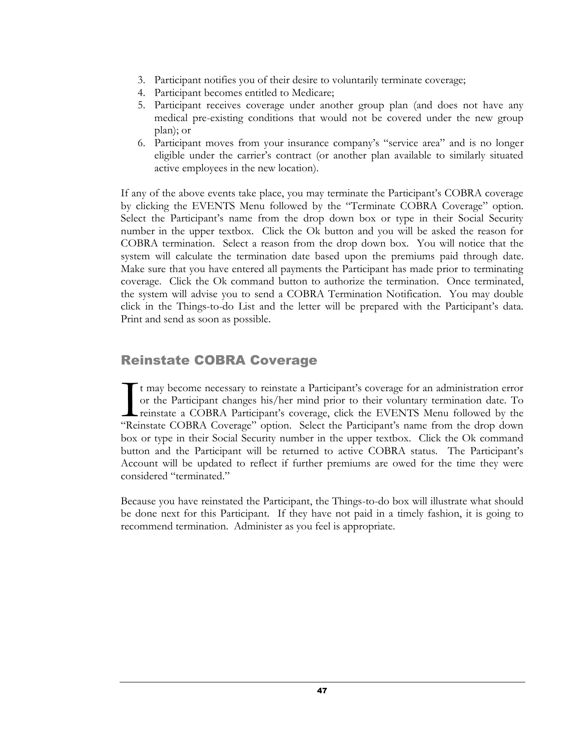3. Participant notifies you of their desire to voluntarily terminate coverage;
4. Participant becomes entitled to Medicare;
5. Participant receives coverage under another group plan (and does not have any medical pre-existing conditions that would not be covered under the new group plan); or
6. Participant moves from your insurance company's "service area" and is no longer eligible under the carrier's contract (or another plan available to similarly situated active employees in the new location).

If any of the above events take place, you may terminate the Participant's COBRA coverage by clicking the EVENTS Menu followed by the "Terminate COBRA Coverage" option. Select the Participant's name from the drop down box or type in their Social Security number in the upper textbox. Click the Ok button and you will be asked the reason for COBRA termination. Select a reason from the drop down box. You will notice that the system will calculate the termination date based upon the premiums paid through date. Make sure that you have entered all payments the Participant has made prior to terminating coverage. Click the Ok command button to authorize the termination. Once terminated, the system will advise you to send a COBRA Termination Notification. You may double click in the Things-to-do List and the letter will be prepared with the Participant's data. Print and send as soon as possible.

## Reinstate COBRA Coverage

It may become necessary to reinstate a Participant's coverage for an administration error or the Participant changes his/her mind prior to their voluntary termination date. To reinstate a COBRA Participant's coverage, click the EVENTS Menu followed by the "Reinstate COBRA Coverage" option. Select the Participant's name from the drop down box or type in their Social Security number in the upper textbox. Click the Ok command button and the Participant will be returned to active COBRA status. The Participant's Account will be updated to reflect if further premiums are owed for the time they were considered "terminated."

Because you have reinstated the Participant, the Things-to-do box will illustrate what should be done next for this Participant. If they have not paid in a timely fashion, it is going to recommend termination. Administer as you feel is appropriate.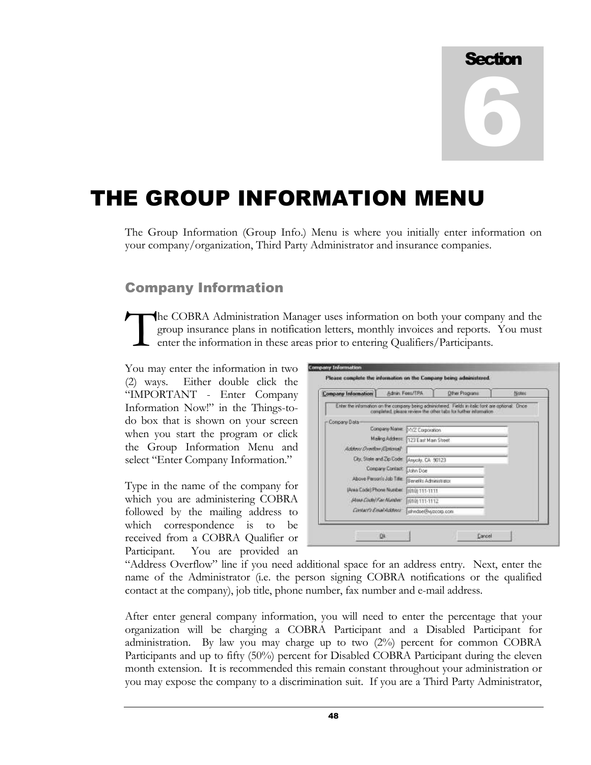Section 6

# THE GROUP INFORMATION MENU

The Group Information (Group Info.) Menu is where you initially enter information on your company/organization, Third Party Administrator and insurance companies.

## Company Information

The COBRA Administration Manager uses information on both your company and the group insurance plans in notification letters, monthly invoices and reports. You must enter the information in these areas prior to entering Qualifiers/Participants.

You may enter the information in two (2) ways. Either double click the "IMPORTANT - Enter Company Information Now!" in the Things-to-do box that is shown on your screen when you start the program or click the Group Information Menu and select "Enter Company Information."

Type in the name of the company for which you are administering COBRA followed by the mailing address to which correspondence is to be received from a COBRA Qualifier or Participant. You are provided an "Address Overflow" line if you need additional space for an address entry. Next, enter the name of the Administrator (i.e. the person signing COBRA notifications or the qualified contact at the company), job title, phone number, fax number and e-mail address.

After enter general company information, you will need to enter the percentage that your organization will be charging a COBRA Participant and a Disabled Participant for administration. By law you may charge up to two (2%) percent for common COBRA Participants and up to fifty (50%) percent for Disabled COBRA Participant during the eleven month extension. It is recommended this remain constant throughout your administration or you may expose the company to a discrimination suit. If you are a Third Party Administrator,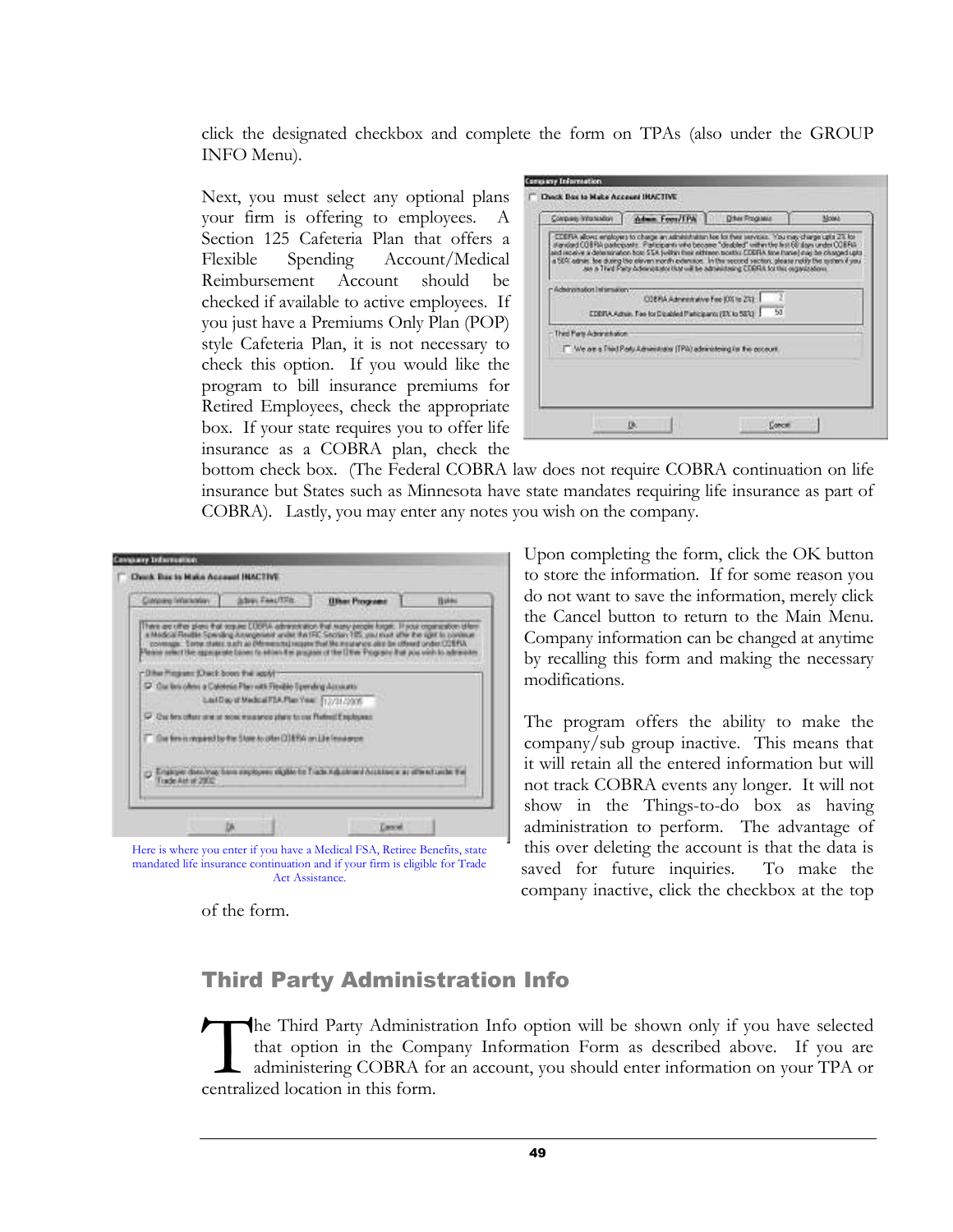click the designated checkbox and complete the form on TPAs (also under the GROUP INFO Menu).

Next, you must select any optional plans your firm is offering to employees. A Section 125 Cafeteria Plan that offers a Flexible Spending Account/Medical Reimbursement Account should be checked if available to active employees. If you just have a Premiums Only Plan (POP) style Cafeteria Plan, it is not necessary to check this option. If you would like the program to bill insurance premiums for Retired Employees, check the appropriate box. If your state requires you to offer life insurance as a COBRA plan, check the bottom check box. (The Federal COBRA law does not require COBRA continuation on life insurance but States such as Minnesota have state mandates requiring life insurance as part of COBRA). Lastly, you may enter any notes you wish on the company.

Here is where you enter if you have a Medical FSA, Retiree Benefits, state mandated life insurance continuation and if your firm is eligible for Trade Act Assistance.

Upon completing the form, click the OK button to store the information. If for some reason you do not want to save the information, merely click the Cancel button to return to the Main Menu. Company information can be changed at anytime by recalling this form and making the necessary modifications.

The program offers the ability to make the company/sub group inactive. This means that it will retain all the entered information but will not track COBRA events any longer. It will not show in the Things-to-do box as having administration to perform. The advantage of this over deleting the account is that the data is saved for future inquiries. To make the company inactive, click the checkbox at the top of the form.

## Third Party Administration Info

The Third Party Administration Info option will be shown only if you have selected that option in the Company Information Form as described above. If you are administering COBRA for an account, you should enter information on your TPA or centralized location in this form.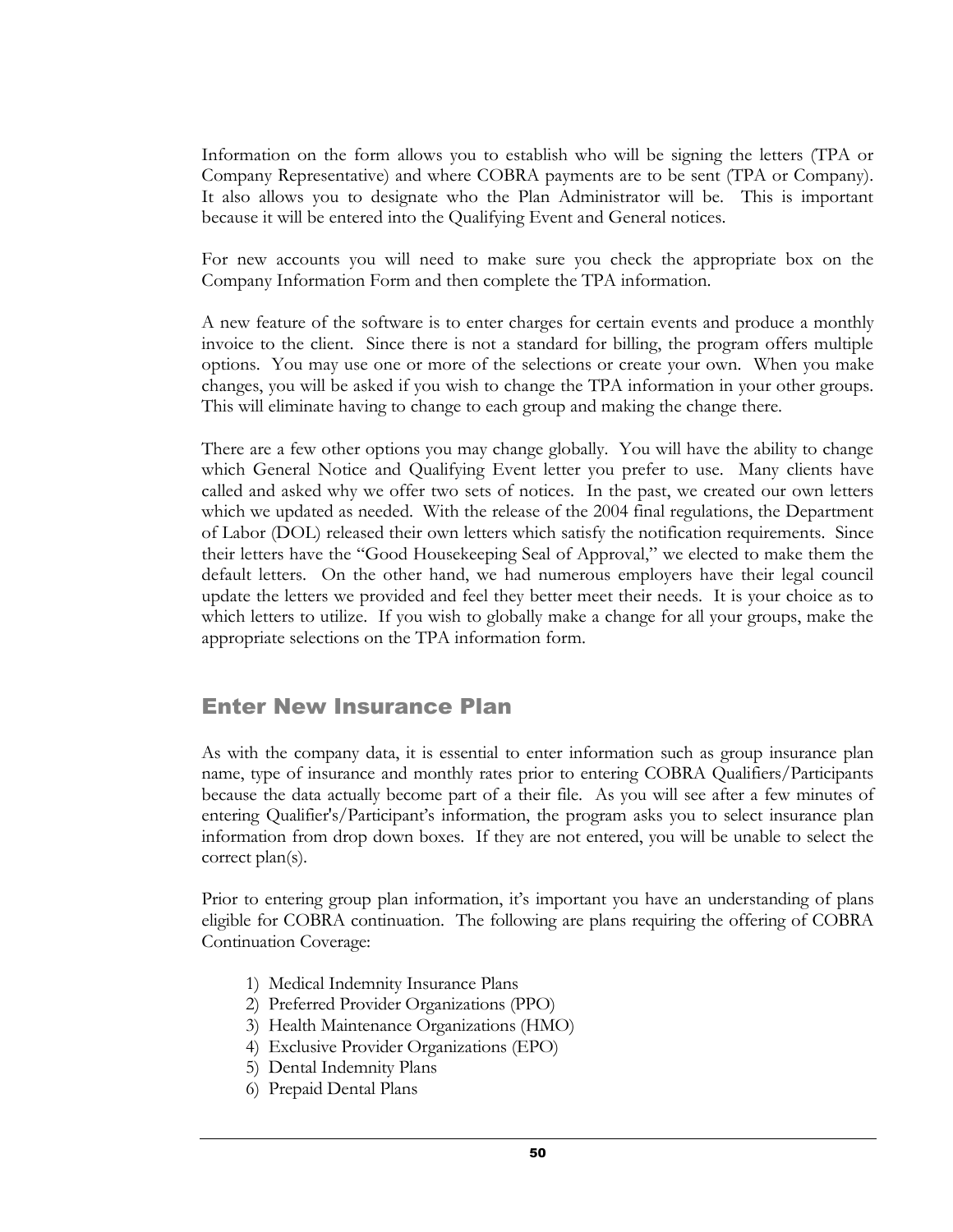Information on the form allows you to establish who will be signing the letters (TPA or Company Representative) and where COBRA payments are to be sent (TPA or Company). It also allows you to designate who the Plan Administrator will be. This is important because it will be entered into the Qualifying Event and General notices.

For new accounts you will need to make sure you check the appropriate box on the Company Information Form and then complete the TPA information.

A new feature of the software is to enter charges for certain events and produce a monthly invoice to the client. Since there is not a standard for billing, the program offers multiple options. You may use one or more of the selections or create your own. When you make changes, you will be asked if you wish to change the TPA information in your other groups. This will eliminate having to change to each group and making the change there.

There are a few other options you may change globally. You will have the ability to change which General Notice and Qualifying Event letter you prefer to use. Many clients have called and asked why we offer two sets of notices. In the past, we created our own letters which we updated as needed. With the release of the 2004 final regulations, the Department of Labor (DOL) released their own letters which satisfy the notification requirements. Since their letters have the "Good Housekeeping Seal of Approval," we elected to make them the default letters. On the other hand, we had numerous employers have their legal council update the letters we provided and feel they better meet their needs. It is your choice as to which letters to utilize. If you wish to globally make a change for all your groups, make the appropriate selections on the TPA information form.

## Enter New Insurance Plan

As with the company data, it is essential to enter information such as group insurance plan name, type of insurance and monthly rates prior to entering COBRA Qualifiers/Participants because the data actually become part of a their file. As you will see after a few minutes of entering Qualifier's/Participant's information, the program asks you to select insurance plan information from drop down boxes. If they are not entered, you will be unable to select the correct plan(s).

Prior to entering group plan information, it's important you have an understanding of plans eligible for COBRA continuation. The following are plans requiring the offering of COBRA Continuation Coverage:

1) Medical Indemnity Insurance Plans
2) Preferred Provider Organizations (PPO)
3) Health Maintenance Organizations (HMO)
4) Exclusive Provider Organizations (EPO)
5) Dental Indemnity Plans
6) Prepaid Dental Plans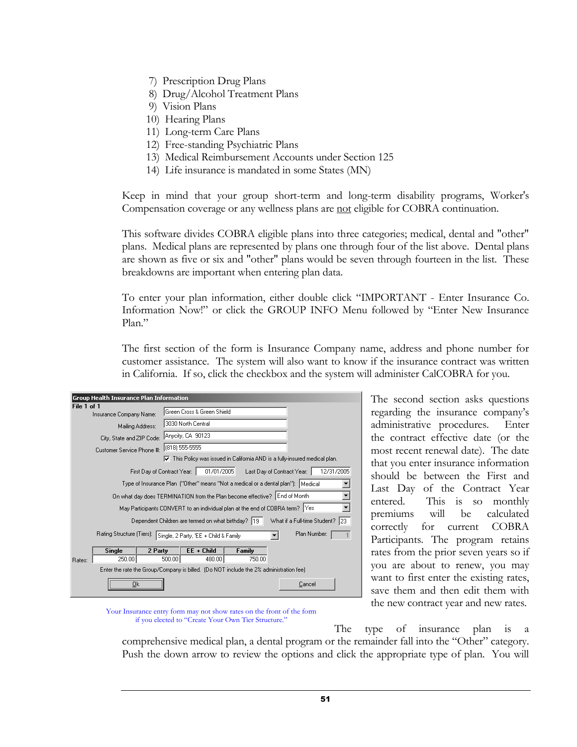7) Prescription Drug Plans
8) Drug/Alcohol Treatment Plans
9) Vision Plans
10) Hearing Plans
11) Long-term Care Plans
12) Free-standing Psychiatric Plans
13) Medical Reimbursement Accounts under Section 125
14) Life insurance is mandated in some States (MN)

Keep in mind that your group short-term and long-term disability programs, Worker's Compensation coverage or any wellness plans are not eligible for COBRA continuation.

This software divides COBRA eligible plans into three categories; medical, dental and "other" plans. Medical plans are represented by plans one through four of the list above. Dental plans are shown as five or six and "other" plans would be seven through fourteen in the list. These breakdowns are important when entering plan data.

To enter your plan information, either double click "IMPORTANT - Enter Insurance Co. Information Now!" or click the GROUP INFO Menu followed by "Enter New Insurance Plan."

The first section of the form is Insurance Company name, address and phone number for customer assistance. The system will also want to know if the insurance contract was written in California. If so, click the checkbox and the system will administer CalCOBRA for you.

**Group Health Insurance Plan Information**

File 1 of 1

Insurance Company Name: Green Cross & Green Shield

Mailing Address: 3030 North Central

City, State and ZIP Code: Anycity, CA 90123

Customer Service Phone #: (818) 555-5555

☑ This Policy was issued in California AND is a fully-insured medical plan.

First Day of Contract Year: 01/01/2005 Last Day of Contract Year: 12/31/2005

Type of Insurance Plan ("Other" means "Not a medical or a dental plan"): Medical

On what day does TERMINATION from the Plan become effective? End of Month

May Participants CONVERT to an individual plan at the end of COBRA term? Yes

Dependent Children are termed on what birthday? 19 What if a Full-time Student? 23

Rating Structure (Tiers): Single, 2 Party, 'EE + Child & Family Plan Number: 1

| | Single | 2 Party | EE + Child | Family |
|---|---|---|---|---|
| Rates: | 250.00 | 500.00 | 480.00 | 750.00 |

Enter the rate the Group/Company is billed. (Do NOT include the 2% administration fee)

Ok Cancel

Your Insurance entry form may not show rates on the front of the form if you elected to "Create Your Own Tier Structure."

The second section asks questions regarding the insurance company's administrative procedures. Enter the contract effective date (or the most recent renewal date). The date that you enter insurance information should be between the First and Last Day of the Contract Year entered. This is so monthly premiums will be calculated correctly for current COBRA Participants. The program retains rates from the prior seven years so if you are about to renew, you may want to first enter the existing rates, save them and then edit them with the new contract year and new rates.

The type of insurance plan is a comprehensive medical plan, a dental program or the remainder fall into the "Other" category. Push the down arrow to review the options and click the appropriate type of plan. You will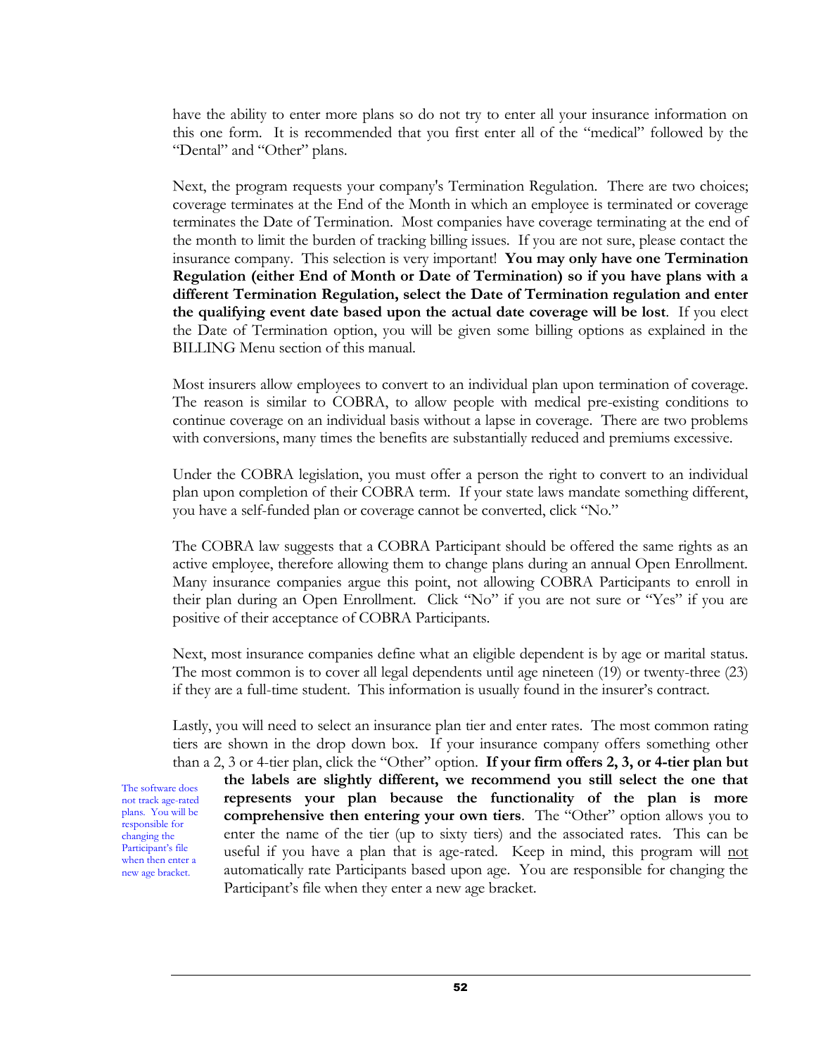have the ability to enter more plans so do not try to enter all your insurance information on this one form. It is recommended that you first enter all of the "medical" followed by the "Dental" and "Other" plans.

Next, the program requests your company's Termination Regulation. There are two choices; coverage terminates at the End of the Month in which an employee is terminated or coverage terminates the Date of Termination. Most companies have coverage terminating at the end of the month to limit the burden of tracking billing issues. If you are not sure, please contact the insurance company. This selection is very important! **You may only have one Termination Regulation (either End of Month or Date of Termination) so if you have plans with a different Termination Regulation, select the Date of Termination regulation and enter the qualifying event date based upon the actual date coverage will be lost**. If you elect the Date of Termination option, you will be given some billing options as explained in the BILLING Menu section of this manual.

Most insurers allow employees to convert to an individual plan upon termination of coverage. The reason is similar to COBRA, to allow people with medical pre-existing conditions to continue coverage on an individual basis without a lapse in coverage. There are two problems with conversions, many times the benefits are substantially reduced and premiums excessive.

Under the COBRA legislation, you must offer a person the right to convert to an individual plan upon completion of their COBRA term. If your state laws mandate something different, you have a self-funded plan or coverage cannot be converted, click "No."

The COBRA law suggests that a COBRA Participant should be offered the same rights as an active employee, therefore allowing them to change plans during an annual Open Enrollment. Many insurance companies argue this point, not allowing COBRA Participants to enroll in their plan during an Open Enrollment. Click "No" if you are not sure or "Yes" if you are positive of their acceptance of COBRA Participants.

Next, most insurance companies define what an eligible dependent is by age or marital status. The most common is to cover all legal dependents until age nineteen (19) or twenty-three (23) if they are a full-time student. This information is usually found in the insurer's contract.

Lastly, you will need to select an insurance plan tier and enter rates. The most common rating tiers are shown in the drop down box. If your insurance company offers something other than a 2, 3 or 4-tier plan, click the "Other" option. **If your firm offers 2, 3, or 4-tier plan but the labels are slightly different, we recommend you still select the one that represents your plan because the functionality of the plan is more comprehensive then entering your own tiers**. The "Other" option allows you to enter the name of the tier (up to sixty tiers) and the associated rates. This can be useful if you have a plan that is age-rated. Keep in mind, this program will not automatically rate Participants based upon age. You are responsible for changing the Participant's file when they enter a new age bracket.

The software does not track age-rated plans. You will be responsible for changing the Participant's file when then enter a new age bracket.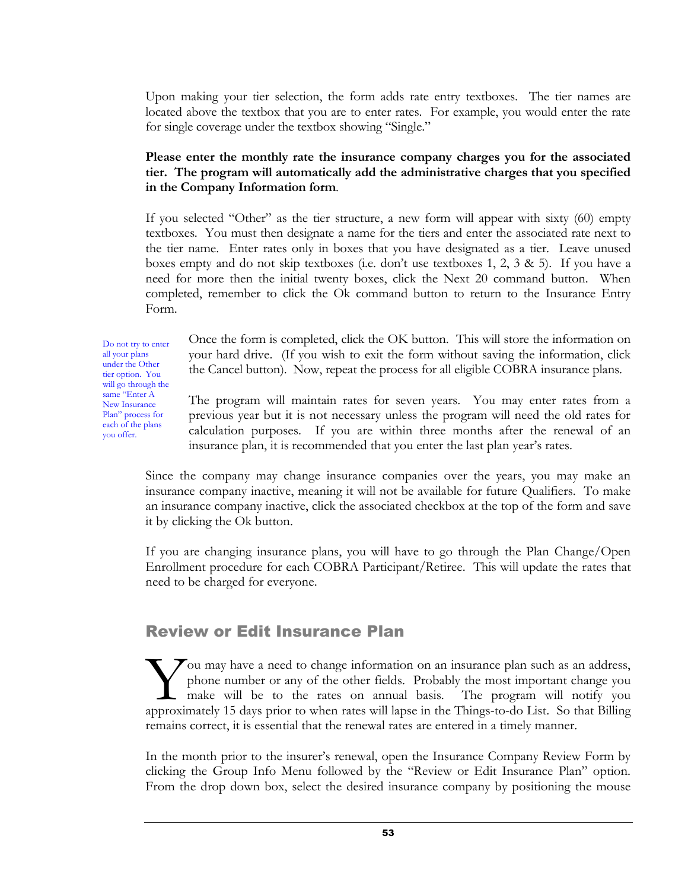Upon making your tier selection, the form adds rate entry textboxes. The tier names are located above the textbox that you are to enter rates. For example, you would enter the rate for single coverage under the textbox showing "Single."

**Please enter the monthly rate the insurance company charges you for the associated tier. The program will automatically add the administrative charges that you specified in the Company Information form**.

If you selected "Other" as the tier structure, a new form will appear with sixty (60) empty textboxes. You must then designate a name for the tiers and enter the associated rate next to the tier name. Enter rates only in boxes that you have designated as a tier. Leave unused boxes empty and do not skip textboxes (i.e. don't use textboxes 1, 2, 3 & 5). If you have a need for more then the initial twenty boxes, click the Next 20 command button. When completed, remember to click the Ok command button to return to the Insurance Entry Form.

Do not try to enter all your plans under the Other tier option. You will go through the same "Enter A New Insurance Plan" process for each of the plans you offer.

Once the form is completed, click the OK button. This will store the information on your hard drive. (If you wish to exit the form without saving the information, click the Cancel button). Now, repeat the process for all eligible COBRA insurance plans.

The program will maintain rates for seven years. You may enter rates from a previous year but it is not necessary unless the program will need the old rates for calculation purposes. If you are within three months after the renewal of an insurance plan, it is recommended that you enter the last plan year's rates.

Since the company may change insurance companies over the years, you may make an insurance company inactive, meaning it will not be available for future Qualifiers. To make an insurance company inactive, click the associated checkbox at the top of the form and save it by clicking the Ok button.

If you are changing insurance plans, you will have to go through the Plan Change/Open Enrollment procedure for each COBRA Participant/Retiree. This will update the rates that need to be charged for everyone.

## Review or Edit Insurance Plan

You may have a need to change information on an insurance plan such as an address, phone number or any of the other fields. Probably the most important change you make will be to the rates on annual basis. The program will notify you approximately 15 days prior to when rates will lapse in the Things-to-do List. So that Billing remains correct, it is essential that the renewal rates are entered in a timely manner.

In the month prior to the insurer's renewal, open the Insurance Company Review Form by clicking the Group Info Menu followed by the "Review or Edit Insurance Plan" option. From the drop down box, select the desired insurance company by positioning the mouse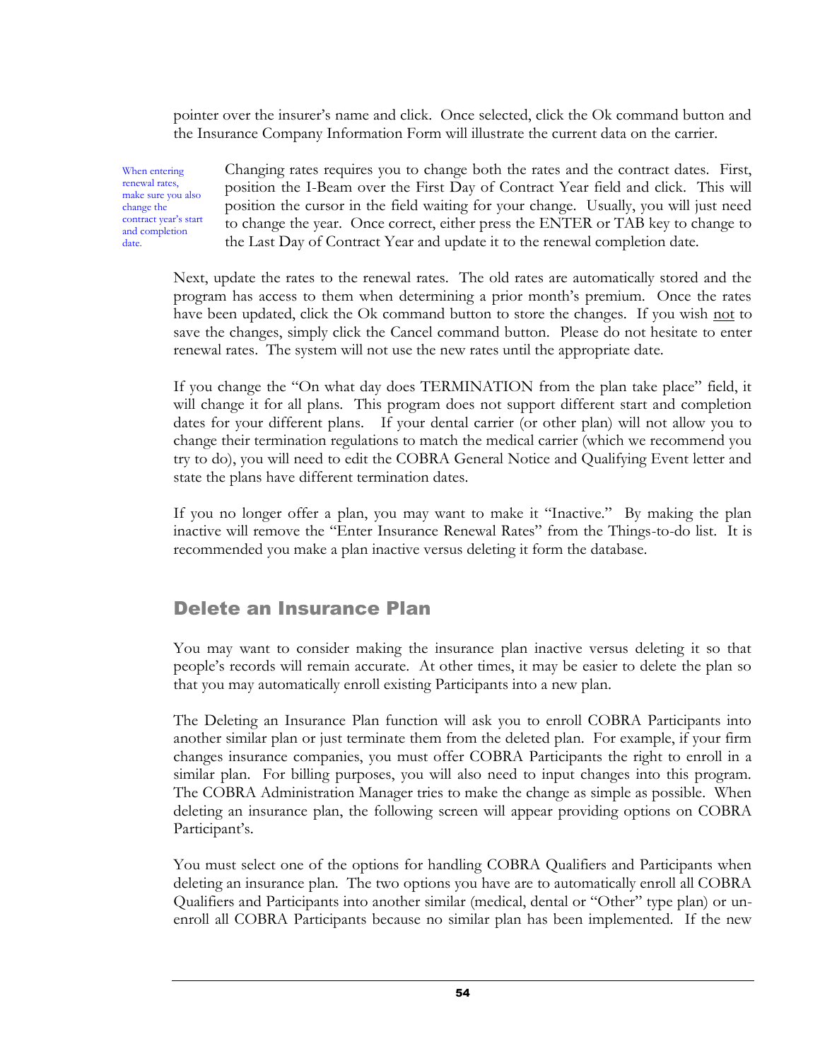pointer over the insurer's name and click. Once selected, click the Ok command button and the Insurance Company Information Form will illustrate the current data on the carrier.

*When entering renewal rates, make sure you also change the contract year's start and completion date.*

Changing rates requires you to change both the rates and the contract dates. First, position the I-Beam over the First Day of Contract Year field and click. This will position the cursor in the field waiting for your change. Usually, you will just need to change the year. Once correct, either press the ENTER or TAB key to change to the Last Day of Contract Year and update it to the renewal completion date.

Next, update the rates to the renewal rates. The old rates are automatically stored and the program has access to them when determining a prior month's premium. Once the rates have been updated, click the Ok command button to store the changes. If you wish <u>not</u> to save the changes, simply click the Cancel command button. Please do not hesitate to enter renewal rates. The system will not use the new rates until the appropriate date.

If you change the "On what day does TERMINATION from the plan take place" field, it will change it for all plans. This program does not support different start and completion dates for your different plans. If your dental carrier (or other plan) will not allow you to change their termination regulations to match the medical carrier (which we recommend you try to do), you will need to edit the COBRA General Notice and Qualifying Event letter and state the plans have different termination dates.

If you no longer offer a plan, you may want to make it "Inactive." By making the plan inactive will remove the "Enter Insurance Renewal Rates" from the Things-to-do list. It is recommended you make a plan inactive versus deleting it form the database.

## Delete an Insurance Plan

You may want to consider making the insurance plan inactive versus deleting it so that people's records will remain accurate. At other times, it may be easier to delete the plan so that you may automatically enroll existing Participants into a new plan.

The Deleting an Insurance Plan function will ask you to enroll COBRA Participants into another similar plan or just terminate them from the deleted plan. For example, if your firm changes insurance companies, you must offer COBRA Participants the right to enroll in a similar plan. For billing purposes, you will also need to input changes into this program. The COBRA Administration Manager tries to make the change as simple as possible. When deleting an insurance plan, the following screen will appear providing options on COBRA Participant's.

You must select one of the options for handling COBRA Qualifiers and Participants when deleting an insurance plan. The two options you have are to automatically enroll all COBRA Qualifiers and Participants into another similar (medical, dental or "Other" type plan) or un-enroll all COBRA Participants because no similar plan has been implemented. If the new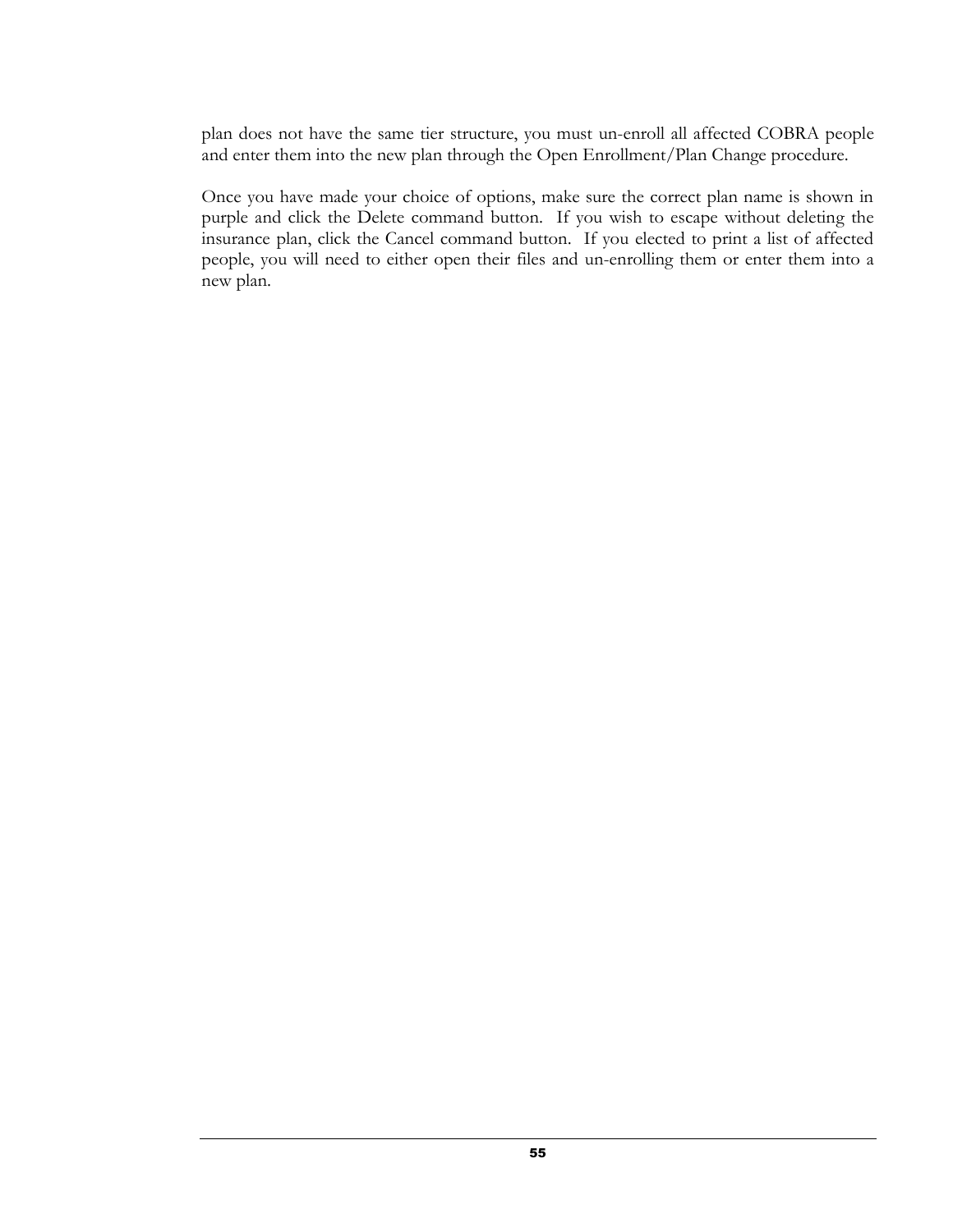plan does not have the same tier structure, you must un-enroll all affected COBRA people and enter them into the new plan through the Open Enrollment/Plan Change procedure.

Once you have made your choice of options, make sure the correct plan name is shown in purple and click the Delete command button. If you wish to escape without deleting the insurance plan, click the Cancel command button. If you elected to print a list of affected people, you will need to either open their files and un-enrolling them or enter them into a new plan.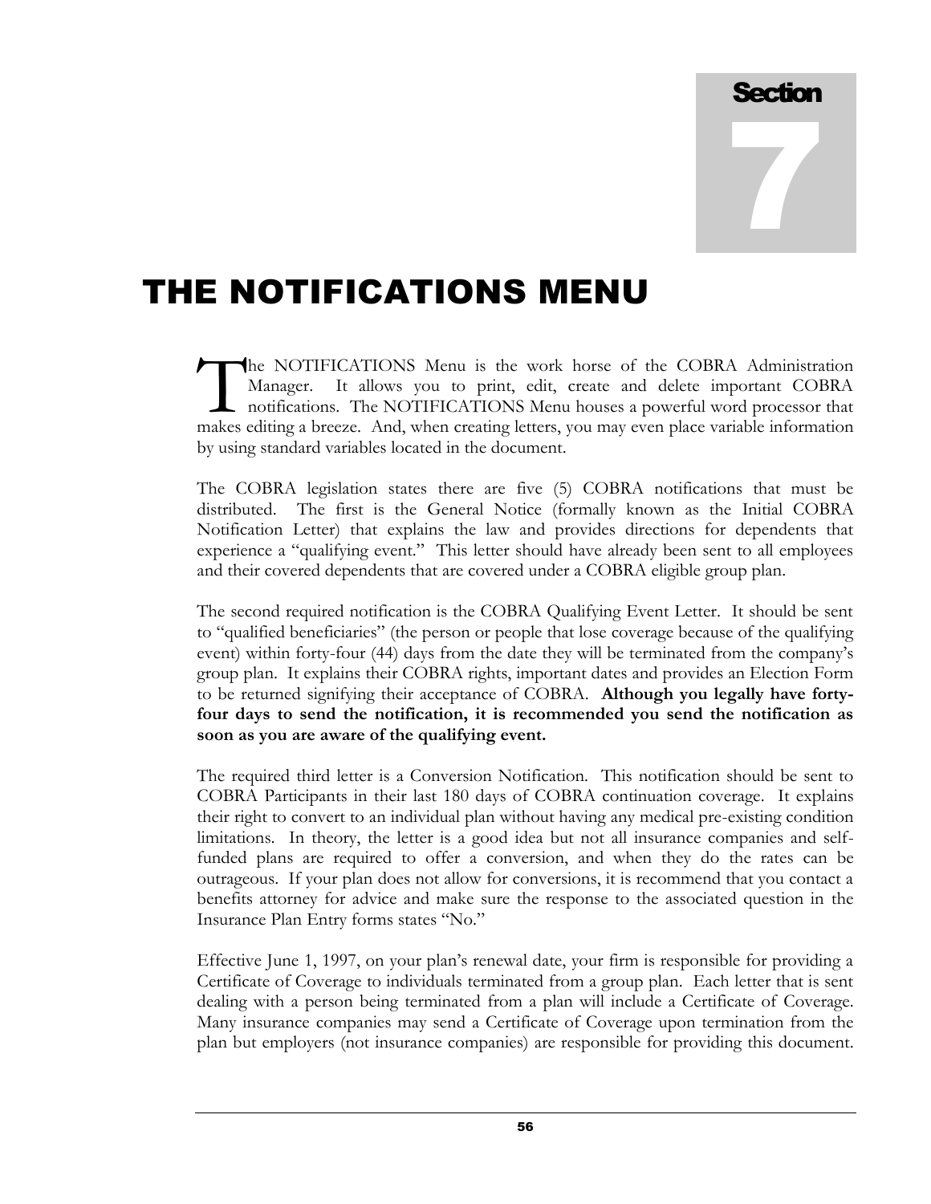# Section 7

# THE NOTIFICATIONS MENU

The NOTIFICATIONS Menu is the work horse of the COBRA Administration Manager. It allows you to print, edit, create and delete important COBRA notifications. The NOTIFICATIONS Menu houses a powerful word processor that makes editing a breeze. And, when creating letters, you may even place variable information by using standard variables located in the document.

The COBRA legislation states there are five (5) COBRA notifications that must be distributed. The first is the General Notice (formally known as the Initial COBRA Notification Letter) that explains the law and provides directions for dependents that experience a "qualifying event." This letter should have already been sent to all employees and their covered dependents that are covered under a COBRA eligible group plan.

The second required notification is the COBRA Qualifying Event Letter. It should be sent to "qualified beneficiaries" (the person or people that lose coverage because of the qualifying event) within forty-four (44) days from the date they will be terminated from the company's group plan. It explains their COBRA rights, important dates and provides an Election Form to be returned signifying their acceptance of COBRA. **Although you legally have forty-four days to send the notification, it is recommended you send the notification as soon as you are aware of the qualifying event.**

The required third letter is a Conversion Notification. This notification should be sent to COBRA Participants in their last 180 days of COBRA continuation coverage. It explains their right to convert to an individual plan without having any medical pre-existing condition limitations. In theory, the letter is a good idea but not all insurance companies and self-funded plans are required to offer a conversion, and when they do the rates can be outrageous. If your plan does not allow for conversions, it is recommend that you contact a benefits attorney for advice and make sure the response to the associated question in the Insurance Plan Entry forms states "No."

Effective June 1, 1997, on your plan's renewal date, your firm is responsible for providing a Certificate of Coverage to individuals terminated from a group plan. Each letter that is sent dealing with a person being terminated from a plan will include a Certificate of Coverage. Many insurance companies may send a Certificate of Coverage upon termination from the plan but employers (not insurance companies) are responsible for providing this document.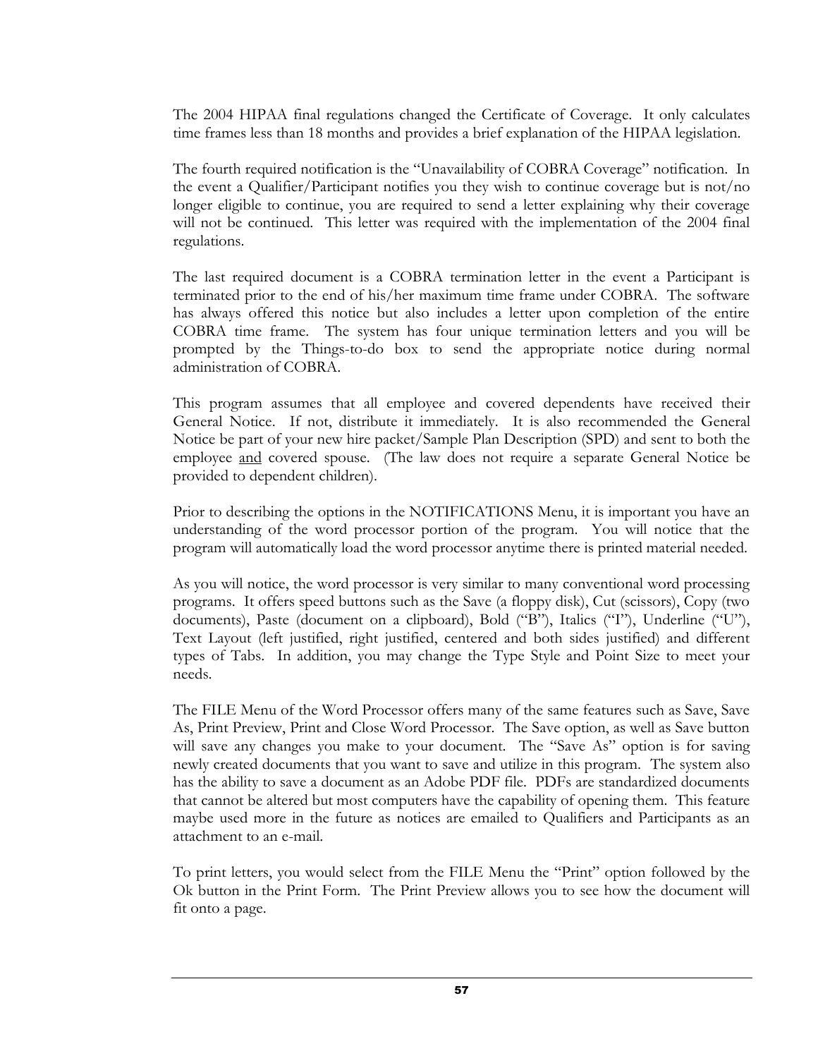The 2004 HIPAA final regulations changed the Certificate of Coverage. It only calculates time frames less than 18 months and provides a brief explanation of the HIPAA legislation.

The fourth required notification is the "Unavailability of COBRA Coverage" notification. In the event a Qualifier/Participant notifies you they wish to continue coverage but is not/no longer eligible to continue, you are required to send a letter explaining why their coverage will not be continued. This letter was required with the implementation of the 2004 final regulations.

The last required document is a COBRA termination letter in the event a Participant is terminated prior to the end of his/her maximum time frame under COBRA. The software has always offered this notice but also includes a letter upon completion of the entire COBRA time frame. The system has four unique termination letters and you will be prompted by the Things-to-do box to send the appropriate notice during normal administration of COBRA.

This program assumes that all employee and covered dependents have received their General Notice. If not, distribute it immediately. It is also recommended the General Notice be part of your new hire packet/Sample Plan Description (SPD) and sent to both the employee <u>and</u> covered spouse. (The law does not require a separate General Notice be provided to dependent children).

Prior to describing the options in the NOTIFICATIONS Menu, it is important you have an understanding of the word processor portion of the program. You will notice that the program will automatically load the word processor anytime there is printed material needed.

As you will notice, the word processor is very similar to many conventional word processing programs. It offers speed buttons such as the Save (a floppy disk), Cut (scissors), Copy (two documents), Paste (document on a clipboard), Bold ("B"), Italics ("I"), Underline ("U"), Text Layout (left justified, right justified, centered and both sides justified) and different types of Tabs. In addition, you may change the Type Style and Point Size to meet your needs.

The FILE Menu of the Word Processor offers many of the same features such as Save, Save As, Print Preview, Print and Close Word Processor. The Save option, as well as Save button will save any changes you make to your document. The "Save As" option is for saving newly created documents that you want to save and utilize in this program. The system also has the ability to save a document as an Adobe PDF file. PDFs are standardized documents that cannot be altered but most computers have the capability of opening them. This feature maybe used more in the future as notices are emailed to Qualifiers and Participants as an attachment to an e-mail.

To print letters, you would select from the FILE Menu the "Print" option followed by the Ok button in the Print Form. The Print Preview allows you to see how the document will fit onto a page.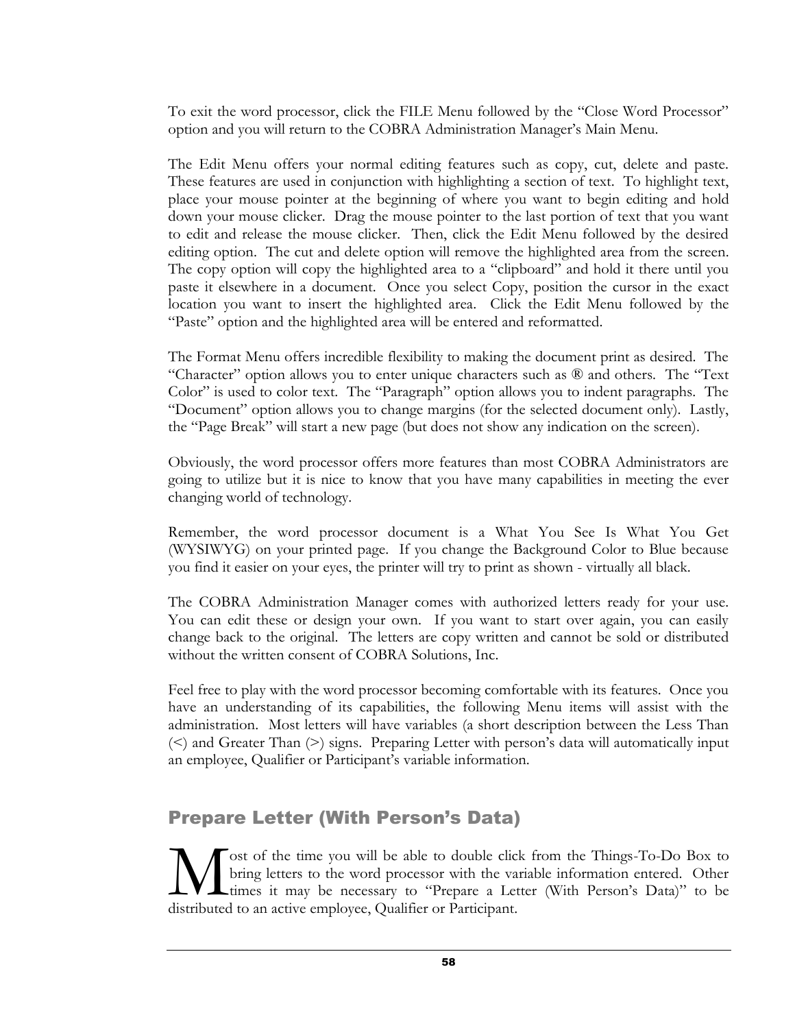To exit the word processor, click the FILE Menu followed by the "Close Word Processor" option and you will return to the COBRA Administration Manager's Main Menu.

The Edit Menu offers your normal editing features such as copy, cut, delete and paste. These features are used in conjunction with highlighting a section of text. To highlight text, place your mouse pointer at the beginning of where you want to begin editing and hold down your mouse clicker. Drag the mouse pointer to the last portion of text that you want to edit and release the mouse clicker. Then, click the Edit Menu followed by the desired editing option. The cut and delete option will remove the highlighted area from the screen. The copy option will copy the highlighted area to a "clipboard" and hold it there until you paste it elsewhere in a document. Once you select Copy, position the cursor in the exact location you want to insert the highlighted area. Click the Edit Menu followed by the "Paste" option and the highlighted area will be entered and reformatted.

The Format Menu offers incredible flexibility to making the document print as desired. The "Character" option allows you to enter unique characters such as ® and others. The "Text Color" is used to color text. The "Paragraph" option allows you to indent paragraphs. The "Document" option allows you to change margins (for the selected document only). Lastly, the "Page Break" will start a new page (but does not show any indication on the screen).

Obviously, the word processor offers more features than most COBRA Administrators are going to utilize but it is nice to know that you have many capabilities in meeting the ever changing world of technology.

Remember, the word processor document is a What You See Is What You Get (WYSIWYG) on your printed page. If you change the Background Color to Blue because you find it easier on your eyes, the printer will try to print as shown - virtually all black.

The COBRA Administration Manager comes with authorized letters ready for your use. You can edit these or design your own. If you want to start over again, you can easily change back to the original. The letters are copy written and cannot be sold or distributed without the written consent of COBRA Solutions, Inc.

Feel free to play with the word processor becoming comfortable with its features. Once you have an understanding of its capabilities, the following Menu items will assist with the administration. Most letters will have variables (a short description between the Less Than (<) and Greater Than (>) signs. Preparing Letter with person's data will automatically input an employee, Qualifier or Participant's variable information.

## Prepare Letter (With Person's Data)

Most of the time you will be able to double click from the Things-To-Do Box to bring letters to the word processor with the variable information entered. Other times it may be necessary to "Prepare a Letter (With Person's Data)" to be distributed to an active employee, Qualifier or Participant.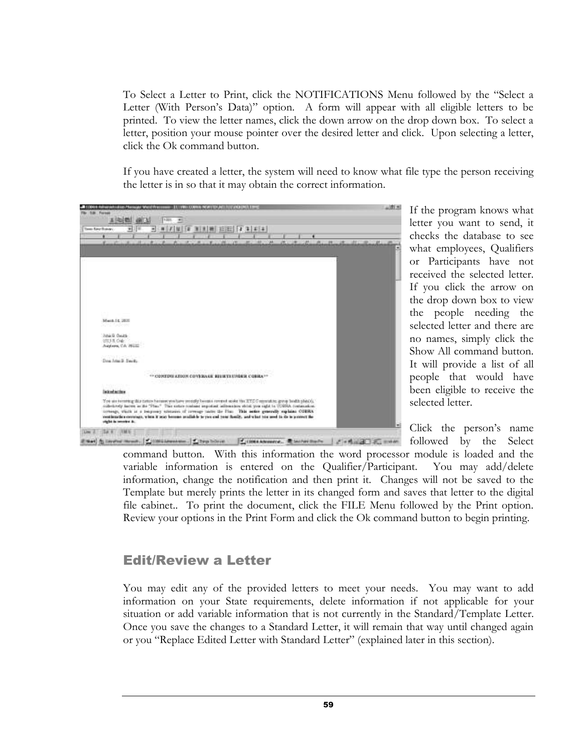To Select a Letter to Print, click the NOTIFICATIONS Menu followed by the "Select a Letter (With Person's Data)" option. A form will appear with all eligible letters to be printed. To view the letter names, click the down arrow on the drop down box. To select a letter, position your mouse pointer over the desired letter and click. Upon selecting a letter, click the Ok command button.

If you have created a letter, the system will need to know what file type the person receiving the letter is in so that it may obtain the correct information.

If the program knows what letter you want to send, it checks the database to see what employees, Qualifiers or Participants have not received the selected letter. If you click the arrow on the drop down box to view the people needing the selected letter and there are no names, simply click the Show All command button. It will provide a list of all people that would have been eligible to receive the selected letter.

Click the person's name followed by the Select command button. With this information the word processor module is loaded and the variable information is entered on the Qualifier/Participant. You may add/delete information, change the notification and then print it. Changes will not be saved to the Template but merely prints the letter in its changed form and saves that letter to the digital file cabinet.. To print the document, click the FILE Menu followed by the Print option. Review your options in the Print Form and click the Ok command button to begin printing.

## Edit/Review a Letter

You may edit any of the provided letters to meet your needs. You may want to add information on your State requirements, delete information if not applicable for your situation or add variable information that is not currently in the Standard/Template Letter. Once you save the changes to a Standard Letter, it will remain that way until changed again or you "Replace Edited Letter with Standard Letter" (explained later in this section).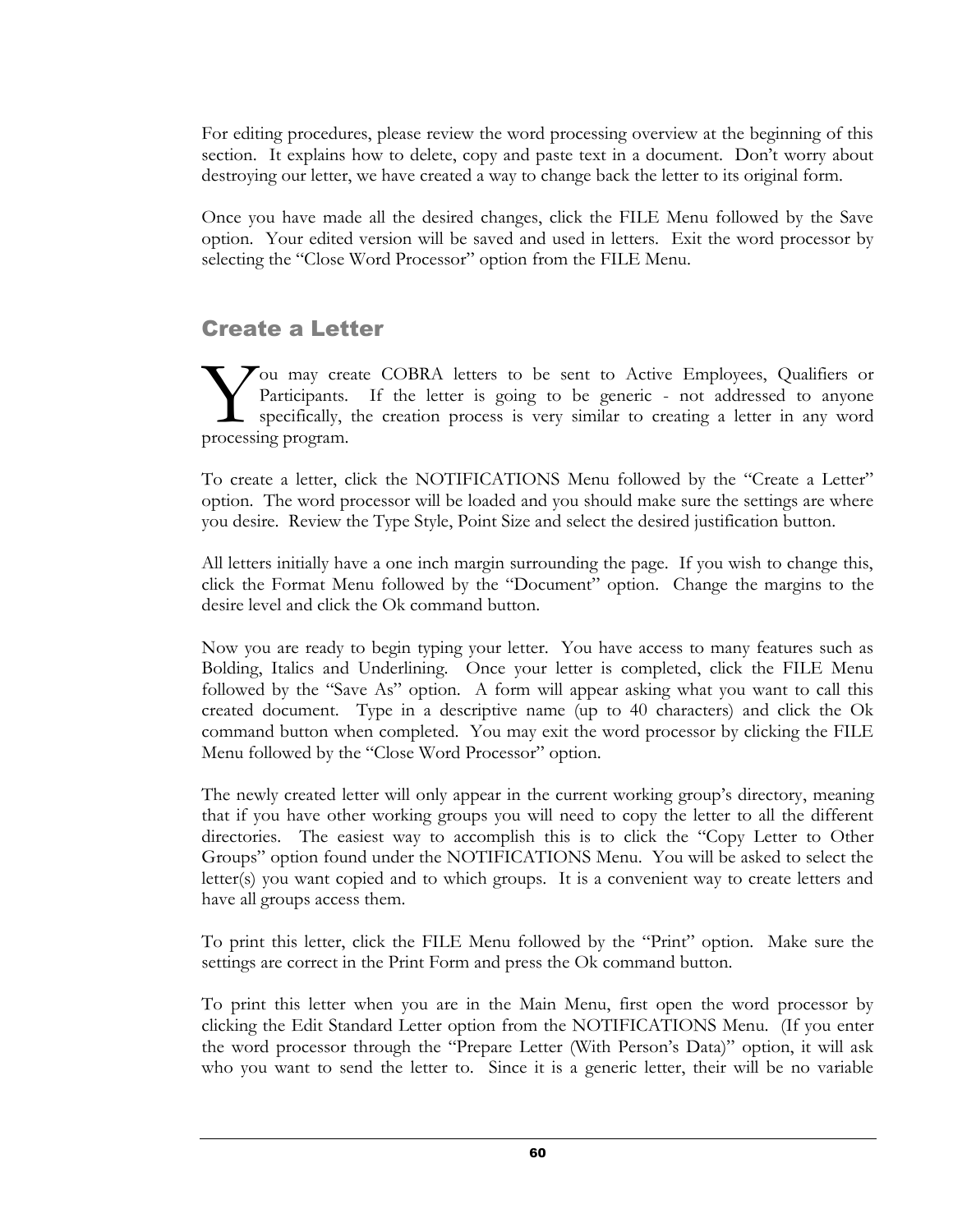For editing procedures, please review the word processing overview at the beginning of this section. It explains how to delete, copy and paste text in a document. Don't worry about destroying our letter, we have created a way to change back the letter to its original form.

Once you have made all the desired changes, click the FILE Menu followed by the Save option. Your edited version will be saved and used in letters. Exit the word processor by selecting the "Close Word Processor" option from the FILE Menu.

## Create a Letter

You may create COBRA letters to be sent to Active Employees, Qualifiers or Participants. If the letter is going to be generic - not addressed to anyone specifically, the creation process is very similar to creating a letter in any word processing program.

To create a letter, click the NOTIFICATIONS Menu followed by the "Create a Letter" option. The word processor will be loaded and you should make sure the settings are where you desire. Review the Type Style, Point Size and select the desired justification button.

All letters initially have a one inch margin surrounding the page. If you wish to change this, click the Format Menu followed by the "Document" option. Change the margins to the desire level and click the Ok command button.

Now you are ready to begin typing your letter. You have access to many features such as Bolding, Italics and Underlining. Once your letter is completed, click the FILE Menu followed by the "Save As" option. A form will appear asking what you want to call this created document. Type in a descriptive name (up to 40 characters) and click the Ok command button when completed. You may exit the word processor by clicking the FILE Menu followed by the "Close Word Processor" option.

The newly created letter will only appear in the current working group's directory, meaning that if you have other working groups you will need to copy the letter to all the different directories. The easiest way to accomplish this is to click the "Copy Letter to Other Groups" option found under the NOTIFICATIONS Menu. You will be asked to select the letter(s) you want copied and to which groups. It is a convenient way to create letters and have all groups access them.

To print this letter, click the FILE Menu followed by the "Print" option. Make sure the settings are correct in the Print Form and press the Ok command button.

To print this letter when you are in the Main Menu, first open the word processor by clicking the Edit Standard Letter option from the NOTIFICATIONS Menu. (If you enter the word processor through the "Prepare Letter (With Person's Data)" option, it will ask who you want to send the letter to. Since it is a generic letter, their will be no variable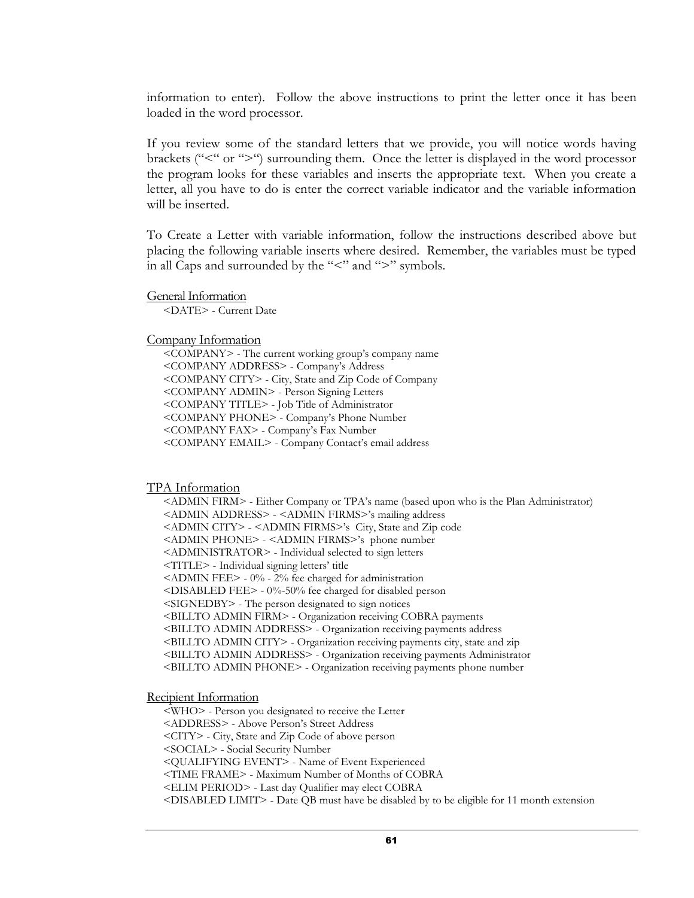information to enter). Follow the above instructions to print the letter once it has been loaded in the word processor.

If you review some of the standard letters that we provide, you will notice words having brackets ("<" or ">") surrounding them. Once the letter is displayed in the word processor the program looks for these variables and inserts the appropriate text. When you create a letter, all you have to do is enter the correct variable indicator and the variable information will be inserted.

To Create a Letter with variable information, follow the instructions described above but placing the following variable inserts where desired. Remember, the variables must be typed in all Caps and surrounded by the "<" and ">" symbols.

<u>General Information</u>

<DATE> - Current Date

<u>Company Information</u>

<COMPANY> - The current working group's company name
<COMPANY ADDRESS> - Company's Address
<COMPANY CITY> - City, State and Zip Code of Company
<COMPANY ADMIN> - Person Signing Letters
<COMPANY TITLE> - Job Title of Administrator
<COMPANY PHONE> - Company's Phone Number
<COMPANY FAX> - Company's Fax Number
<COMPANY EMAIL> - Company Contact's email address

<u>TPA Information</u>

<ADMIN FIRM> - Either Company or TPA's name (based upon who is the Plan Administrator)
<ADMIN ADDRESS> - <ADMIN FIRMS>'s mailing address
<ADMIN CITY> - <ADMIN FIRMS>'s City, State and Zip code
<ADMIN PHONE> - <ADMIN FIRMS>'s phone number
<ADMINISTRATOR> - Individual selected to sign letters
<TITLE> - Individual signing letters' title
<ADMIN FEE> - 0% - 2% fee charged for administration
<DISABLED FEE> - 0%-50% fee charged for disabled person
<SIGNEDBY> - The person designated to sign notices
<BILLTO ADMIN FIRM> - Organization receiving COBRA payments
<BILLTO ADMIN ADDRESS> - Organization receiving payments address
<BILLTO ADMIN CITY> - Organization receiving payments city, state and zip
<BILLTO ADMIN ADDRESS> - Organization receiving payments Administrator
<BILLTO ADMIN PHONE> - Organization receiving payments phone number

<u>Recipient Information</u>

<WHO> - Person you designated to receive the Letter
<ADDRESS> - Above Person's Street Address
<CITY> - City, State and Zip Code of above person
<SOCIAL> - Social Security Number
<QUALIFYING EVENT> - Name of Event Experienced
<TIME FRAME> - Maximum Number of Months of COBRA
<ELIM PERIOD> - Last day Qualifier may elect COBRA
<DISABLED LIMIT> - Date QB must have be disabled by to be eligible for 11 month extension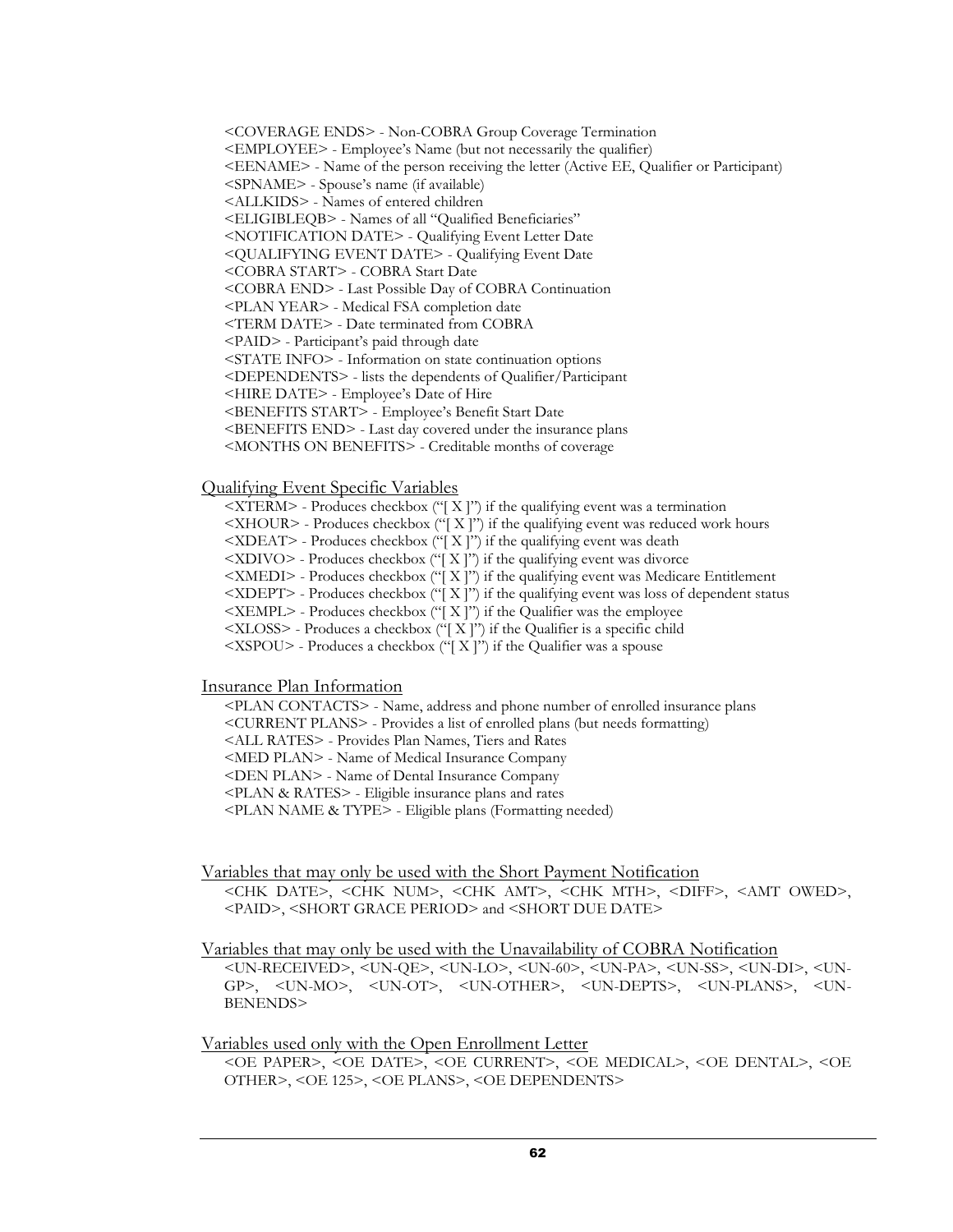<COVERAGE ENDS> - Non-COBRA Group Coverage Termination
<EMPLOYEE> - Employee's Name (but not necessarily the qualifier)
<EENAME> - Name of the person receiving the letter (Active EE, Qualifier or Participant)
<SPNAME> - Spouse's name (if available)
<ALLKIDS> - Names of entered children
<ELIGIBLEQB> - Names of all "Qualified Beneficiaries"
<NOTIFICATION DATE> - Qualifying Event Letter Date
<QUALIFYING EVENT DATE> - Qualifying Event Date
<COBRA START> - COBRA Start Date
<COBRA END> - Last Possible Day of COBRA Continuation
<PLAN YEAR> - Medical FSA completion date
<TERM DATE> - Date terminated from COBRA
<PAID> - Participant's paid through date
<STATE INFO> - Information on state continuation options
<DEPENDENTS> - lists the dependents of Qualifier/Participant
<HIRE DATE> - Employee's Date of Hire
<BENEFITS START> - Employee's Benefit Start Date
<BENEFITS END> - Last day covered under the insurance plans
<MONTHS ON BENEFITS> - Creditable months of coverage

Qualifying Event Specific Variables

<XTERM> - Produces checkbox ("[ X ]") if the qualifying event was a termination
<XHOUR> - Produces checkbox ("[ X ]") if the qualifying event was reduced work hours
<XDEAT> - Produces checkbox ("[ X ]") if the qualifying event was death
<XDIVO> - Produces checkbox ("[ X ]") if the qualifying event was divorce
<XMEDI> - Produces checkbox ("[ X ]") if the qualifying event was Medicare Entitlement
<XDEPT> - Produces checkbox ("[ X ]") if the qualifying event was loss of dependent status
<XEMPL> - Produces checkbox ("[ X ]") if the Qualifier was the employee
<XLOSS> - Produces a checkbox ("[ X ]") if the Qualifier is a specific child
<XSPOU> - Produces a checkbox ("[ X ]") if the Qualifier was a spouse

Insurance Plan Information

<PLAN CONTACTS> - Name, address and phone number of enrolled insurance plans
<CURRENT PLANS> - Provides a list of enrolled plans (but needs formatting)
<ALL RATES> - Provides Plan Names, Tiers and Rates
<MED PLAN> - Name of Medical Insurance Company
<DEN PLAN> - Name of Dental Insurance Company
<PLAN & RATES> - Eligible insurance plans and rates
<PLAN NAME & TYPE> - Eligible plans (Formatting needed)

Variables that may only be used with the Short Payment Notification

<CHK DATE>, <CHK NUM>, <CHK AMT>, <CHK MTH>, <DIFF>, <AMT OWED>, <PAID>, <SHORT GRACE PERIOD> and <SHORT DUE DATE>

Variables that may only be used with the Unavailability of COBRA Notification

<UN-RECEIVED>, <UN-QE>, <UN-LO>, <UN-60>, <UN-PA>, <UN-SS>, <UN-DI>, <UN-GP>, <UN-MO>, <UN-OT>, <UN-OTHER>, <UN-DEPTS>, <UN-PLANS>, <UN-BENENDS>

Variables used only with the Open Enrollment Letter

<OE PAPER>, <OE DATE>, <OE CURRENT>, <OE MEDICAL>, <OE DENTAL>, <OE OTHER>, <OE 125>, <OE PLANS>, <OE DEPENDENTS>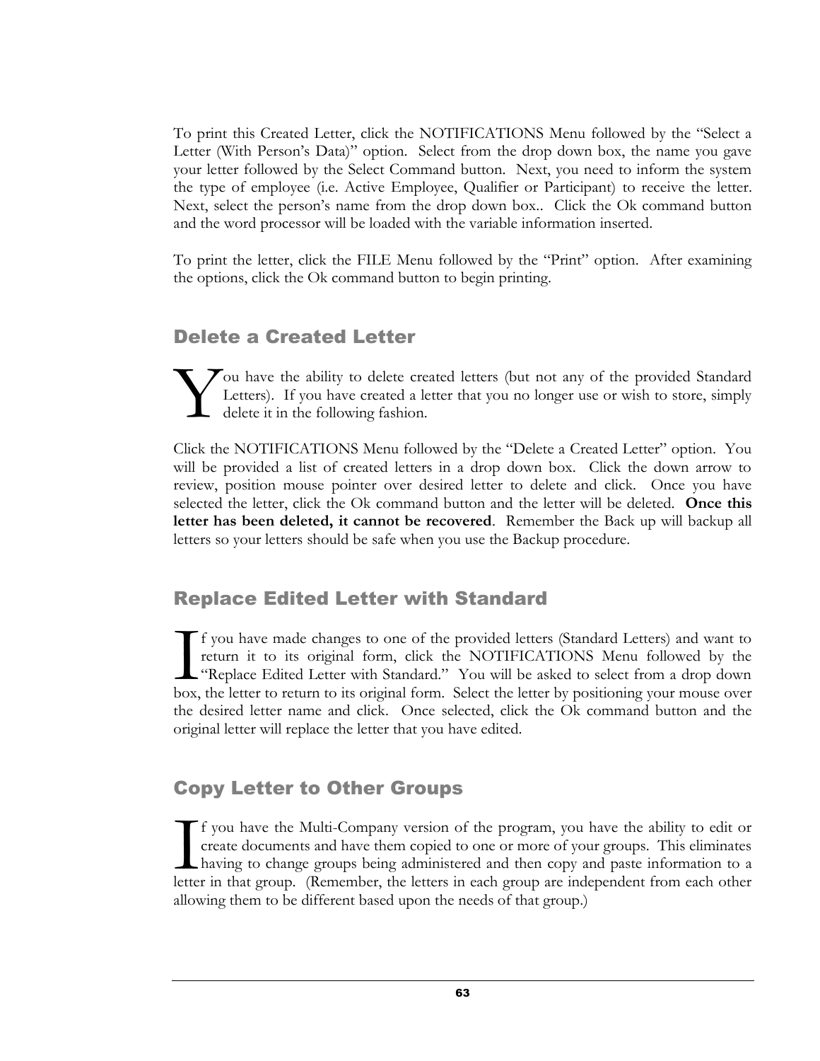To print this Created Letter, click the NOTIFICATIONS Menu followed by the "Select a Letter (With Person's Data)" option. Select from the drop down box, the name you gave your letter followed by the Select Command button. Next, you need to inform the system the type of employee (i.e. Active Employee, Qualifier or Participant) to receive the letter. Next, select the person's name from the drop down box.. Click the Ok command button and the word processor will be loaded with the variable information inserted.

To print the letter, click the FILE Menu followed by the "Print" option. After examining the options, click the Ok command button to begin printing.

## Delete a Created Letter

You have the ability to delete created letters (but not any of the provided Standard Letters). If you have created a letter that you no longer use or wish to store, simply delete it in the following fashion.

Click the NOTIFICATIONS Menu followed by the "Delete a Created Letter" option. You will be provided a list of created letters in a drop down box. Click the down arrow to review, position mouse pointer over desired letter to delete and click. Once you have selected the letter, click the Ok command button and the letter will be deleted. **Once this letter has been deleted, it cannot be recovered**. Remember the Back up will backup all letters so your letters should be safe when you use the Backup procedure.

## Replace Edited Letter with Standard

If you have made changes to one of the provided letters (Standard Letters) and want to return it to its original form, click the NOTIFICATIONS Menu followed by the "Replace Edited Letter with Standard." You will be asked to select from a drop down box, the letter to return to its original form. Select the letter by positioning your mouse over the desired letter name and click. Once selected, click the Ok command button and the original letter will replace the letter that you have edited.

## Copy Letter to Other Groups

If you have the Multi-Company version of the program, you have the ability to edit or create documents and have them copied to one or more of your groups. This eliminates having to change groups being administered and then copy and paste information to a letter in that group. (Remember, the letters in each group are independent from each other allowing them to be different based upon the needs of that group.)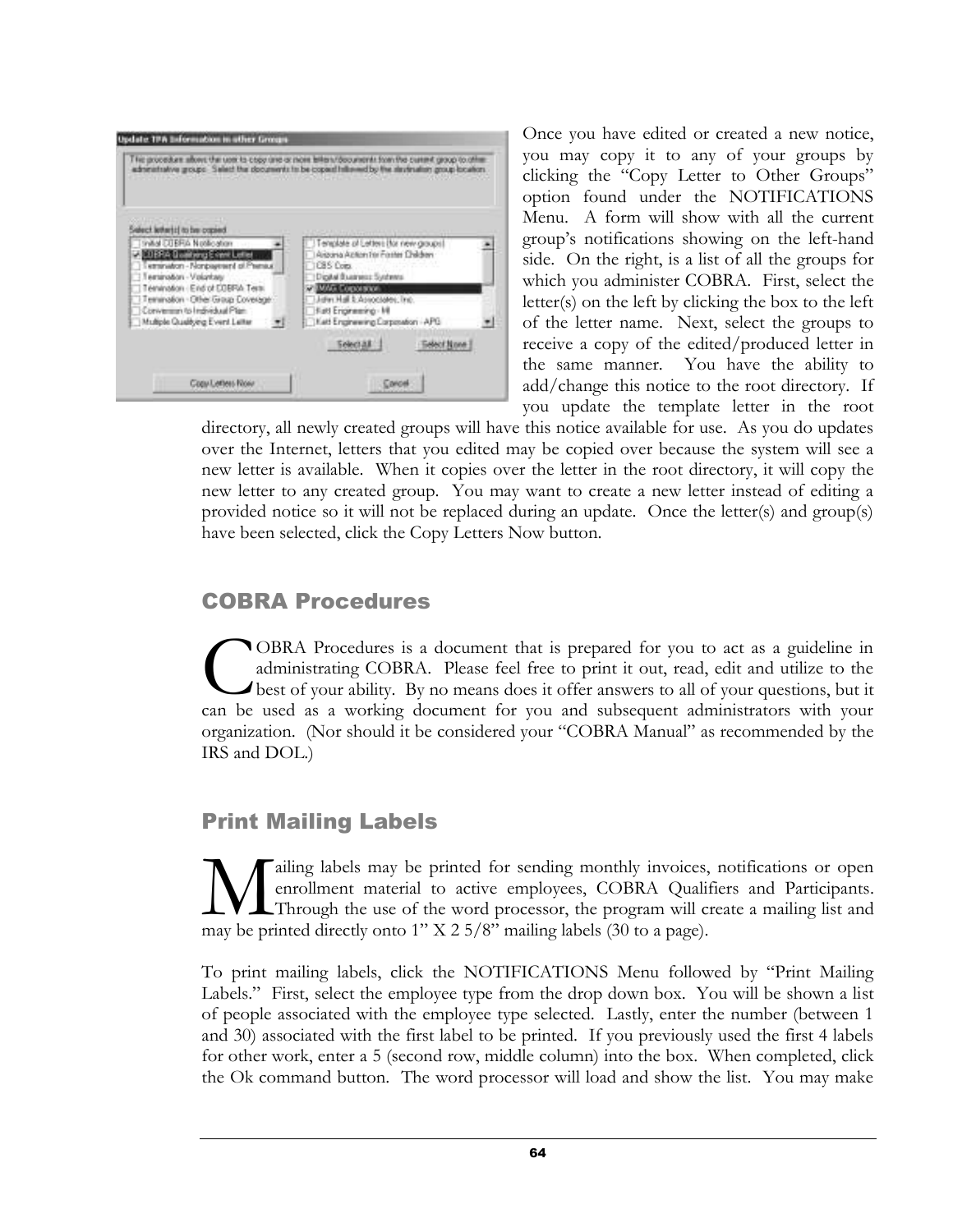Once you have edited or created a new notice, you may copy it to any of your groups by clicking the "Copy Letter to Other Groups" option found under the NOTIFICATIONS Menu. A form will show with all the current group's notifications showing on the left-hand side. On the right, is a list of all the groups for which you administer COBRA. First, select the letter(s) on the left by clicking the box to the left of the letter name. Next, select the groups to receive a copy of the edited/produced letter in the same manner. You have the ability to add/change this notice to the root directory. If you update the template letter in the root directory, all newly created groups will have this notice available for use. As you do updates over the Internet, letters that you edited may be copied over because the system will see a new letter is available. When it copies over the letter in the root directory, it will copy the new letter to any created group. You may want to create a new letter instead of editing a provided notice so it will not be replaced during an update. Once the letter(s) and group(s) have been selected, click the Copy Letters Now button.

## COBRA Procedures

COBRA Procedures is a document that is prepared for you to act as a guideline in administrating COBRA. Please feel free to print it out, read, edit and utilize to the best of your ability. By no means does it offer answers to all of your questions, but it can be used as a working document for you and subsequent administrators with your organization. (Nor should it be considered your "COBRA Manual" as recommended by the IRS and DOL.)

## Print Mailing Labels

Mailing labels may be printed for sending monthly invoices, notifications or open enrollment material to active employees, COBRA Qualifiers and Participants. Through the use of the word processor, the program will create a mailing list and may be printed directly onto 1" X 2 5/8" mailing labels (30 to a page).

To print mailing labels, click the NOTIFICATIONS Menu followed by "Print Mailing Labels." First, select the employee type from the drop down box. You will be shown a list of people associated with the employee type selected. Lastly, enter the number (between 1 and 30) associated with the first label to be printed. If you previously used the first 4 labels for other work, enter a 5 (second row, middle column) into the box. When completed, click the Ok command button. The word processor will load and show the list. You may make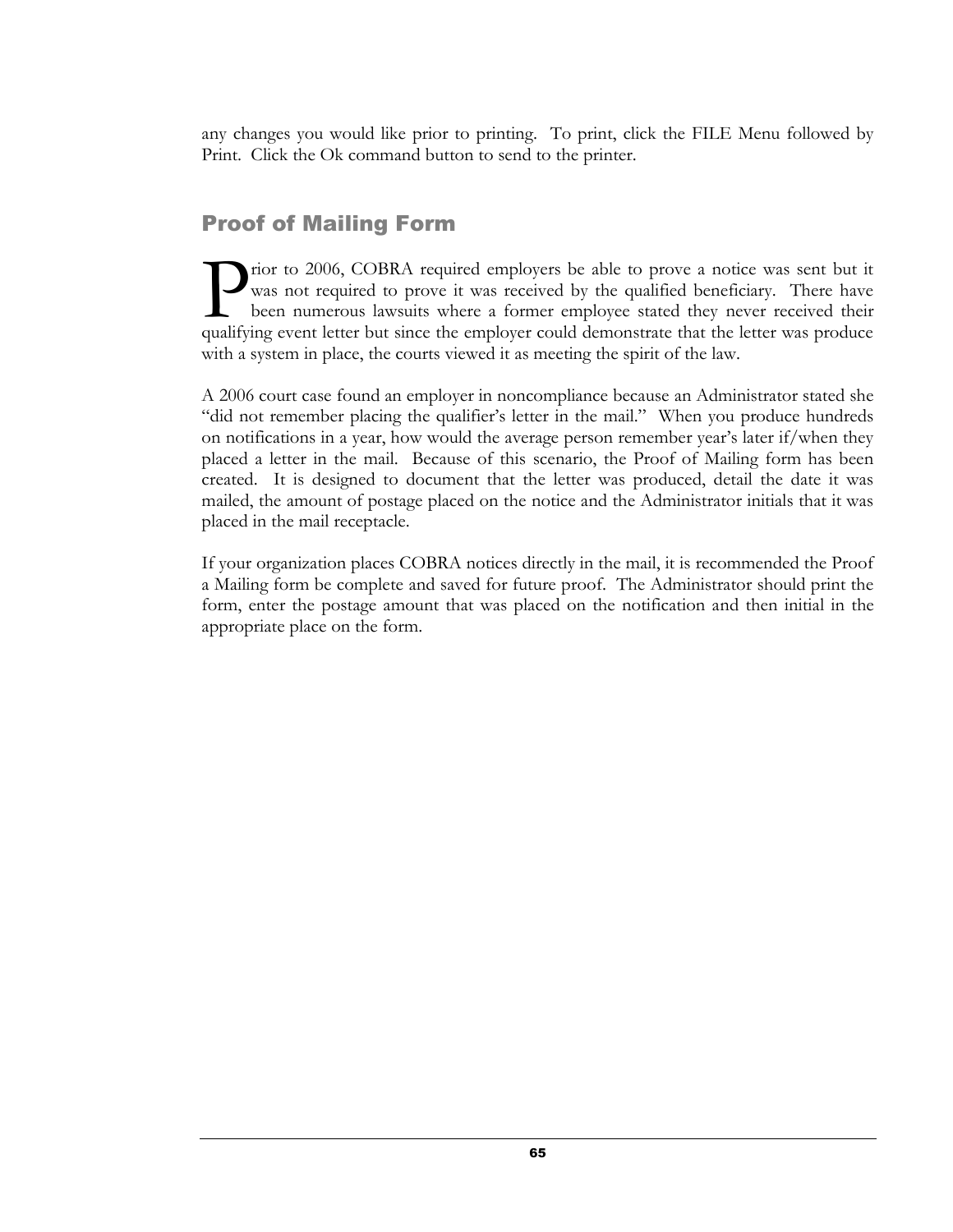any changes you would like prior to printing. To print, click the FILE Menu followed by Print. Click the Ok command button to send to the printer.

## Proof of Mailing Form

Prior to 2006, COBRA required employers be able to prove a notice was sent but it was not required to prove it was received by the qualified beneficiary. There have been numerous lawsuits where a former employee stated they never received their qualifying event letter but since the employer could demonstrate that the letter was produce with a system in place, the courts viewed it as meeting the spirit of the law.

A 2006 court case found an employer in noncompliance because an Administrator stated she "did not remember placing the qualifier's letter in the mail." When you produce hundreds on notifications in a year, how would the average person remember year's later if/when they placed a letter in the mail. Because of this scenario, the Proof of Mailing form has been created. It is designed to document that the letter was produced, detail the date it was mailed, the amount of postage placed on the notice and the Administrator initials that it was placed in the mail receptacle.

If your organization places COBRA notices directly in the mail, it is recommended the Proof a Mailing form be complete and saved for future proof. The Administrator should print the form, enter the postage amount that was placed on the notification and then initial in the appropriate place on the form.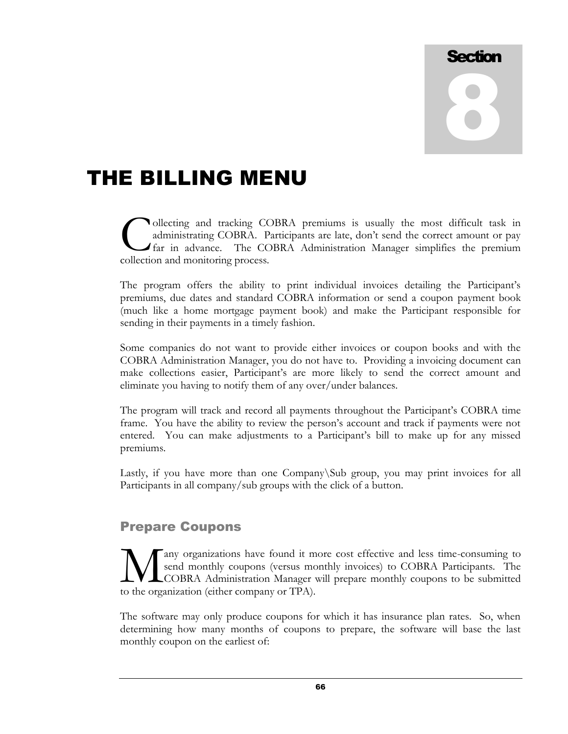# Section 8

# THE BILLING MENU

Collecting and tracking COBRA premiums is usually the most difficult task in administrating COBRA. Participants are late, don't send the correct amount or pay far in advance. The COBRA Administration Manager simplifies the premium collection and monitoring process.

The program offers the ability to print individual invoices detailing the Participant's premiums, due dates and standard COBRA information or send a coupon payment book (much like a home mortgage payment book) and make the Participant responsible for sending in their payments in a timely fashion.

Some companies do not want to provide either invoices or coupon books and with the COBRA Administration Manager, you do not have to. Providing a invoicing document can make collections easier, Participant's are more likely to send the correct amount and eliminate you having to notify them of any over/under balances.

The program will track and record all payments throughout the Participant's COBRA time frame. You have the ability to review the person's account and track if payments were not entered. You can make adjustments to a Participant's bill to make up for any missed premiums.

Lastly, if you have more than one Company\Sub group, you may print invoices for all Participants in all company/sub groups with the click of a button.

## Prepare Coupons

Many organizations have found it more cost effective and less time-consuming to send monthly coupons (versus monthly invoices) to COBRA Participants. The COBRA Administration Manager will prepare monthly coupons to be submitted to the organization (either company or TPA).

The software may only produce coupons for which it has insurance plan rates. So, when determining how many months of coupons to prepare, the software will base the last monthly coupon on the earliest of: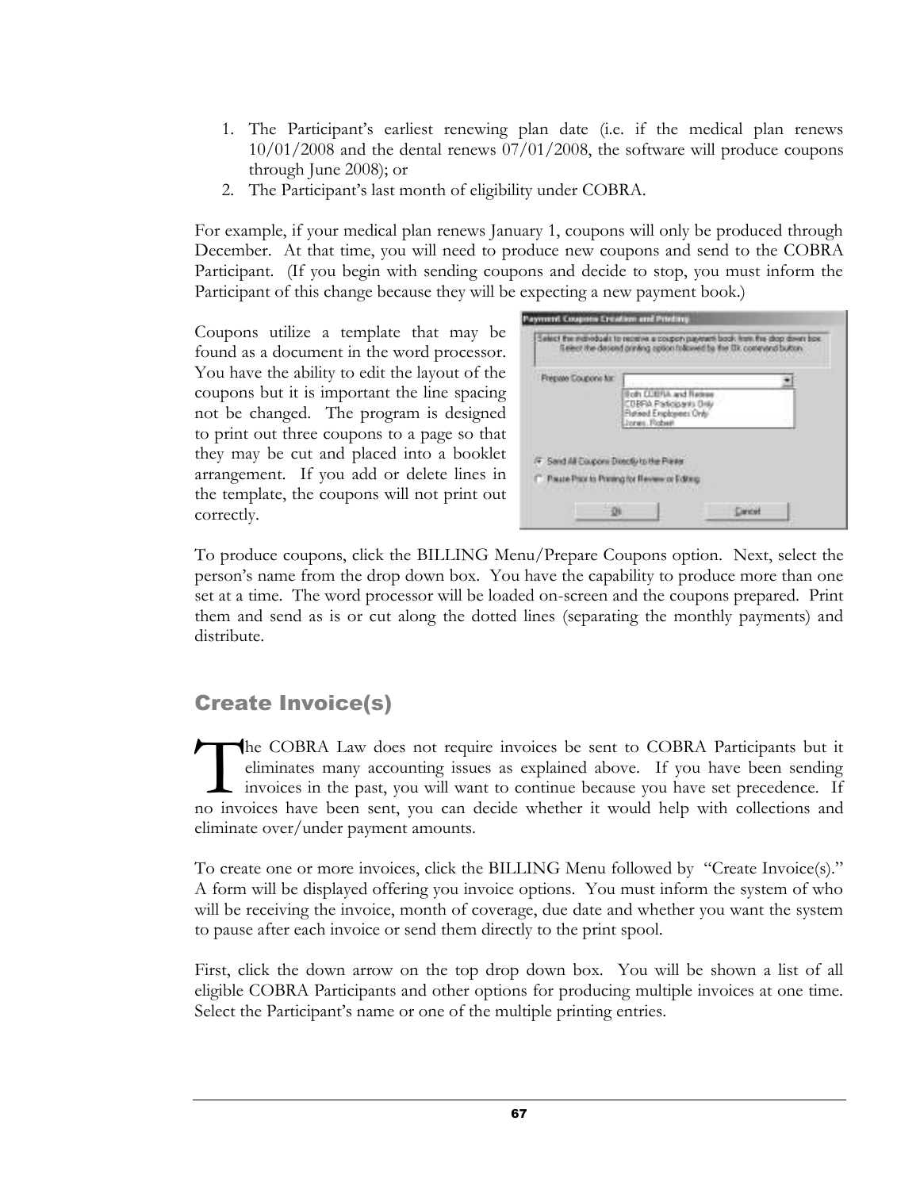1. The Participant's earliest renewing plan date (i.e. if the medical plan renews 10/01/2008 and the dental renews 07/01/2008, the software will produce coupons through June 2008); or
2. The Participant's last month of eligibility under COBRA.

For example, if your medical plan renews January 1, coupons will only be produced through December. At that time, you will need to produce new coupons and send to the COBRA Participant. (If you begin with sending coupons and decide to stop, you must inform the Participant of this change because they will be expecting a new payment book.)

Coupons utilize a template that may be found as a document in the word processor. You have the ability to edit the layout of the coupons but it is important the line spacing not be changed. The program is designed to print out three coupons to a page so that they may be cut and placed into a booklet arrangement. If you add or delete lines in the template, the coupons will not print out correctly.

To produce coupons, click the BILLING Menu/Prepare Coupons option. Next, select the person's name from the drop down box. You have the capability to produce more than one set at a time. The word processor will be loaded on-screen and the coupons prepared. Print them and send as is or cut along the dotted lines (separating the monthly payments) and distribute.

## Create Invoice(s)

The COBRA Law does not require invoices be sent to COBRA Participants but it eliminates many accounting issues as explained above. If you have been sending invoices in the past, you will want to continue because you have set precedence. If no invoices have been sent, you can decide whether it would help with collections and eliminate over/under payment amounts.

To create one or more invoices, click the BILLING Menu followed by "Create Invoice(s)." A form will be displayed offering you invoice options. You must inform the system of who will be receiving the invoice, month of coverage, due date and whether you want the system to pause after each invoice or send them directly to the print spool.

First, click the down arrow on the top drop down box. You will be shown a list of all eligible COBRA Participants and other options for producing multiple invoices at one time. Select the Participant's name or one of the multiple printing entries.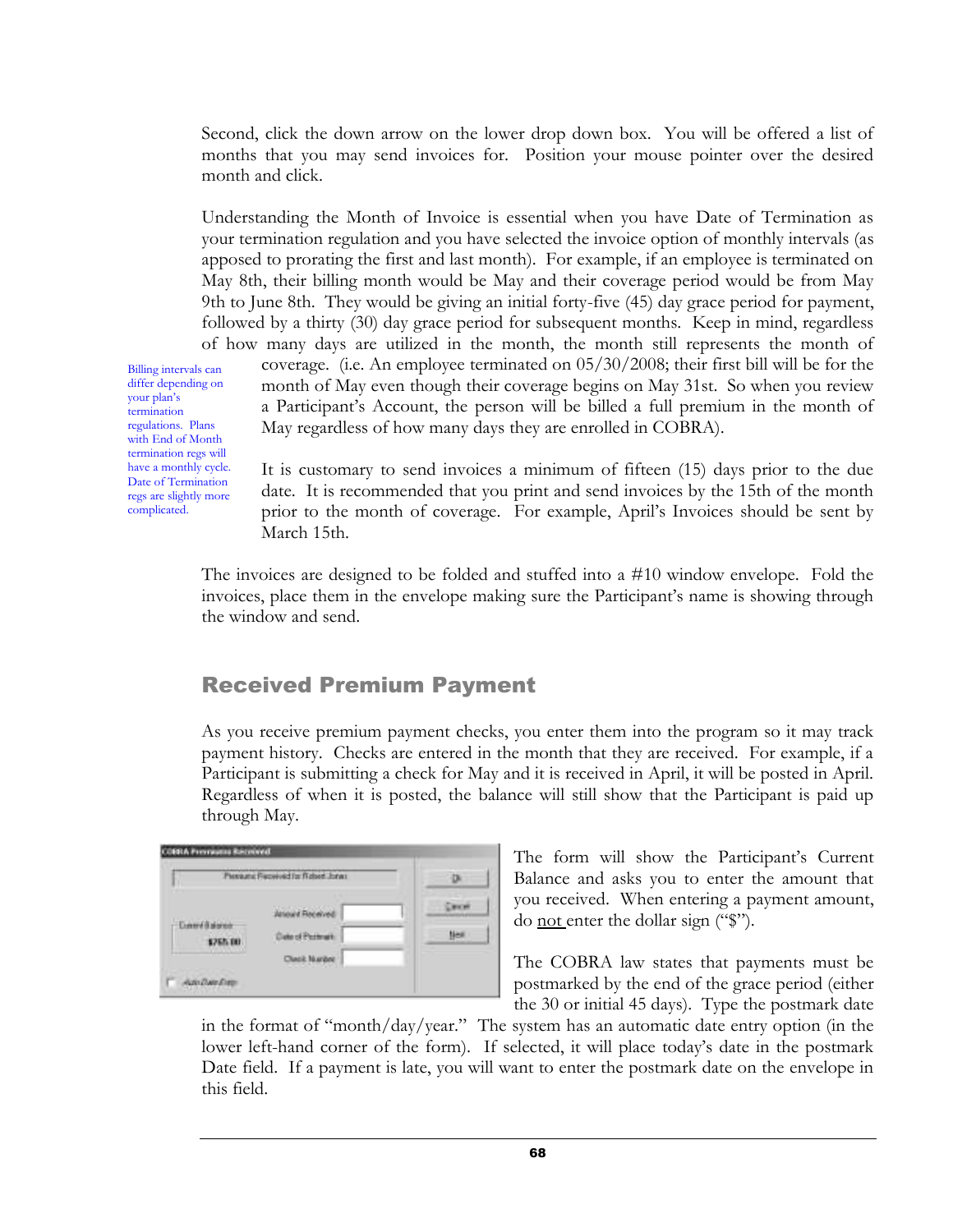Second, click the down arrow on the lower drop down box. You will be offered a list of months that you may send invoices for. Position your mouse pointer over the desired month and click.

Understanding the Month of Invoice is essential when you have Date of Termination as your termination regulation and you have selected the invoice option of monthly intervals (as apposed to prorating the first and last month). For example, if an employee is terminated on May 8th, their billing month would be May and their coverage period would be from May 9th to June 8th. They would be giving an initial forty-five (45) day grace period for payment, followed by a thirty (30) day grace period for subsequent months. Keep in mind, regardless of how many days are utilized in the month, the month still represents the month of coverage. (i.e. An employee terminated on 05/30/2008; their first bill will be for the month of May even though their coverage begins on May 31st. So when you review a Participant's Account, the person will be billed a full premium in the month of May regardless of how many days they are enrolled in COBRA).

Billing intervals can differ depending on your plan's termination regulations. Plans with End of Month termination regs will have a monthly cycle. Date of Termination regs are slightly more complicated.

It is customary to send invoices a minimum of fifteen (15) days prior to the due date. It is recommended that you print and send invoices by the 15th of the month prior to the month of coverage. For example, April's Invoices should be sent by March 15th.

The invoices are designed to be folded and stuffed into a #10 window envelope. Fold the invoices, place them in the envelope making sure the Participant's name is showing through the window and send.

## Received Premium Payment

As you receive premium payment checks, you enter them into the program so it may track payment history. Checks are entered in the month that they are received. For example, if a Participant is submitting a check for May and it is received in April, it will be posted in April. Regardless of when it is posted, the balance will still show that the Participant is paid up through May.

The form will show the Participant's Current Balance and asks you to enter the amount that you received. When entering a payment amount, do not enter the dollar sign ("$").

The COBRA law states that payments must be postmarked by the end of the grace period (either the 30 or initial 45 days). Type the postmark date in the format of "month/day/year." The system has an automatic date entry option (in the lower left-hand corner of the form). If selected, it will place today's date in the postmark Date field. If a payment is late, you will want to enter the postmark date on the envelope in this field.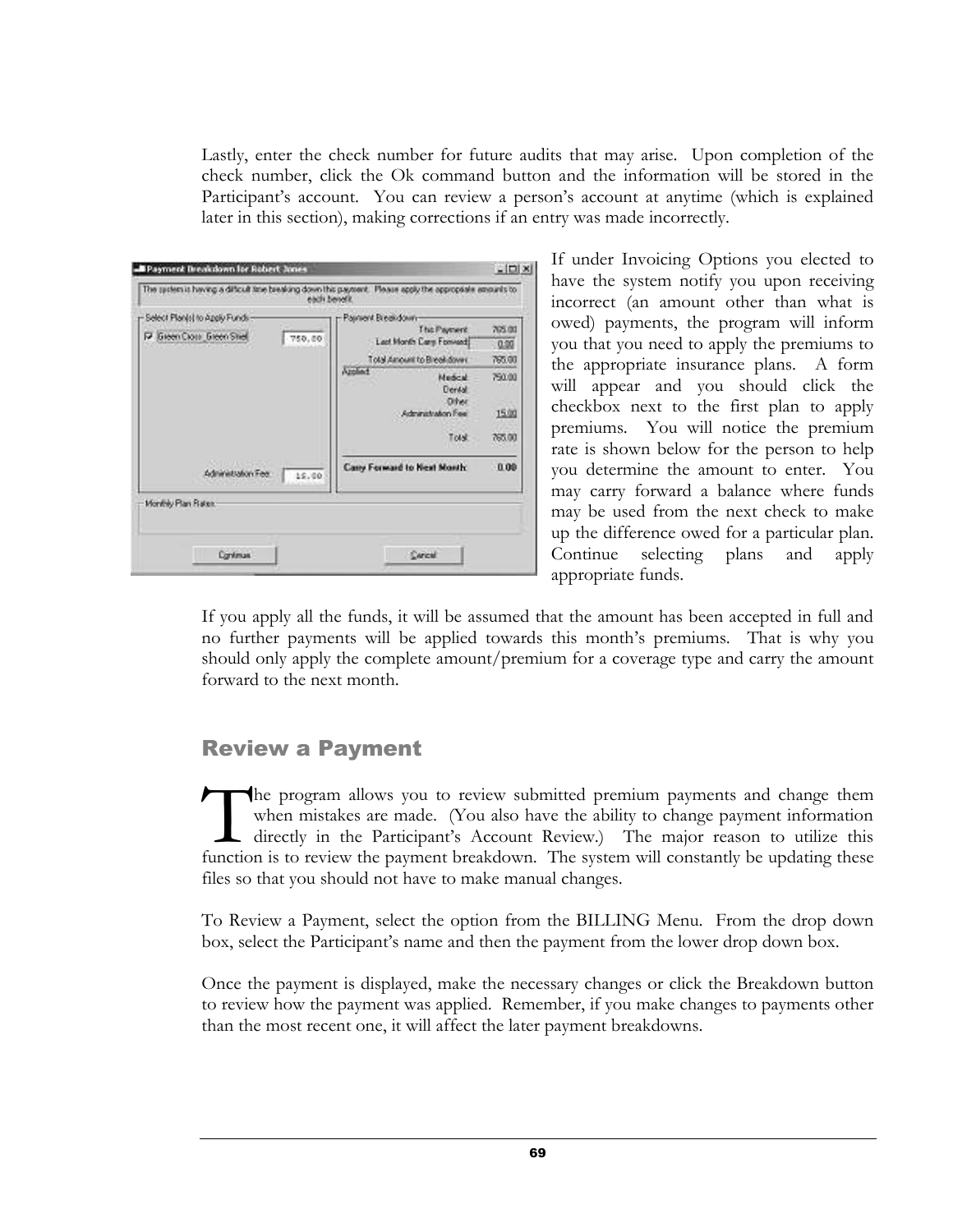Lastly, enter the check number for future audits that may arise. Upon completion of the check number, click the Ok command button and the information will be stored in the Participant's account. You can review a person's account at anytime (which is explained later in this section), making corrections if an entry was made incorrectly.

If under Invoicing Options you elected to have the system notify you upon receiving incorrect (an amount other than what is owed) payments, the program will inform you that you need to apply the premiums to the appropriate insurance plans. A form will appear and you should click the checkbox next to the first plan to apply premiums. You will notice the premium rate is shown below for the person to help you determine the amount to enter. You may carry forward a balance where funds may be used from the next check to make up the difference owed for a particular plan. Continue selecting plans and apply appropriate funds.

If you apply all the funds, it will be assumed that the amount has been accepted in full and no further payments will be applied towards this month's premiums. That is why you should only apply the complete amount/premium for a coverage type and carry the amount forward to the next month.

## Review a Payment

The program allows you to review submitted premium payments and change them when mistakes are made. (You also have the ability to change payment information directly in the Participant's Account Review.) The major reason to utilize this function is to review the payment breakdown. The system will constantly be updating these files so that you should not have to make manual changes.

To Review a Payment, select the option from the BILLING Menu. From the drop down box, select the Participant's name and then the payment from the lower drop down box.

Once the payment is displayed, make the necessary changes or click the Breakdown button to review how the payment was applied. Remember, if you make changes to payments other than the most recent one, it will affect the later payment breakdowns.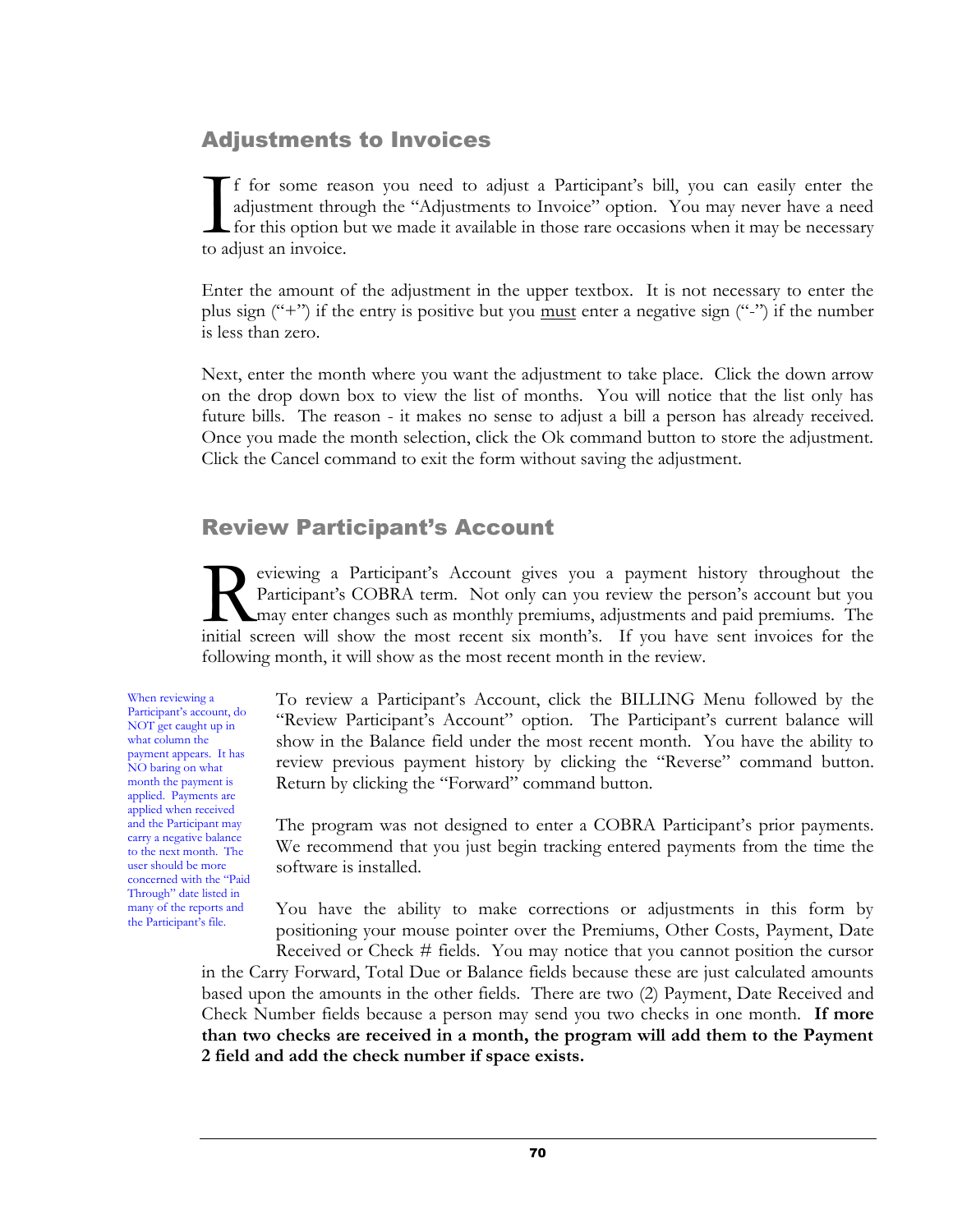## Adjustments to Invoices

If for some reason you need to adjust a Participant's bill, you can easily enter the adjustment through the "Adjustments to Invoice" option. You may never have a need for this option but we made it available in those rare occasions when it may be necessary to adjust an invoice.

Enter the amount of the adjustment in the upper textbox. It is not necessary to enter the plus sign ("+") if the entry is positive but you must enter a negative sign ("-") if the number is less than zero.

Next, enter the month where you want the adjustment to take place. Click the down arrow on the drop down box to view the list of months. You will notice that the list only has future bills. The reason - it makes no sense to adjust a bill a person has already received. Once you made the month selection, click the Ok command button to store the adjustment. Click the Cancel command to exit the form without saving the adjustment.

## Review Participant's Account

Reviewing a Participant's Account gives you a payment history throughout the Participant's COBRA term. Not only can you review the person's account but you may enter changes such as monthly premiums, adjustments and paid premiums. The initial screen will show the most recent six month's. If you have sent invoices for the following month, it will show as the most recent month in the review.

When reviewing a Participant's account, do NOT get caught up in what column the payment appears. It has NO baring on what month the payment is applied. Payments are applied when received and the Participant may carry a negative balance to the next month. The user should be more concerned with the "Paid Through" date listed in many of the reports and the Participant's file.

To review a Participant's Account, click the BILLING Menu followed by the "Review Participant's Account" option. The Participant's current balance will show in the Balance field under the most recent month. You have the ability to review previous payment history by clicking the "Reverse" command button. Return by clicking the "Forward" command button.

The program was not designed to enter a COBRA Participant's prior payments. We recommend that you just begin tracking entered payments from the time the software is installed.

You have the ability to make corrections or adjustments in this form by positioning your mouse pointer over the Premiums, Other Costs, Payment, Date Received or Check # fields. You may notice that you cannot position the cursor in the Carry Forward, Total Due or Balance fields because these are just calculated amounts based upon the amounts in the other fields. There are two (2) Payment, Date Received and Check Number fields because a person may send you two checks in one month. **If more than two checks are received in a month, the program will add them to the Payment 2 field and add the check number if space exists.**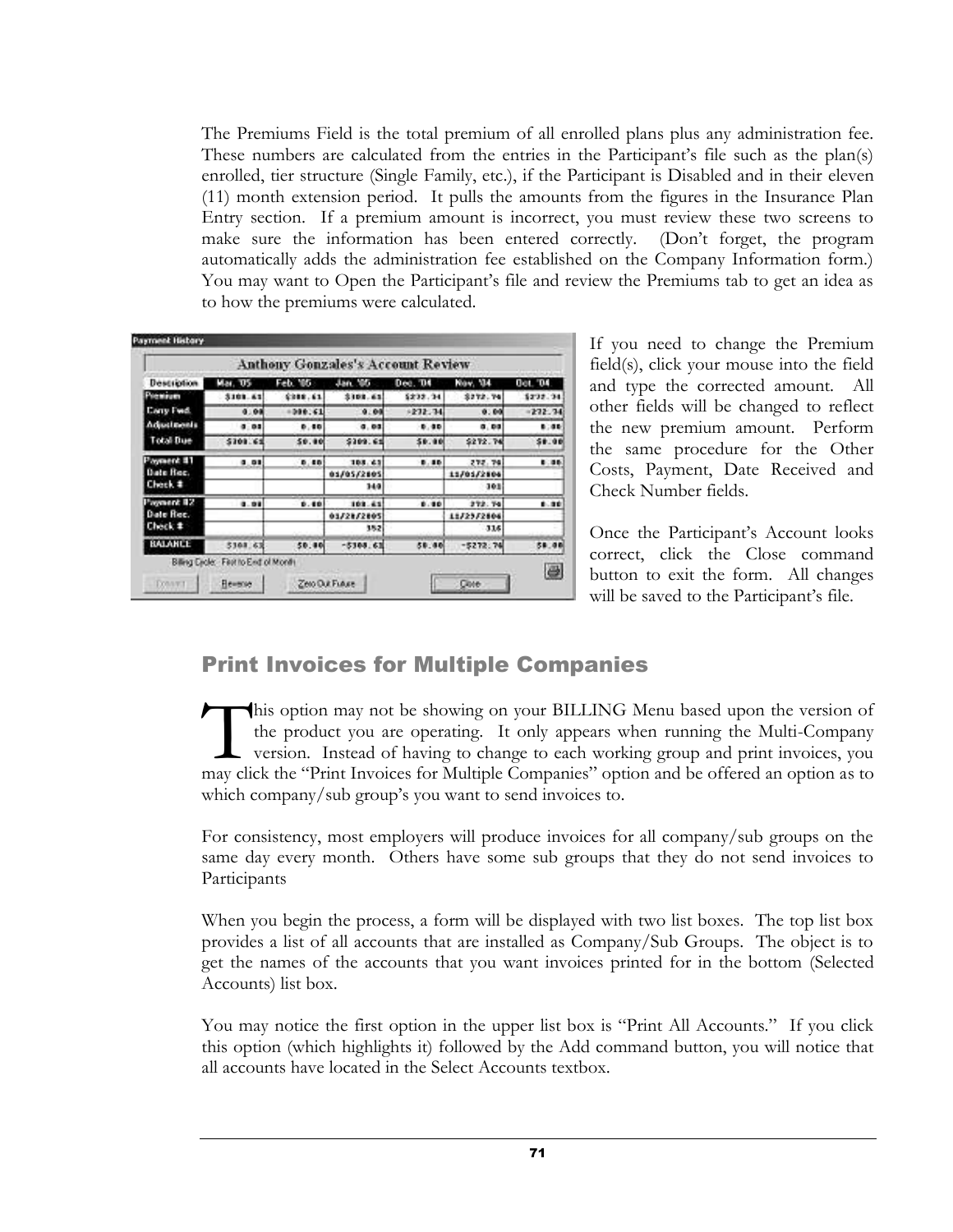The Premiums Field is the total premium of all enrolled plans plus any administration fee. These numbers are calculated from the entries in the Participant's file such as the plan(s) enrolled, tier structure (Single Family, etc.), if the Participant is Disabled and in their eleven (11) month extension period. It pulls the amounts from the figures in the Insurance Plan Entry section. If a premium amount is incorrect, you must review these two screens to make sure the information has been entered correctly. (Don't forget, the program automatically adds the administration fee established on the Company Information form.) You may want to Open the Participant's file and review the Premiums tab to get an idea as to how the premiums were calculated.

If you need to change the Premium field(s), click your mouse into the field and type the corrected amount. All other fields will be changed to reflect the new premium amount. Perform the same procedure for the Other Costs, Payment, Date Received and Check Number fields.

Once the Participant's Account looks correct, click the Close command button to exit the form. All changes will be saved to the Participant's file.

## Print Invoices for Multiple Companies

This option may not be showing on your BILLING Menu based upon the version of the product you are operating. It only appears when running the Multi-Company version. Instead of having to change to each working group and print invoices, you may click the "Print Invoices for Multiple Companies" option and be offered an option as to which company/sub group's you want to send invoices to.

For consistency, most employers will produce invoices for all company/sub groups on the same day every month. Others have some sub groups that they do not send invoices to Participants

When you begin the process, a form will be displayed with two list boxes. The top list box provides a list of all accounts that are installed as Company/Sub Groups. The object is to get the names of the accounts that you want invoices printed for in the bottom (Selected Accounts) list box.

You may notice the first option in the upper list box is "Print All Accounts." If you click this option (which highlights it) followed by the Add command button, you will notice that all accounts have located in the Select Accounts textbox.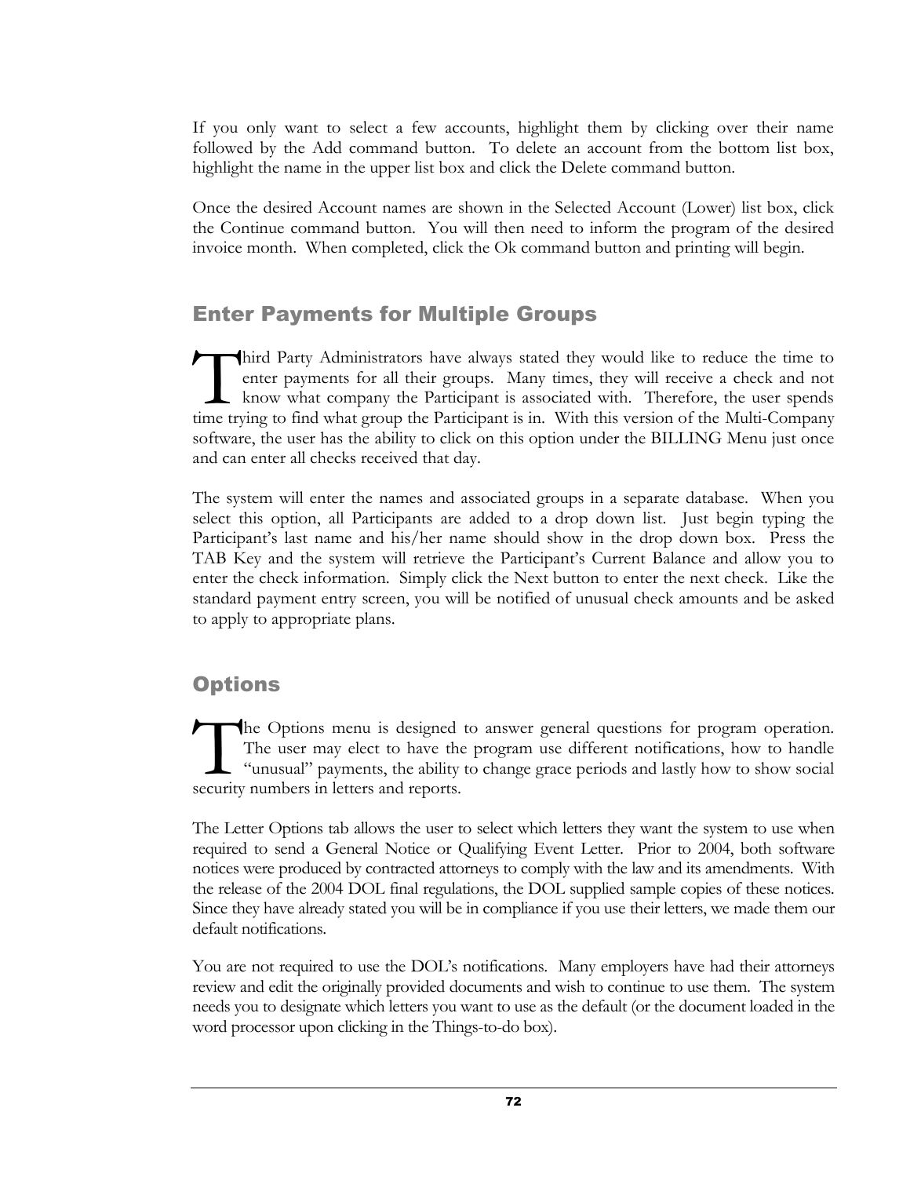If you only want to select a few accounts, highlight them by clicking over their name followed by the Add command button. To delete an account from the bottom list box, highlight the name in the upper list box and click the Delete command button.

Once the desired Account names are shown in the Selected Account (Lower) list box, click the Continue command button. You will then need to inform the program of the desired invoice month. When completed, click the Ok command button and printing will begin.

## Enter Payments for Multiple Groups

Third Party Administrators have always stated they would like to reduce the time to enter payments for all their groups. Many times, they will receive a check and not know what company the Participant is associated with. Therefore, the user spends time trying to find what group the Participant is in. With this version of the Multi-Company software, the user has the ability to click on this option under the BILLING Menu just once and can enter all checks received that day.

The system will enter the names and associated groups in a separate database. When you select this option, all Participants are added to a drop down list. Just begin typing the Participant's last name and his/her name should show in the drop down box. Press the TAB Key and the system will retrieve the Participant's Current Balance and allow you to enter the check information. Simply click the Next button to enter the next check. Like the standard payment entry screen, you will be notified of unusual check amounts and be asked to apply to appropriate plans.

## Options

The Options menu is designed to answer general questions for program operation. The user may elect to have the program use different notifications, how to handle "unusual" payments, the ability to change grace periods and lastly how to show social security numbers in letters and reports.

The Letter Options tab allows the user to select which letters they want the system to use when required to send a General Notice or Qualifying Event Letter. Prior to 2004, both software notices were produced by contracted attorneys to comply with the law and its amendments. With the release of the 2004 DOL final regulations, the DOL supplied sample copies of these notices. Since they have already stated you will be in compliance if you use their letters, we made them our default notifications.

You are not required to use the DOL's notifications. Many employers have had their attorneys review and edit the originally provided documents and wish to continue to use them. The system needs you to designate which letters you want to use as the default (or the document loaded in the word processor upon clicking in the Things-to-do box).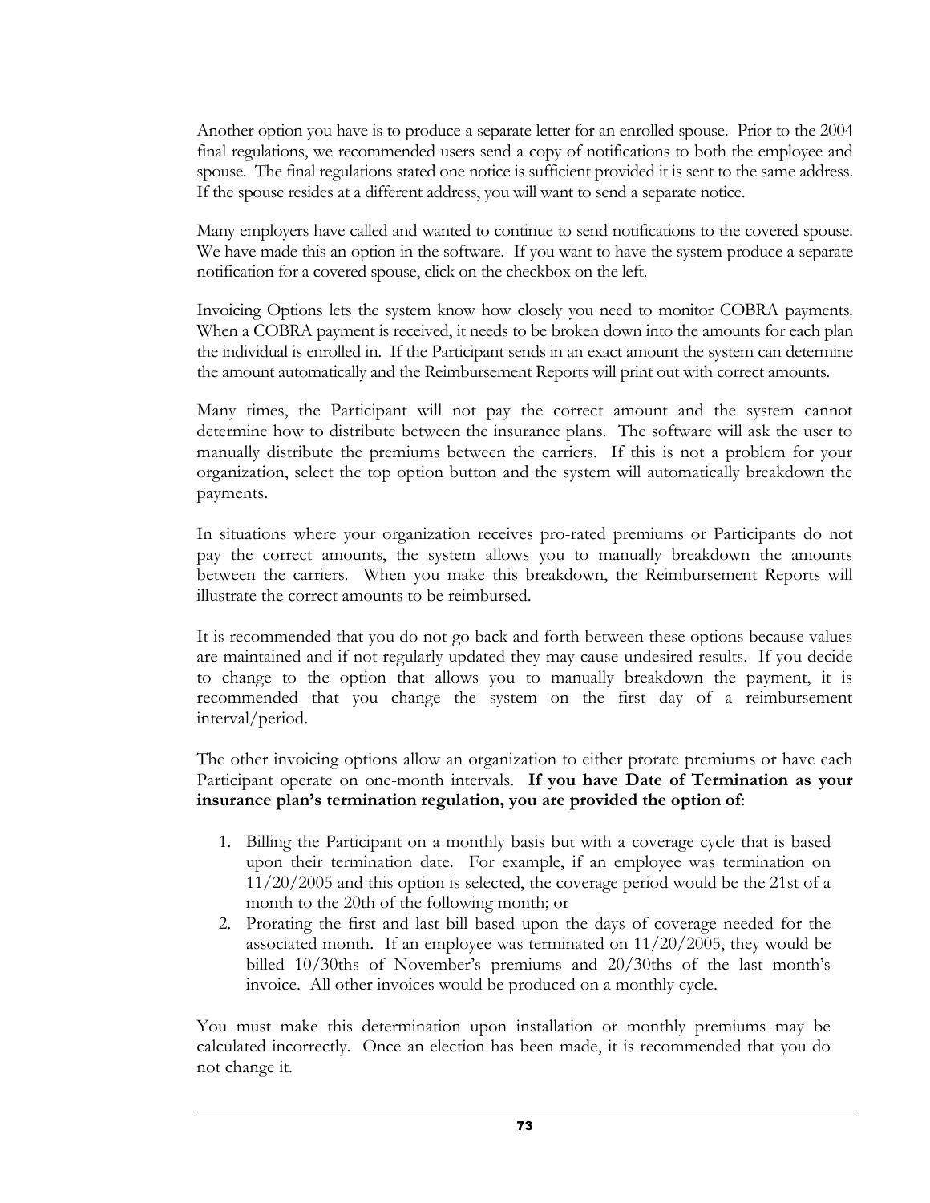Another option you have is to produce a separate letter for an enrolled spouse. Prior to the 2004 final regulations, we recommended users send a copy of notifications to both the employee and spouse. The final regulations stated one notice is sufficient provided it is sent to the same address. If the spouse resides at a different address, you will want to send a separate notice.

Many employers have called and wanted to continue to send notifications to the covered spouse. We have made this an option in the software. If you want to have the system produce a separate notification for a covered spouse, click on the checkbox on the left.

Invoicing Options lets the system know how closely you need to monitor COBRA payments. When a COBRA payment is received, it needs to be broken down into the amounts for each plan the individual is enrolled in. If the Participant sends in an exact amount the system can determine the amount automatically and the Reimbursement Reports will print out with correct amounts.

Many times, the Participant will not pay the correct amount and the system cannot determine how to distribute between the insurance plans. The software will ask the user to manually distribute the premiums between the carriers. If this is not a problem for your organization, select the top option button and the system will automatically breakdown the payments.

In situations where your organization receives pro-rated premiums or Participants do not pay the correct amounts, the system allows you to manually breakdown the amounts between the carriers. When you make this breakdown, the Reimbursement Reports will illustrate the correct amounts to be reimbursed.

It is recommended that you do not go back and forth between these options because values are maintained and if not regularly updated they may cause undesired results. If you decide to change to the option that allows you to manually breakdown the payment, it is recommended that you change the system on the first day of a reimbursement interval/period.

The other invoicing options allow an organization to either prorate premiums or have each Participant operate on one-month intervals. **If you have Date of Termination as your insurance plan's termination regulation, you are provided the option of**:

1. Billing the Participant on a monthly basis but with a coverage cycle that is based upon their termination date. For example, if an employee was termination on 11/20/2005 and this option is selected, the coverage period would be the 21st of a month to the 20th of the following month; or
2. Prorating the first and last bill based upon the days of coverage needed for the associated month. If an employee was terminated on 11/20/2005, they would be billed 10/30ths of November's premiums and 20/30ths of the last month's invoice. All other invoices would be produced on a monthly cycle.

You must make this determination upon installation or monthly premiums may be calculated incorrectly. Once an election has been made, it is recommended that you do not change it.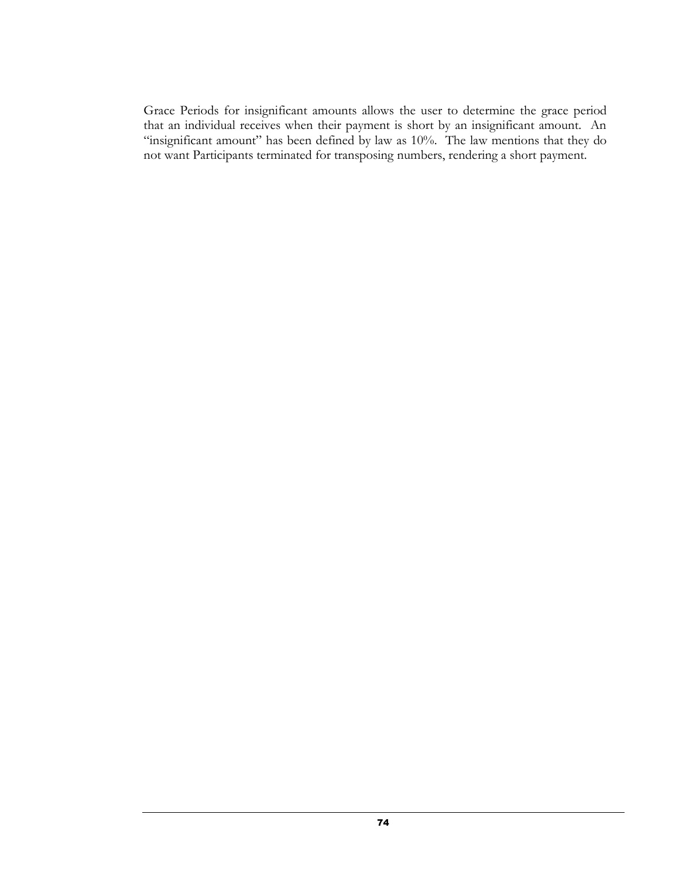Grace Periods for insignificant amounts allows the user to determine the grace period that an individual receives when their payment is short by an insignificant amount. An "insignificant amount" has been defined by law as 10%. The law mentions that they do not want Participants terminated for transposing numbers, rendering a short payment.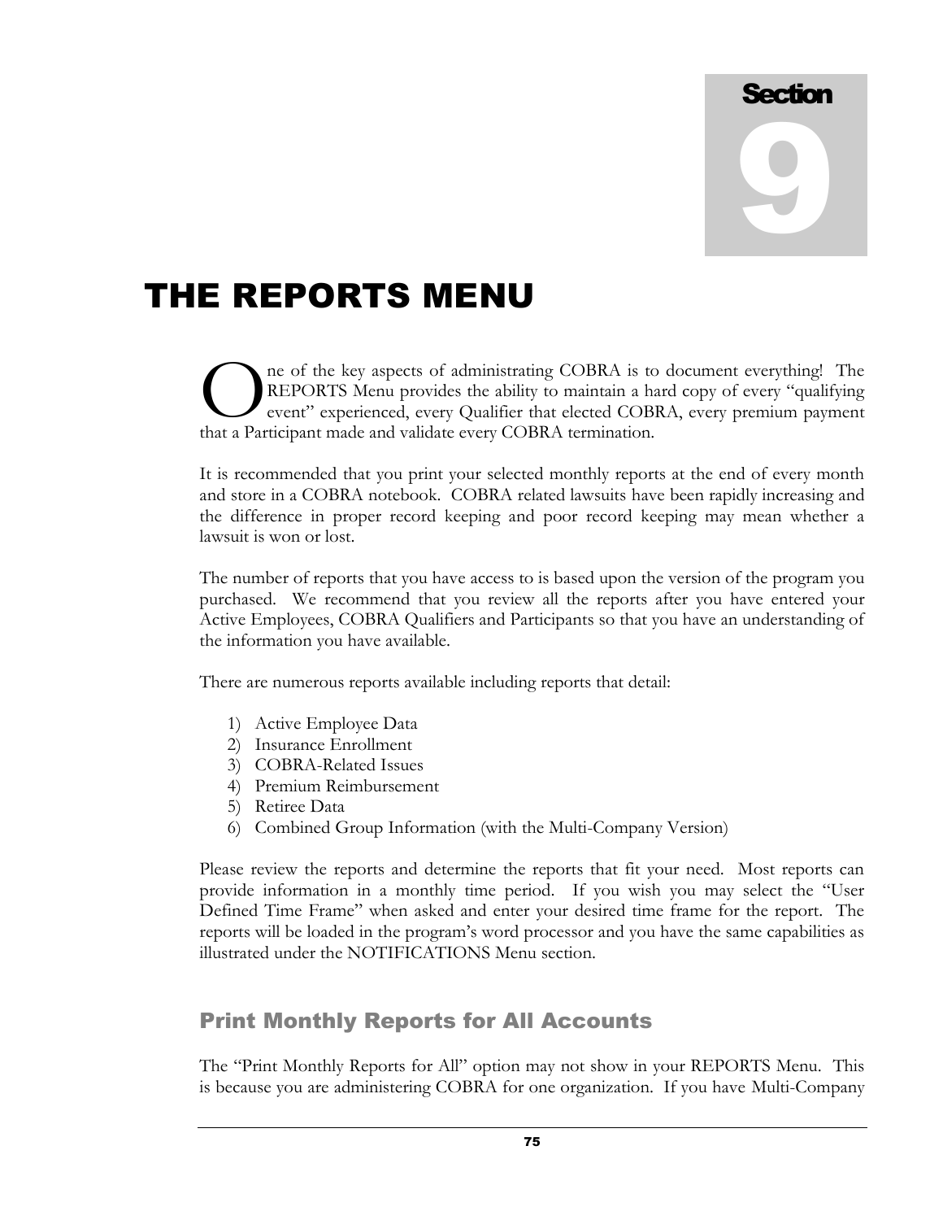Section 9

# THE REPORTS MENU

One of the key aspects of administrating COBRA is to document everything! The REPORTS Menu provides the ability to maintain a hard copy of every "qualifying event" experienced, every Qualifier that elected COBRA, every premium payment that a Participant made and validate every COBRA termination.

It is recommended that you print your selected monthly reports at the end of every month and store in a COBRA notebook. COBRA related lawsuits have been rapidly increasing and the difference in proper record keeping and poor record keeping may mean whether a lawsuit is won or lost.

The number of reports that you have access to is based upon the version of the program you purchased. We recommend that you review all the reports after you have entered your Active Employees, COBRA Qualifiers and Participants so that you have an understanding of the information you have available.

There are numerous reports available including reports that detail:

1) Active Employee Data
2) Insurance Enrollment
3) COBRA-Related Issues
4) Premium Reimbursement
5) Retiree Data
6) Combined Group Information (with the Multi-Company Version)

Please review the reports and determine the reports that fit your need. Most reports can provide information in a monthly time period. If you wish you may select the "User Defined Time Frame" when asked and enter your desired time frame for the report. The reports will be loaded in the program's word processor and you have the same capabilities as illustrated under the NOTIFICATIONS Menu section.

## Print Monthly Reports for All Accounts

The "Print Monthly Reports for All" option may not show in your REPORTS Menu. This is because you are administering COBRA for one organization. If you have Multi-Company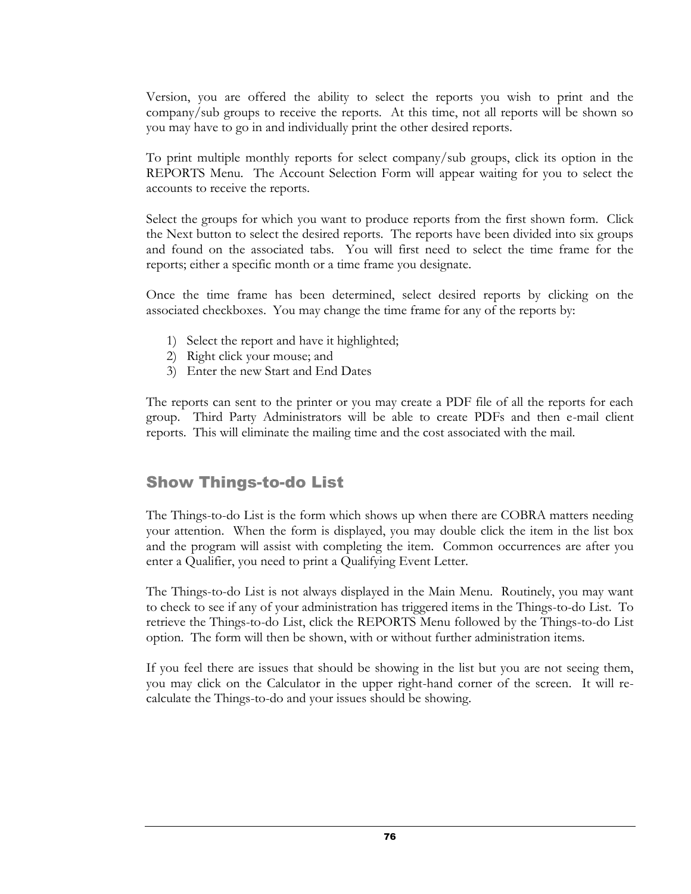Version, you are offered the ability to select the reports you wish to print and the company/sub groups to receive the reports. At this time, not all reports will be shown so you may have to go in and individually print the other desired reports.

To print multiple monthly reports for select company/sub groups, click its option in the REPORTS Menu. The Account Selection Form will appear waiting for you to select the accounts to receive the reports.

Select the groups for which you want to produce reports from the first shown form. Click the Next button to select the desired reports. The reports have been divided into six groups and found on the associated tabs. You will first need to select the time frame for the reports; either a specific month or a time frame you designate.

Once the time frame has been determined, select desired reports by clicking on the associated checkboxes. You may change the time frame for any of the reports by:

1) Select the report and have it highlighted;
2) Right click your mouse; and
3) Enter the new Start and End Dates

The reports can sent to the printer or you may create a PDF file of all the reports for each group. Third Party Administrators will be able to create PDFs and then e-mail client reports. This will eliminate the mailing time and the cost associated with the mail.

## Show Things-to-do List

The Things-to-do List is the form which shows up when there are COBRA matters needing your attention. When the form is displayed, you may double click the item in the list box and the program will assist with completing the item. Common occurrences are after you enter a Qualifier, you need to print a Qualifying Event Letter.

The Things-to-do List is not always displayed in the Main Menu. Routinely, you may want to check to see if any of your administration has triggered items in the Things-to-do List. To retrieve the Things-to-do List, click the REPORTS Menu followed by the Things-to-do List option. The form will then be shown, with or without further administration items.

If you feel there are issues that should be showing in the list but you are not seeing them, you may click on the Calculator in the upper right-hand corner of the screen. It will re-calculate the Things-to-do and your issues should be showing.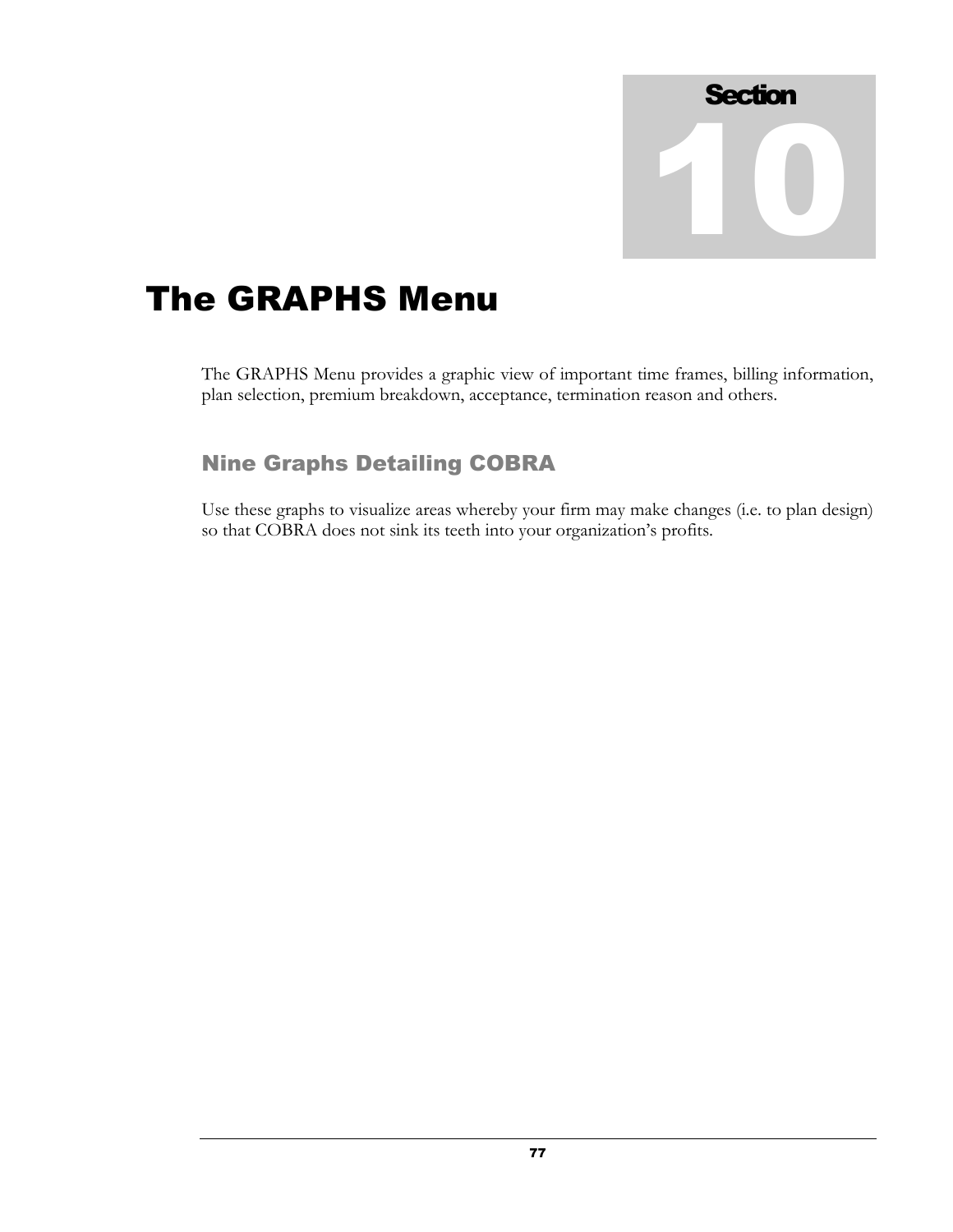Section

10

# The GRAPHS Menu

The GRAPHS Menu provides a graphic view of important time frames, billing information, plan selection, premium breakdown, acceptance, termination reason and others.

## Nine Graphs Detailing COBRA

Use these graphs to visualize areas whereby your firm may make changes (i.e. to plan design) so that COBRA does not sink its teeth into your organization's profits.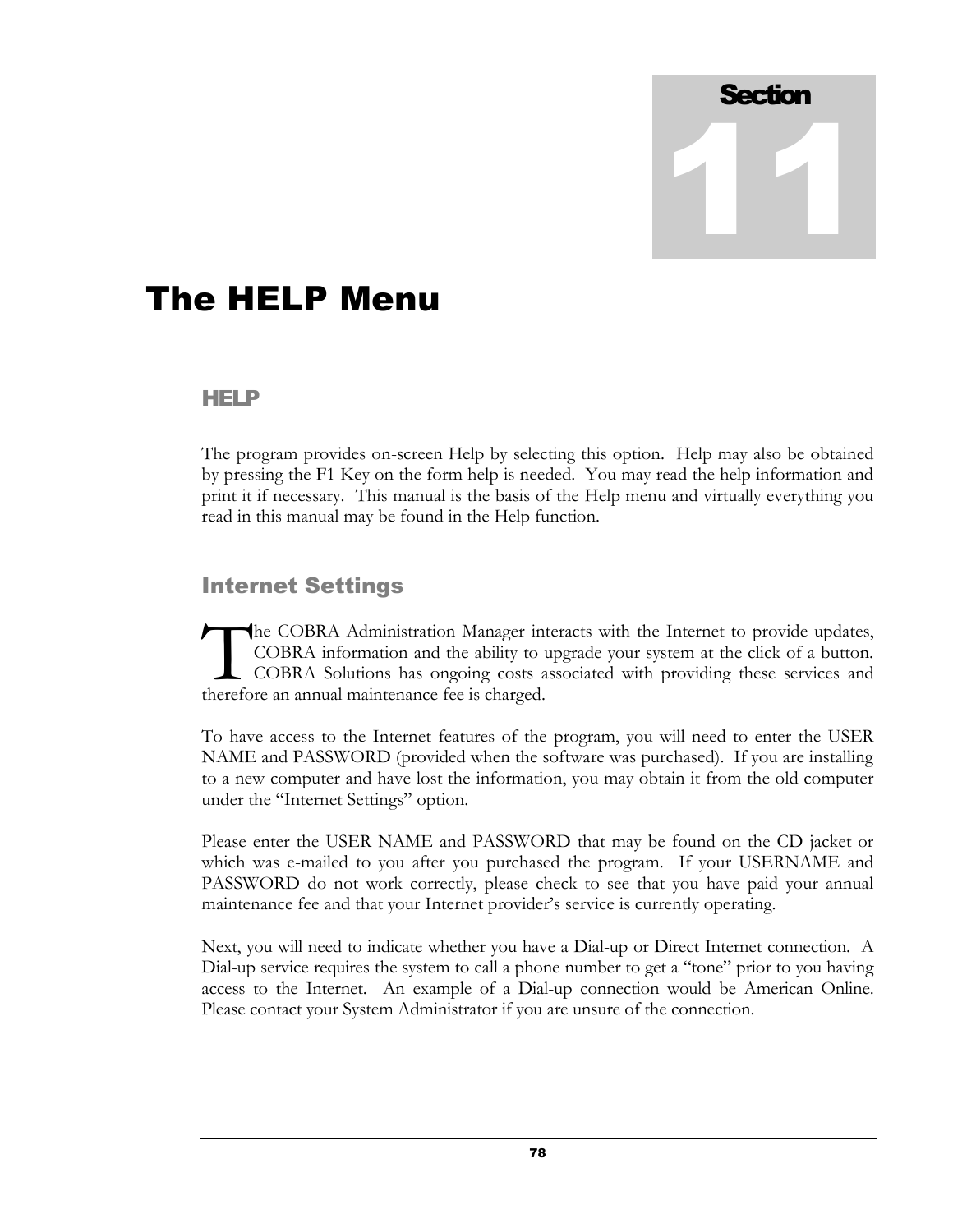Section 11

# The HELP Menu

### HELP

The program provides on-screen Help by selecting this option. Help may also be obtained by pressing the F1 Key on the form help is needed. You may read the help information and print it if necessary. This manual is the basis of the Help menu and virtually everything you read in this manual may be found in the Help function.

## Internet Settings

The COBRA Administration Manager interacts with the Internet to provide updates, COBRA information and the ability to upgrade your system at the click of a button. COBRA Solutions has ongoing costs associated with providing these services and therefore an annual maintenance fee is charged.

To have access to the Internet features of the program, you will need to enter the USER NAME and PASSWORD (provided when the software was purchased). If you are installing to a new computer and have lost the information, you may obtain it from the old computer under the "Internet Settings" option.

Please enter the USER NAME and PASSWORD that may be found on the CD jacket or which was e-mailed to you after you purchased the program. If your USERNAME and PASSWORD do not work correctly, please check to see that you have paid your annual maintenance fee and that your Internet provider's service is currently operating.

Next, you will need to indicate whether you have a Dial-up or Direct Internet connection. A Dial-up service requires the system to call a phone number to get a "tone" prior to you having access to the Internet. An example of a Dial-up connection would be American Online. Please contact your System Administrator if you are unsure of the connection.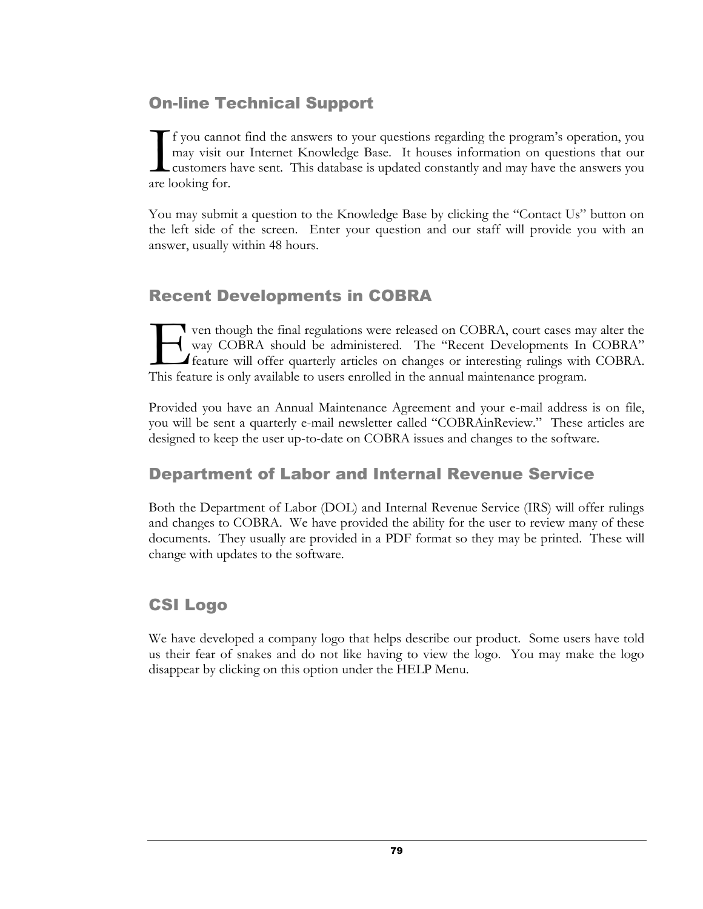## On-line Technical Support

If you cannot find the answers to your questions regarding the program's operation, you may visit our Internet Knowledge Base. It houses information on questions that our customers have sent. This database is updated constantly and may have the answers you are looking for.

You may submit a question to the Knowledge Base by clicking the "Contact Us" button on the left side of the screen. Enter your question and our staff will provide you with an answer, usually within 48 hours.

## Recent Developments in COBRA

Even though the final regulations were released on COBRA, court cases may alter the way COBRA should be administered. The "Recent Developments In COBRA" feature will offer quarterly articles on changes or interesting rulings with COBRA. This feature is only available to users enrolled in the annual maintenance program.

Provided you have an Annual Maintenance Agreement and your e-mail address is on file, you will be sent a quarterly e-mail newsletter called "COBRAinReview." These articles are designed to keep the user up-to-date on COBRA issues and changes to the software.

## Department of Labor and Internal Revenue Service

Both the Department of Labor (DOL) and Internal Revenue Service (IRS) will offer rulings and changes to COBRA. We have provided the ability for the user to review many of these documents. They usually are provided in a PDF format so they may be printed. These will change with updates to the software.

## CSI Logo

We have developed a company logo that helps describe our product. Some users have told us their fear of snakes and do not like having to view the logo. You may make the logo disappear by clicking on this option under the HELP Menu.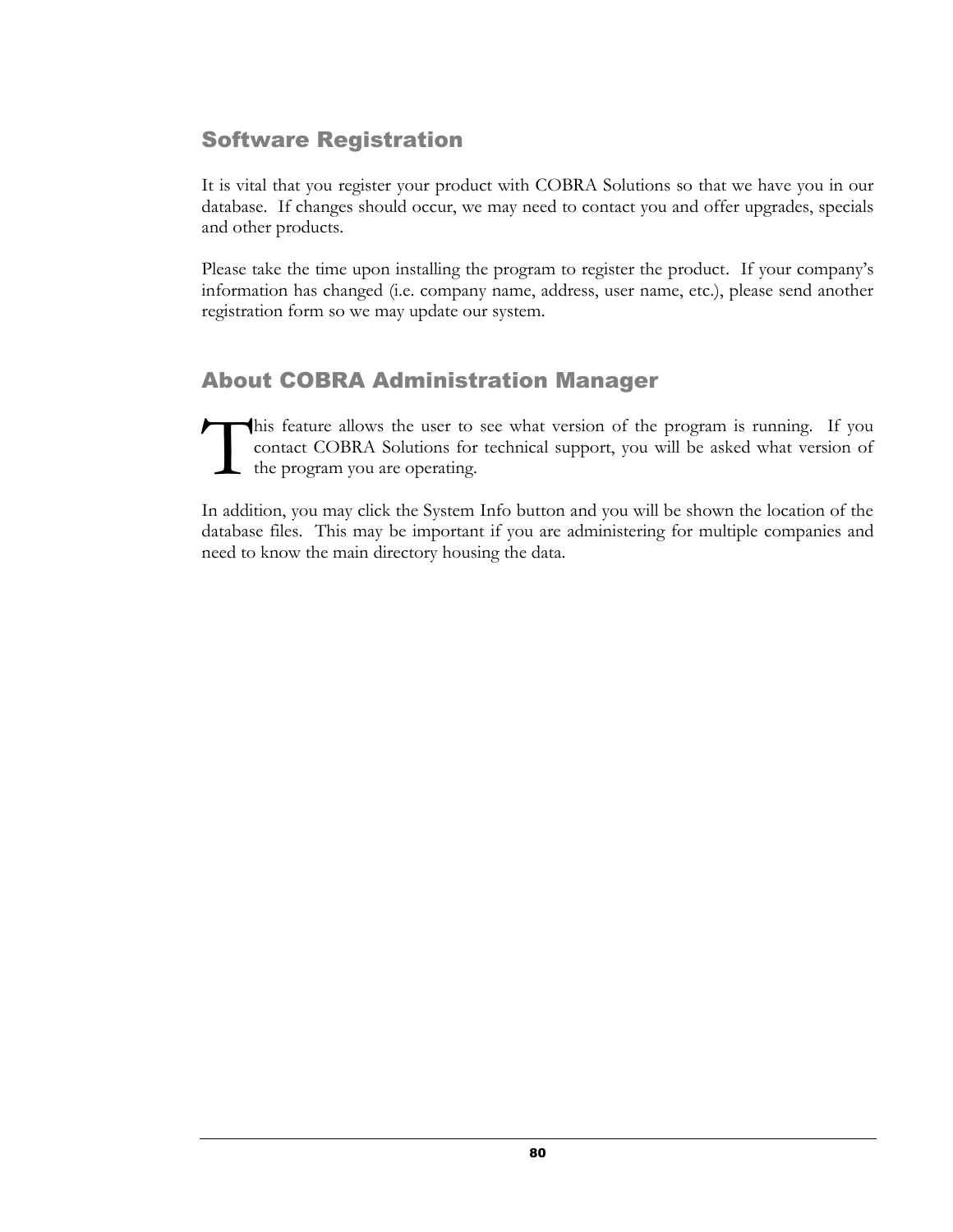## Software Registration

It is vital that you register your product with COBRA Solutions so that we have you in our database. If changes should occur, we may need to contact you and offer upgrades, specials and other products.

Please take the time upon installing the program to register the product. If your company's information has changed (i.e. company name, address, user name, etc.), please send another registration form so we may update our system.

## About COBRA Administration Manager

This feature allows the user to see what version of the program is running. If you contact COBRA Solutions for technical support, you will be asked what version of the program you are operating.

In addition, you may click the System Info button and you will be shown the location of the database files. This may be important if you are administering for multiple companies and need to know the main directory housing the data.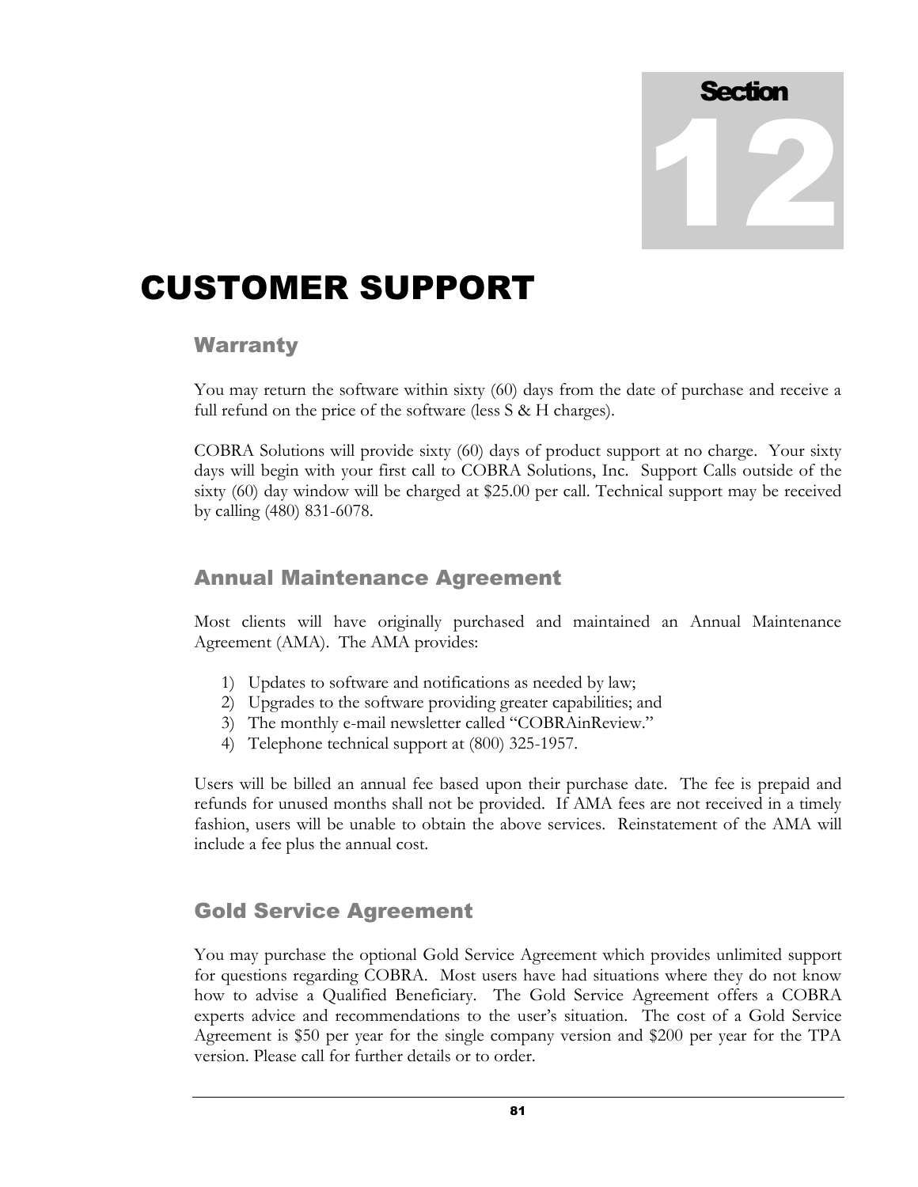Section 12

# CUSTOMER SUPPORT

## Warranty

You may return the software within sixty (60) days from the date of purchase and receive a full refund on the price of the software (less S & H charges).

COBRA Solutions will provide sixty (60) days of product support at no charge. Your sixty days will begin with your first call to COBRA Solutions, Inc. Support Calls outside of the sixty (60) day window will be charged at $25.00 per call. Technical support may be received by calling (480) 831-6078.

## Annual Maintenance Agreement

Most clients will have originally purchased and maintained an Annual Maintenance Agreement (AMA). The AMA provides:

1) Updates to software and notifications as needed by law;
2) Upgrades to the software providing greater capabilities; and
3) The monthly e-mail newsletter called "COBRAinReview."
4) Telephone technical support at (800) 325-1957.

Users will be billed an annual fee based upon their purchase date. The fee is prepaid and refunds for unused months shall not be provided. If AMA fees are not received in a timely fashion, users will be unable to obtain the above services. Reinstatement of the AMA will include a fee plus the annual cost.

## Gold Service Agreement

You may purchase the optional Gold Service Agreement which provides unlimited support for questions regarding COBRA. Most users have had situations where they do not know how to advise a Qualified Beneficiary. The Gold Service Agreement offers a COBRA experts advice and recommendations to the user's situation. The cost of a Gold Service Agreement is $50 per year for the single company version and $200 per year for the TPA version. Please call for further details or to order.